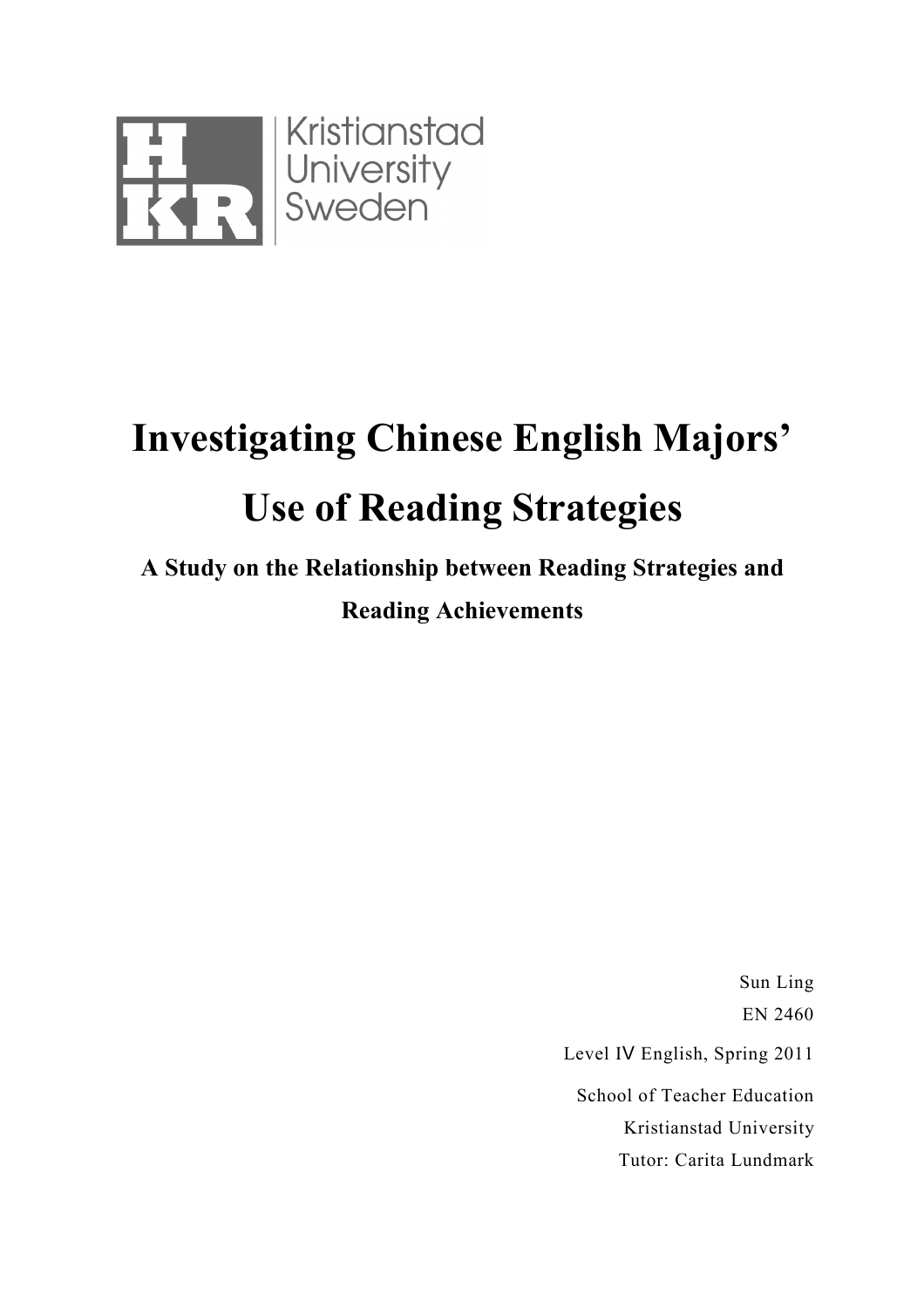Kristianstad University Sweden

# Investigating Chinese English Majors' Use of Reading Strategies

**A Study on the Relationship between Reading Strategies and Reading Achievements**

Sun Ling
EN 2460

Level IV English, Spring 2011

School of Teacher Education
Kristianstad University
Tutor: Carita Lundmark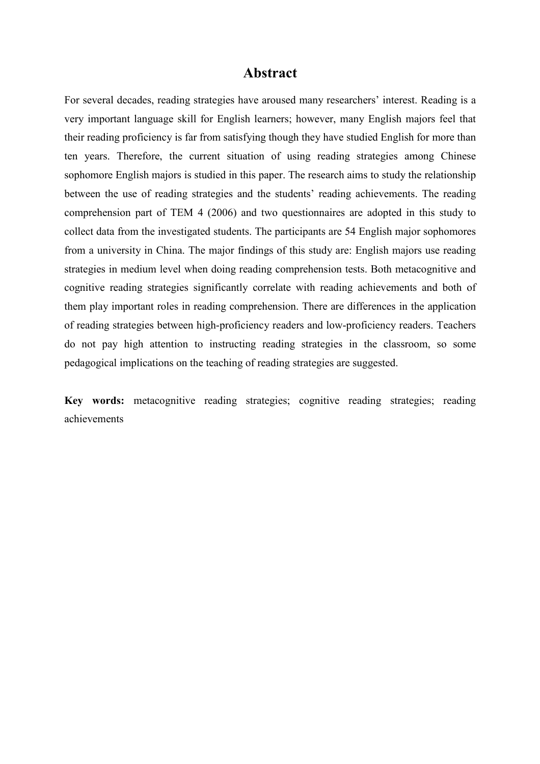# Abstract

For several decades, reading strategies have aroused many researchers' interest. Reading is a very important language skill for English learners; however, many English majors feel that their reading proficiency is far from satisfying though they have studied English for more than ten years. Therefore, the current situation of using reading strategies among Chinese sophomore English majors is studied in this paper. The research aims to study the relationship between the use of reading strategies and the students' reading achievements. The reading comprehension part of TEM 4 (2006) and two questionnaires are adopted in this study to collect data from the investigated students. The participants are 54 English major sophomores from a university in China. The major findings of this study are: English majors use reading strategies in medium level when doing reading comprehension tests. Both metacognitive and cognitive reading strategies significantly correlate with reading achievements and both of them play important roles in reading comprehension. There are differences in the application of reading strategies between high-proficiency readers and low-proficiency readers. Teachers do not pay high attention to instructing reading strategies in the classroom, so some pedagogical implications on the teaching of reading strategies are suggested.

**Key words:** metacognitive reading strategies; cognitive reading strategies; reading achievements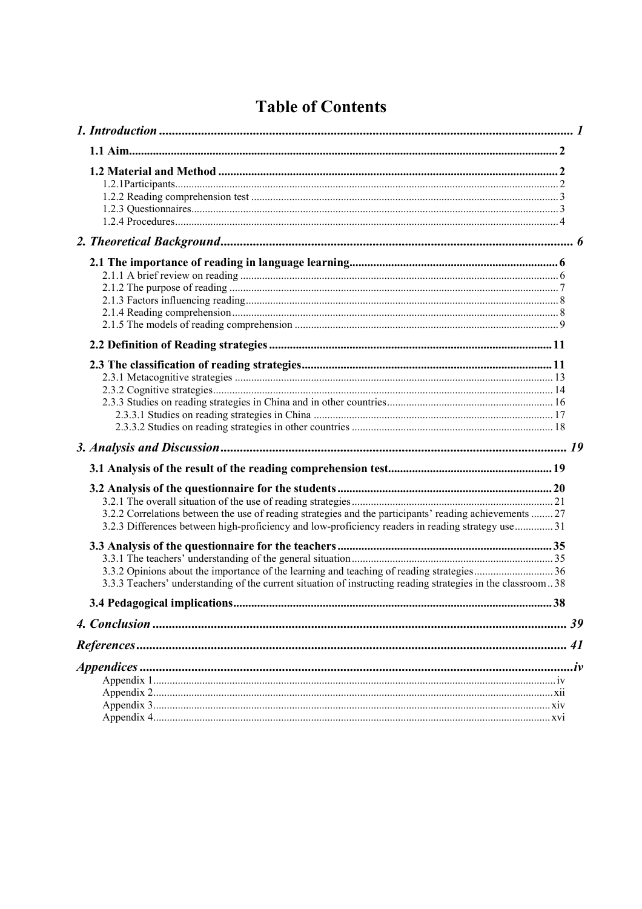# Table of Contents

*1. Introduction* ........ 1

**1.1 Aim** ........ 2

**1.2 Material and Method** ........ 2

1.2.1Participants ........ 2

1.2.2 Reading comprehension test ........ 3

1.2.3 Questionnaires ........ 3

1.2.4 Procedures ........ 4

*2. Theoretical Background* ........ 6

**2.1 The importance of reading in language learning** ........ 6

2.1.1 A brief review on reading ........ 6

2.1.2 The purpose of reading ........ 7

2.1.3 Factors influencing reading ........ 8

2.1.4 Reading comprehension ........ 8

2.1.5 The models of reading comprehension ........ 9

**2.2 Definition of Reading strategies** ........ 11

**2.3 The classification of reading strategies** ........ 11

2.3.1 Metacognitive strategies ........ 13

2.3.2 Cognitive strategies ........ 14

2.3.3 Studies on reading strategies in China and in other countries ........ 16

2.3.3.1 Studies on reading strategies in China ........ 17

2.3.3.2 Studies on reading strategies in other countries ........ 18

*3. Analysis and Discussion* ........ 19

**3.1 Analysis of the result of the reading comprehension test** ........ 19

**3.2 Analysis of the questionnaire for the students** ........ 20

3.2.1 The overall situation of the use of reading strategies ........ 21

3.2.2 Correlations between the use of reading strategies and the participants' reading achievements ........ 27

3.2.3 Differences between high-proficiency and low-proficiency readers in reading strategy use ........ 31

**3.3 Analysis of the questionnaire for the teachers** ........ 35

3.3.1 The teachers' understanding of the general situation ........ 35

3.3.2 Opinions about the importance of the learning and teaching of reading strategies ........ 36

3.3.3 Teachers' understanding of the current situation of instructing reading strategies in the classroom ........ 38

**3.4 Pedagogical implications** ........ 38

*4. Conclusion* ........ 39

*References* ........ 41

*Appendices* ........ iv

Appendix 1 ........ iv

Appendix 2 ........ xii

Appendix 3 ........ xiv

Appendix 4 ........ xvi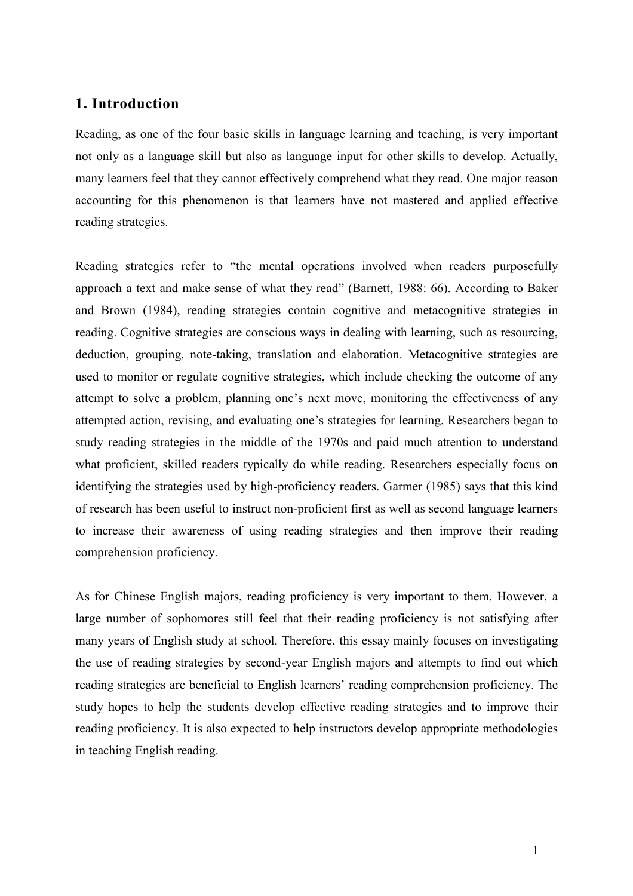## 1. Introduction

Reading, as one of the four basic skills in language learning and teaching, is very important not only as a language skill but also as language input for other skills to develop. Actually, many learners feel that they cannot effectively comprehend what they read. One major reason accounting for this phenomenon is that learners have not mastered and applied effective reading strategies.

Reading strategies refer to "the mental operations involved when readers purposefully approach a text and make sense of what they read" (Barnett, 1988: 66). According to Baker and Brown (1984), reading strategies contain cognitive and metacognitive strategies in reading. Cognitive strategies are conscious ways in dealing with learning, such as resourcing, deduction, grouping, note-taking, translation and elaboration. Metacognitive strategies are used to monitor or regulate cognitive strategies, which include checking the outcome of any attempt to solve a problem, planning one's next move, monitoring the effectiveness of any attempted action, revising, and evaluating one's strategies for learning. Researchers began to study reading strategies in the middle of the 1970s and paid much attention to understand what proficient, skilled readers typically do while reading. Researchers especially focus on identifying the strategies used by high-proficiency readers. Garmer (1985) says that this kind of research has been useful to instruct non-proficient first as well as second language learners to increase their awareness of using reading strategies and then improve their reading comprehension proficiency.

As for Chinese English majors, reading proficiency is very important to them. However, a large number of sophomores still feel that their reading proficiency is not satisfying after many years of English study at school. Therefore, this essay mainly focuses on investigating the use of reading strategies by second-year English majors and attempts to find out which reading strategies are beneficial to English learners' reading comprehension proficiency. The study hopes to help the students develop effective reading strategies and to improve their reading proficiency. It is also expected to help instructors develop appropriate methodologies in teaching English reading.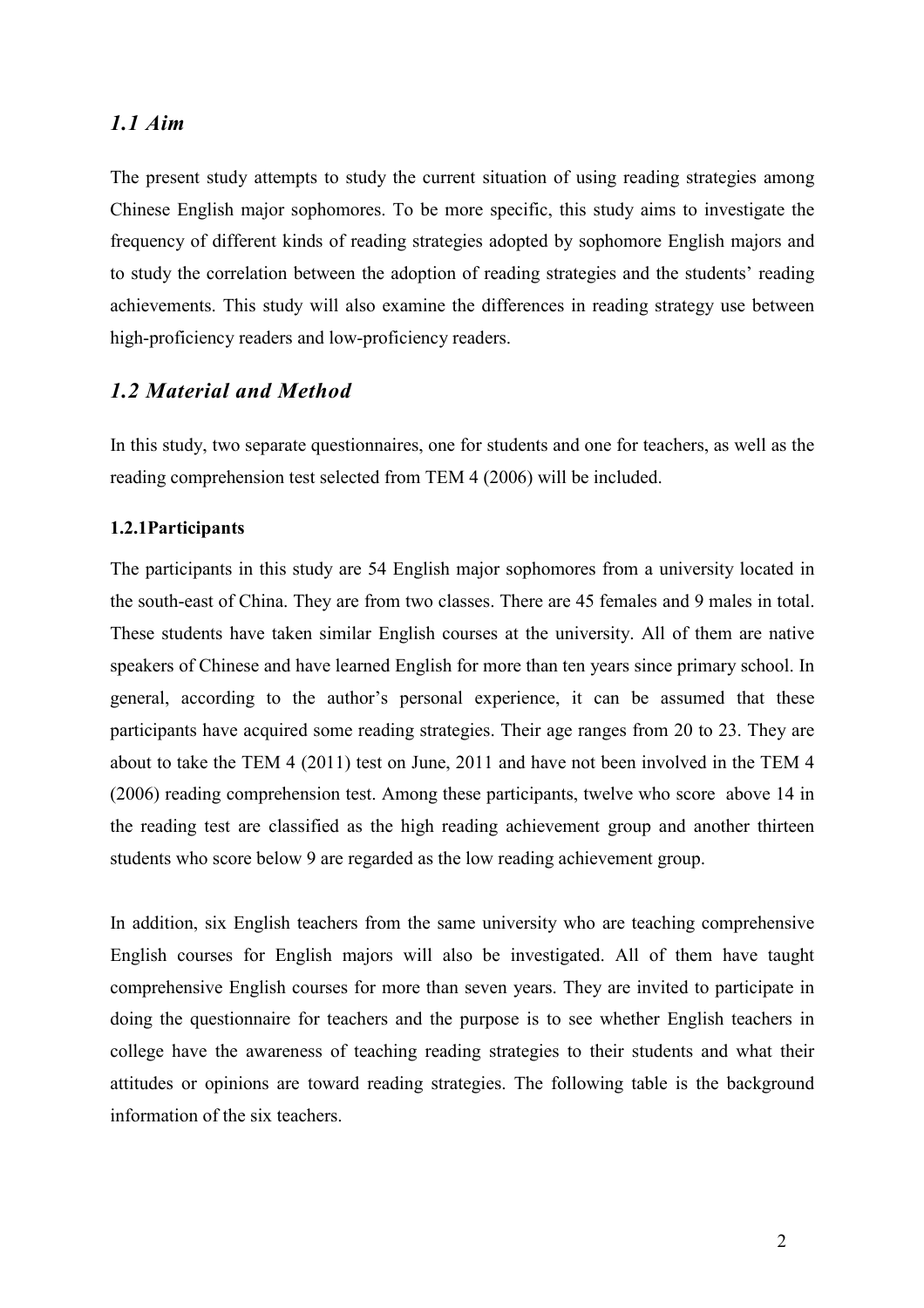## *1.1 Aim*

The present study attempts to study the current situation of using reading strategies among Chinese English major sophomores. To be more specific, this study aims to investigate the frequency of different kinds of reading strategies adopted by sophomore English majors and to study the correlation between the adoption of reading strategies and the students' reading achievements. This study will also examine the differences in reading strategy use between high-proficiency readers and low-proficiency readers.

## *1.2 Material and Method*

In this study, two separate questionnaires, one for students and one for teachers, as well as the reading comprehension test selected from TEM 4 (2006) will be included.

### 1.2.1Participants

The participants in this study are 54 English major sophomores from a university located in the south-east of China. They are from two classes. There are 45 females and 9 males in total. These students have taken similar English courses at the university. All of them are native speakers of Chinese and have learned English for more than ten years since primary school. In general, according to the author's personal experience, it can be assumed that these participants have acquired some reading strategies. Their age ranges from 20 to 23. They are about to take the TEM 4 (2011) test on June, 2011 and have not been involved in the TEM 4 (2006) reading comprehension test. Among these participants, twelve who score above 14 in the reading test are classified as the high reading achievement group and another thirteen students who score below 9 are regarded as the low reading achievement group.

In addition, six English teachers from the same university who are teaching comprehensive English courses for English majors will also be investigated. All of them have taught comprehensive English courses for more than seven years. They are invited to participate in doing the questionnaire for teachers and the purpose is to see whether English teachers in college have the awareness of teaching reading strategies to their students and what their attitudes or opinions are toward reading strategies. The following table is the background information of the six teachers.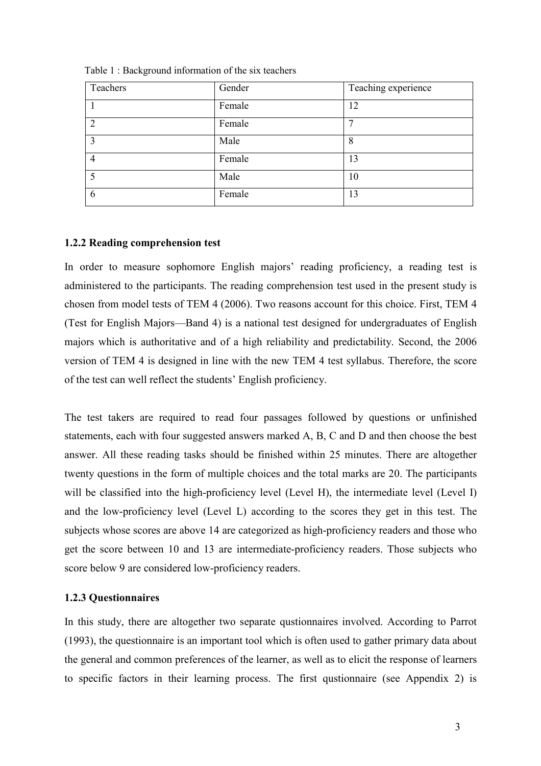Table 1 : Background information of the six teachers

| Teachers | Gender | Teaching experience |
| --- | --- | --- |
| 1 | Female | 12 |
| 2 | Female | 7 |
| 3 | Male | 8 |
| 4 | Female | 13 |
| 5 | Male | 10 |
| 6 | Female | 13 |

### 1.2.2 Reading comprehension test

In order to measure sophomore English majors' reading proficiency, a reading test is administered to the participants. The reading comprehension test used in the present study is chosen from model tests of TEM 4 (2006). Two reasons account for this choice. First, TEM 4 (Test for English Majors—Band 4) is a national test designed for undergraduates of English majors which is authoritative and of a high reliability and predictability. Second, the 2006 version of TEM 4 is designed in line with the new TEM 4 test syllabus. Therefore, the score of the test can well reflect the students' English proficiency.

The test takers are required to read four passages followed by questions or unfinished statements, each with four suggested answers marked A, B, C and D and then choose the best answer. All these reading tasks should be finished within 25 minutes. There are altogether twenty questions in the form of multiple choices and the total marks are 20. The participants will be classified into the high-proficiency level (Level H), the intermediate level (Level I) and the low-proficiency level (Level L) according to the scores they get in this test. The subjects whose scores are above 14 are categorized as high-proficiency readers and those who get the score between 10 and 13 are intermediate-proficiency readers. Those subjects who score below 9 are considered low-proficiency readers.

### 1.2.3 Questionnaires

In this study, there are altogether two separate qustionnaires involved. According to Parrot (1993), the questionnaire is an important tool which is often used to gather primary data about the general and common preferences of the learner, as well as to elicit the response of learners to specific factors in their learning process. The first qustionnaire (see Appendix 2) is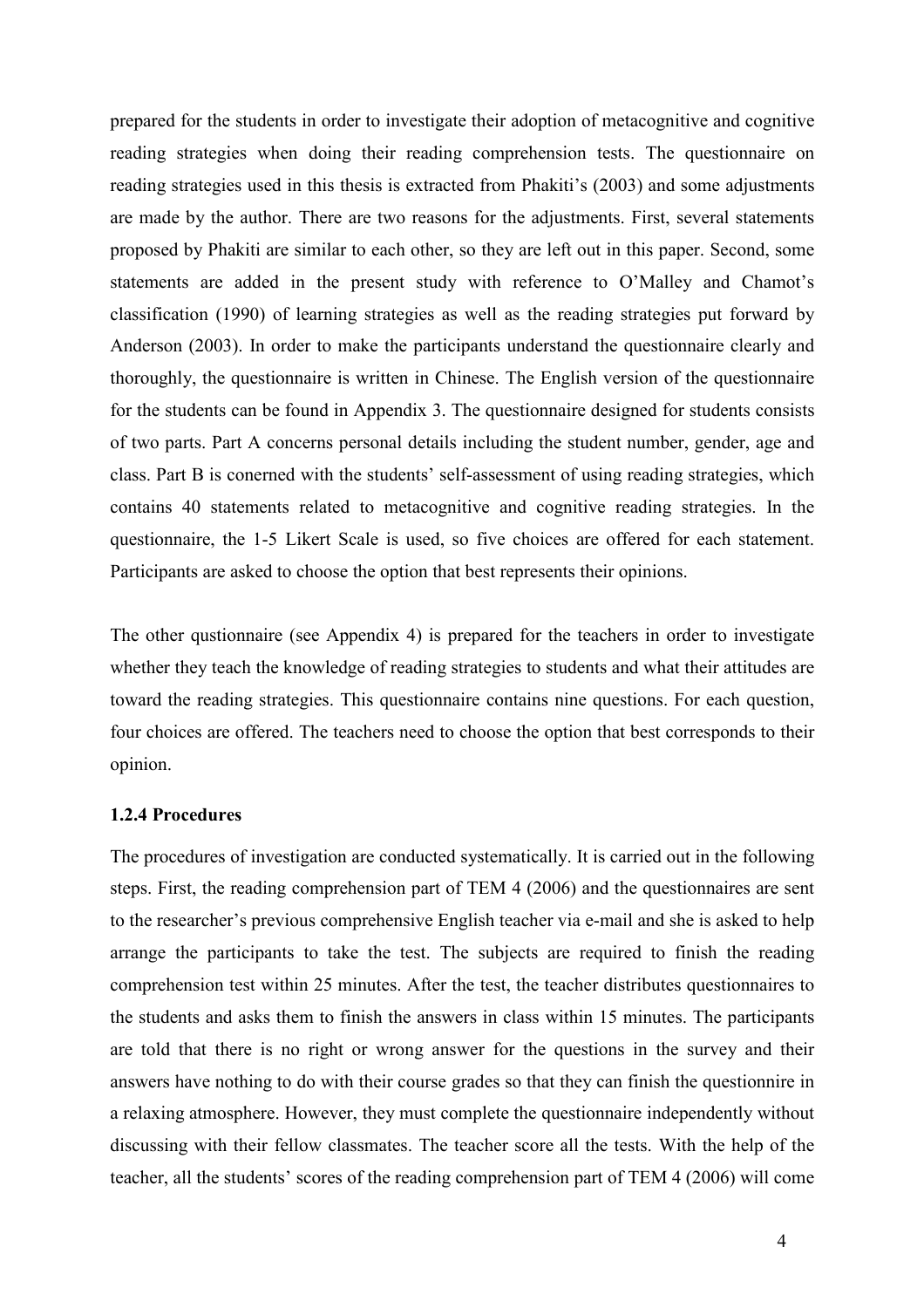prepared for the students in order to investigate their adoption of metacognitive and cognitive reading strategies when doing their reading comprehension tests. The questionnaire on reading strategies used in this thesis is extracted from Phakiti's (2003) and some adjustments are made by the author. There are two reasons for the adjustments. First, several statements proposed by Phakiti are similar to each other, so they are left out in this paper. Second, some statements are added in the present study with reference to O'Malley and Chamot's classification (1990) of learning strategies as well as the reading strategies put forward by Anderson (2003). In order to make the participants understand the questionnaire clearly and thoroughly, the questionnaire is written in Chinese. The English version of the questionnaire for the students can be found in Appendix 3. The questionnaire designed for students consists of two parts. Part A concerns personal details including the student number, gender, age and class. Part B is conerned with the students' self-assessment of using reading strategies, which contains 40 statements related to metacognitive and cognitive reading strategies. In the questionnaire, the 1-5 Likert Scale is used, so five choices are offered for each statement. Participants are asked to choose the option that best represents their opinions.

The other qustionnaire (see Appendix 4) is prepared for the teachers in order to investigate whether they teach the knowledge of reading strategies to students and what their attitudes are toward the reading strategies. This questionnaire contains nine questions. For each question, four choices are offered. The teachers need to choose the option that best corresponds to their opinion.

### 1.2.4 Procedures

The procedures of investigation are conducted systematically. It is carried out in the following steps. First, the reading comprehension part of TEM 4 (2006) and the questionnaires are sent to the researcher's previous comprehensive English teacher via e-mail and she is asked to help arrange the participants to take the test. The subjects are required to finish the reading comprehension test within 25 minutes. After the test, the teacher distributes questionnaires to the students and asks them to finish the answers in class within 15 minutes. The participants are told that there is no right or wrong answer for the questions in the survey and their answers have nothing to do with their course grades so that they can finish the questionnire in a relaxing atmosphere. However, they must complete the questionnaire independently without discussing with their fellow classmates. The teacher score all the tests. With the help of the teacher, all the students' scores of the reading comprehension part of TEM 4 (2006) will come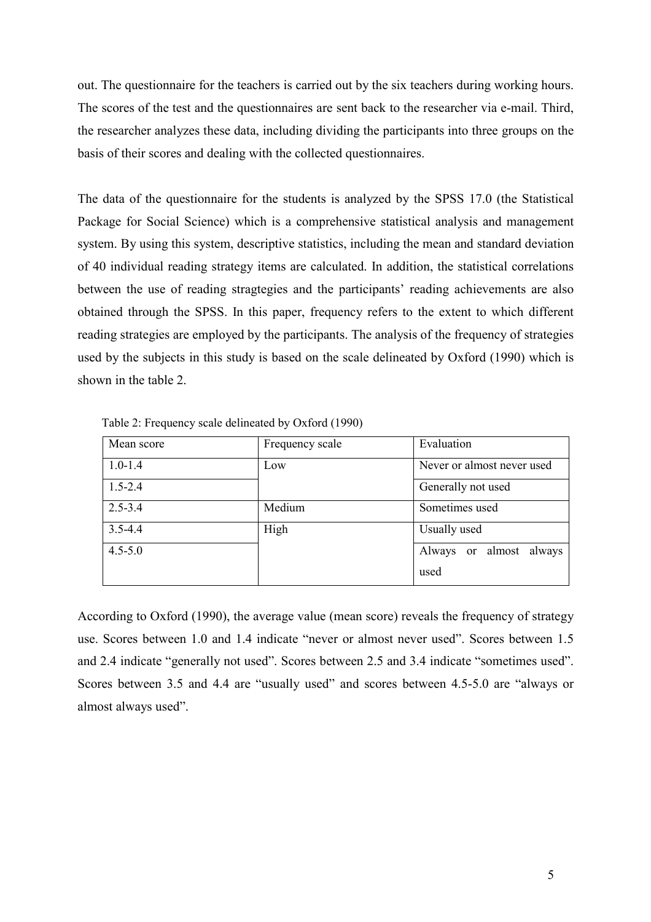out. The questionnaire for the teachers is carried out by the six teachers during working hours. The scores of the test and the questionnaires are sent back to the researcher via e-mail. Third, the researcher analyzes these data, including dividing the participants into three groups on the basis of their scores and dealing with the collected questionnaires.

The data of the questionnaire for the students is analyzed by the SPSS 17.0 (the Statistical Package for Social Science) which is a comprehensive statistical analysis and management system. By using this system, descriptive statistics, including the mean and standard deviation of 40 individual reading strategy items are calculated. In addition, the statistical correlations between the use of reading stragtegies and the participants' reading achievements are also obtained through the SPSS. In this paper, frequency refers to the extent to which different reading strategies are employed by the participants. The analysis of the frequency of strategies used by the subjects in this study is based on the scale delineated by Oxford (1990) which is shown in the table 2.

Table 2: Frequency scale delineated by Oxford (1990)

| Mean score | Frequency scale | Evaluation |
|---|---|---|
| 1.0-1.4 | Low | Never or almost never used |
| 1.5-2.4 | | Generally not used |
| 2.5-3.4 | Medium | Sometimes used |
| 3.5-4.4 | High | Usually used |
| 4.5-5.0 | | Always or almost always used |

According to Oxford (1990), the average value (mean score) reveals the frequency of strategy use. Scores between 1.0 and 1.4 indicate "never or almost never used". Scores between 1.5 and 2.4 indicate "generally not used". Scores between 2.5 and 3.4 indicate "sometimes used". Scores between 3.5 and 4.4 are "usually used" and scores between 4.5-5.0 are "always or almost always used".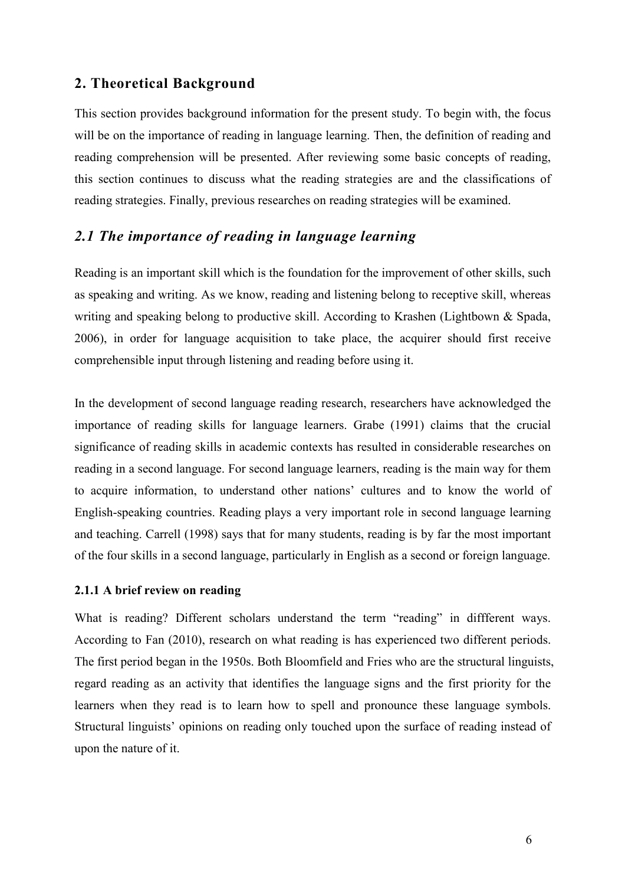## 2. Theoretical Background

This section provides background information for the present study. To begin with, the focus will be on the importance of reading in language learning. Then, the definition of reading and reading comprehension will be presented. After reviewing some basic concepts of reading, this section continues to discuss what the reading strategies are and the classifications of reading strategies. Finally, previous researches on reading strategies will be examined.

## *2.1 The importance of reading in language learning*

Reading is an important skill which is the foundation for the improvement of other skills, such as speaking and writing. As we know, reading and listening belong to receptive skill, whereas writing and speaking belong to productive skill. According to Krashen (Lightbown & Spada, 2006), in order for language acquisition to take place, the acquirer should first receive comprehensible input through listening and reading before using it.

In the development of second language reading research, researchers have acknowledged the importance of reading skills for language learners. Grabe (1991) claims that the crucial significance of reading skills in academic contexts has resulted in considerable researches on reading in a second language. For second language learners, reading is the main way for them to acquire information, to understand other nations' cultures and to know the world of English-speaking countries. Reading plays a very important role in second language learning and teaching. Carrell (1998) says that for many students, reading is by far the most important of the four skills in a second language, particularly in English as a second or foreign language.

### 2.1.1 A brief review on reading

What is reading? Different scholars understand the term "reading" in diffferent ways. According to Fan (2010), research on what reading is has experienced two different periods. The first period began in the 1950s. Both Bloomfield and Fries who are the structural linguists, regard reading as an activity that identifies the language signs and the first priority for the learners when they read is to learn how to spell and pronounce these language symbols. Structural linguists' opinions on reading only touched upon the surface of reading instead of upon the nature of it.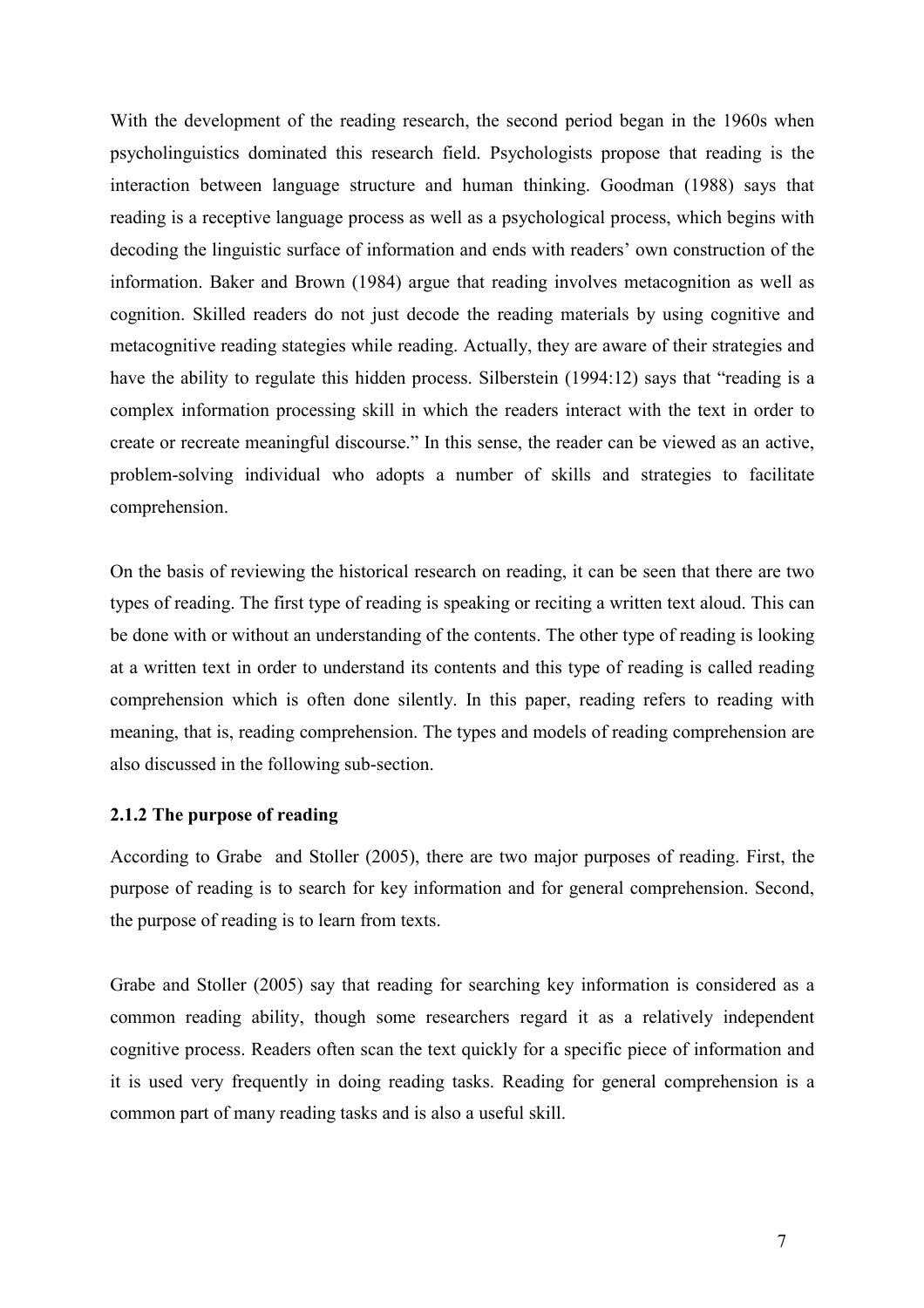With the development of the reading research, the second period began in the 1960s when psycholinguistics dominated this research field. Psychologists propose that reading is the interaction between language structure and human thinking. Goodman (1988) says that reading is a receptive language process as well as a psychological process, which begins with decoding the linguistic surface of information and ends with readers' own construction of the information. Baker and Brown (1984) argue that reading involves metacognition as well as cognition. Skilled readers do not just decode the reading materials by using cognitive and metacognitive reading stategies while reading. Actually, they are aware of their strategies and have the ability to regulate this hidden process. Silberstein (1994:12) says that "reading is a complex information processing skill in which the readers interact with the text in order to create or recreate meaningful discourse." In this sense, the reader can be viewed as an active, problem-solving individual who adopts a number of skills and strategies to facilitate comprehension.

On the basis of reviewing the historical research on reading, it can be seen that there are two types of reading. The first type of reading is speaking or reciting a written text aloud. This can be done with or without an understanding of the contents. The other type of reading is looking at a written text in order to understand its contents and this type of reading is called reading comprehension which is often done silently. In this paper, reading refers to reading with meaning, that is, reading comprehension. The types and models of reading comprehension are also discussed in the following sub-section.

### 2.1.2 The purpose of reading

According to Grabe and Stoller (2005), there are two major purposes of reading. First, the purpose of reading is to search for key information and for general comprehension. Second, the purpose of reading is to learn from texts.

Grabe and Stoller (2005) say that reading for searching key information is considered as a common reading ability, though some researchers regard it as a relatively independent cognitive process. Readers often scan the text quickly for a specific piece of information and it is used very frequently in doing reading tasks. Reading for general comprehension is a common part of many reading tasks and is also a useful skill.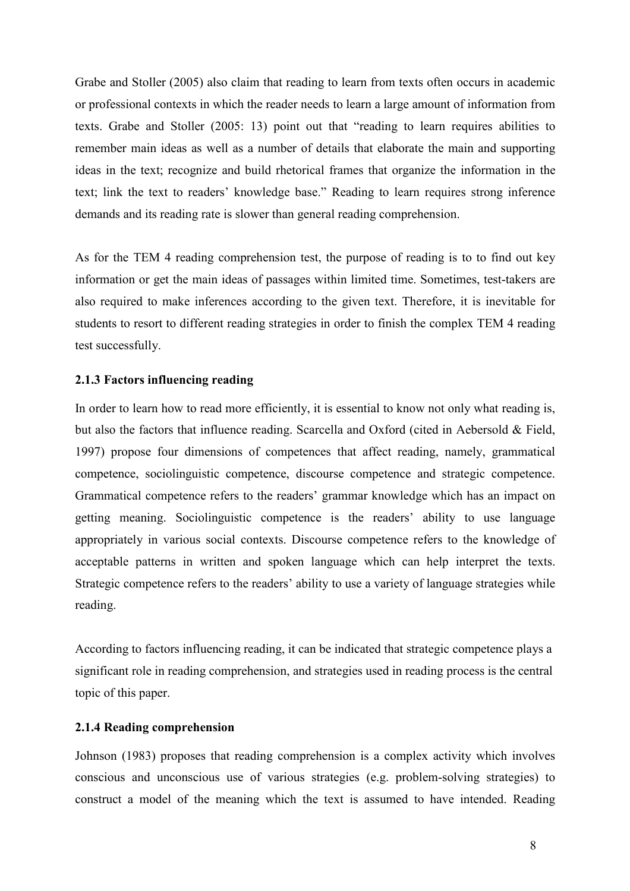Grabe and Stoller (2005) also claim that reading to learn from texts often occurs in academic or professional contexts in which the reader needs to learn a large amount of information from texts. Grabe and Stoller (2005: 13) point out that "reading to learn requires abilities to remember main ideas as well as a number of details that elaborate the main and supporting ideas in the text; recognize and build rhetorical frames that organize the information in the text; link the text to readers' knowledge base." Reading to learn requires strong inference demands and its reading rate is slower than general reading comprehension.

As for the TEM 4 reading comprehension test, the purpose of reading is to to find out key information or get the main ideas of passages within limited time. Sometimes, test-takers are also required to make inferences according to the given text. Therefore, it is inevitable for students to resort to different reading strategies in order to finish the complex TEM 4 reading test successfully.

### 2.1.3 Factors influencing reading

In order to learn how to read more efficiently, it is essential to know not only what reading is, but also the factors that influence reading. Scarcella and Oxford (cited in Aebersold & Field, 1997) propose four dimensions of competences that affect reading, namely, grammatical competence, sociolinguistic competence, discourse competence and strategic competence. Grammatical competence refers to the readers' grammar knowledge which has an impact on getting meaning. Sociolinguistic competence is the readers' ability to use language appropriately in various social contexts. Discourse competence refers to the knowledge of acceptable patterns in written and spoken language which can help interpret the texts. Strategic competence refers to the readers' ability to use a variety of language strategies while reading.

According to factors influencing reading, it can be indicated that strategic competence plays a significant role in reading comprehension, and strategies used in reading process is the central topic of this paper.

### 2.1.4 Reading comprehension

Johnson (1983) proposes that reading comprehension is a complex activity which involves conscious and unconscious use of various strategies (e.g. problem-solving strategies) to construct a model of the meaning which the text is assumed to have intended. Reading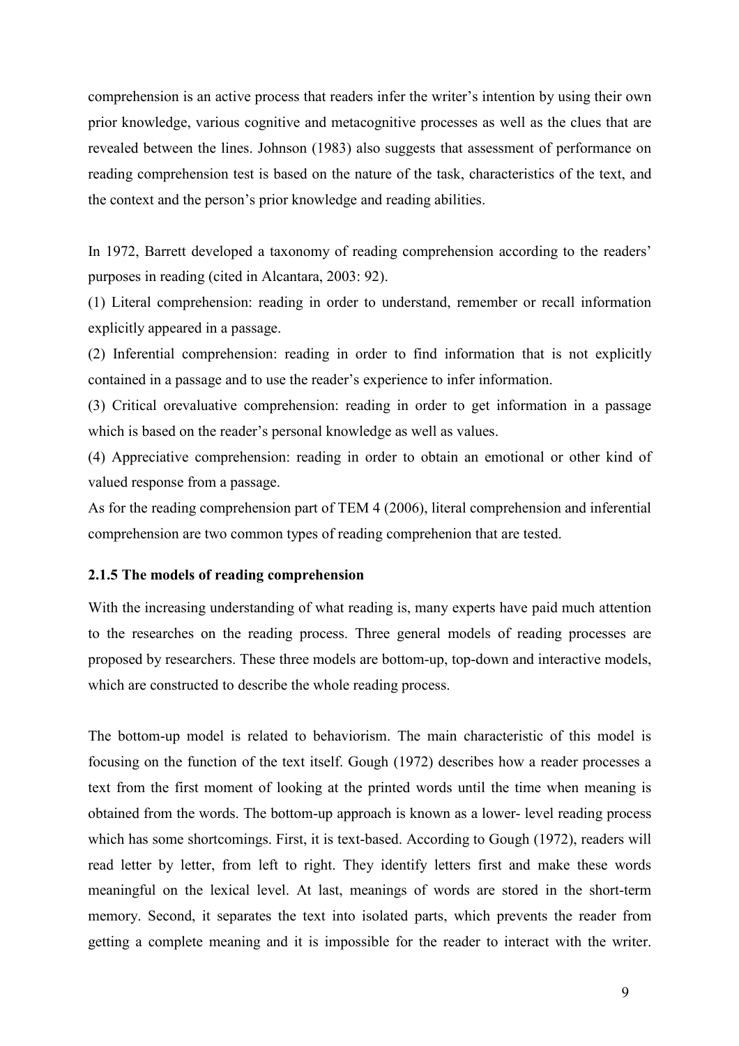comprehension is an active process that readers infer the writer's intention by using their own prior knowledge, various cognitive and metacognitive processes as well as the clues that are revealed between the lines. Johnson (1983) also suggests that assessment of performance on reading comprehension test is based on the nature of the task, characteristics of the text, and the context and the person's prior knowledge and reading abilities.

In 1972, Barrett developed a taxonomy of reading comprehension according to the readers' purposes in reading (cited in Alcantara, 2003: 92).

(1) Literal comprehension: reading in order to understand, remember or recall information explicitly appeared in a passage.

(2) Inferential comprehension: reading in order to find information that is not explicitly contained in a passage and to use the reader's experience to infer information.

(3) Critical orevaluative comprehension: reading in order to get information in a passage which is based on the reader's personal knowledge as well as values.

(4) Appreciative comprehension: reading in order to obtain an emotional or other kind of valued response from a passage.

As for the reading comprehension part of TEM 4 (2006), literal comprehension and inferential comprehension are two common types of reading comprehenion that are tested.

### 2.1.5 The models of reading comprehension

With the increasing understanding of what reading is, many experts have paid much attention to the researches on the reading process. Three general models of reading processes are proposed by researchers. These three models are bottom-up, top-down and interactive models, which are constructed to describe the whole reading process.

The bottom-up model is related to behaviorism. The main characteristic of this model is focusing on the function of the text itself. Gough (1972) describes how a reader processes a text from the first moment of looking at the printed words until the time when meaning is obtained from the words. The bottom-up approach is known as a lower- level reading process which has some shortcomings. First, it is text-based. According to Gough (1972), readers will read letter by letter, from left to right. They identify letters first and make these words meaningful on the lexical level. At last, meanings of words are stored in the short-term memory. Second, it separates the text into isolated parts, which prevents the reader from getting a complete meaning and it is impossible for the reader to interact with the writer.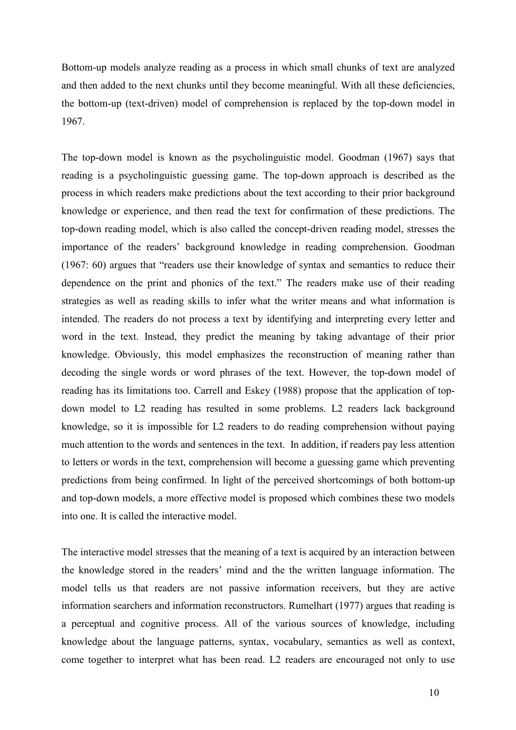Bottom-up models analyze reading as a process in which small chunks of text are analyzed and then added to the next chunks until they become meaningful. With all these deficiencies, the bottom-up (text-driven) model of comprehension is replaced by the top-down model in 1967.

The top-down model is known as the psycholinguistic model. Goodman (1967) says that reading is a psycholinguistic guessing game. The top-down approach is described as the process in which readers make predictions about the text according to their prior background knowledge or experience, and then read the text for confirmation of these predictions. The top-down reading model, which is also called the concept-driven reading model, stresses the importance of the readers' background knowledge in reading comprehension. Goodman (1967: 60) argues that "readers use their knowledge of syntax and semantics to reduce their dependence on the print and phonics of the text." The readers make use of their reading strategies as well as reading skills to infer what the writer means and what information is intended. The readers do not process a text by identifying and interpreting every letter and word in the text. Instead, they predict the meaning by taking advantage of their prior knowledge. Obviously, this model emphasizes the reconstruction of meaning rather than decoding the single words or word phrases of the text. However, the top-down model of reading has its limitations too. Carrell and Eskey (1988) propose that the application of top-down model to L2 reading has resulted in some problems. L2 readers lack background knowledge, so it is impossible for L2 readers to do reading comprehension without paying much attention to the words and sentences in the text. In addition, if readers pay less attention to letters or words in the text, comprehension will become a guessing game which preventing predictions from being confirmed. In light of the perceived shortcomings of both bottom-up and top-down models, a more effective model is proposed which combines these two models into one. It is called the interactive model.

The interactive model stresses that the meaning of a text is acquired by an interaction between the knowledge stored in the readers' mind and the the written language information. The model tells us that readers are not passive information receivers, but they are active information searchers and information reconstructors. Rumelhart (1977) argues that reading is a perceptual and cognitive process. All of the various sources of knowledge, including knowledge about the language patterns, syntax, vocabulary, semantics as well as context, come together to interpret what has been read. L2 readers are encouraged not only to use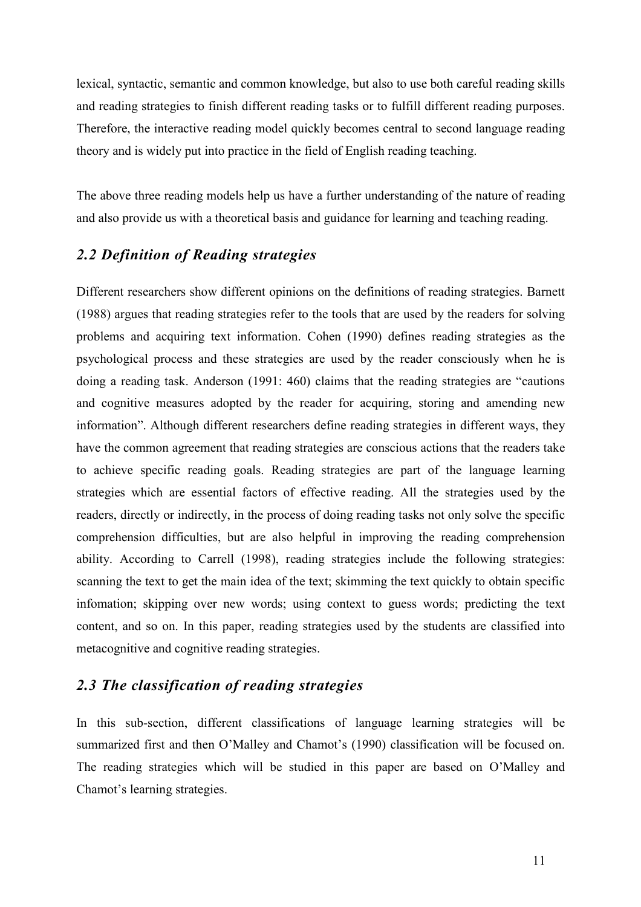lexical, syntactic, semantic and common knowledge, but also to use both careful reading skills and reading strategies to finish different reading tasks or to fulfill different reading purposes. Therefore, the interactive reading model quickly becomes central to second language reading theory and is widely put into practice in the field of English reading teaching.

The above three reading models help us have a further understanding of the nature of reading and also provide us with a theoretical basis and guidance for learning and teaching reading.

## *2.2 Definition of Reading strategies*

Different researchers show different opinions on the definitions of reading strategies. Barnett (1988) argues that reading strategies refer to the tools that are used by the readers for solving problems and acquiring text information. Cohen (1990) defines reading strategies as the psychological process and these strategies are used by the reader consciously when he is doing a reading task. Anderson (1991: 460) claims that the reading strategies are "cautions and cognitive measures adopted by the reader for acquiring, storing and amending new information". Although different researchers define reading strategies in different ways, they have the common agreement that reading strategies are conscious actions that the readers take to achieve specific reading goals. Reading strategies are part of the language learning strategies which are essential factors of effective reading. All the strategies used by the readers, directly or indirectly, in the process of doing reading tasks not only solve the specific comprehension difficulties, but are also helpful in improving the reading comprehension ability. According to Carrell (1998), reading strategies include the following strategies: scanning the text to get the main idea of the text; skimming the text quickly to obtain specific infomation; skipping over new words; using context to guess words; predicting the text content, and so on. In this paper, reading strategies used by the students are classified into metacognitive and cognitive reading strategies.

## *2.3 The classification of reading strategies*

In this sub-section, different classifications of language learning strategies will be summarized first and then O'Malley and Chamot's (1990) classification will be focused on. The reading strategies which will be studied in this paper are based on O'Malley and Chamot's learning strategies.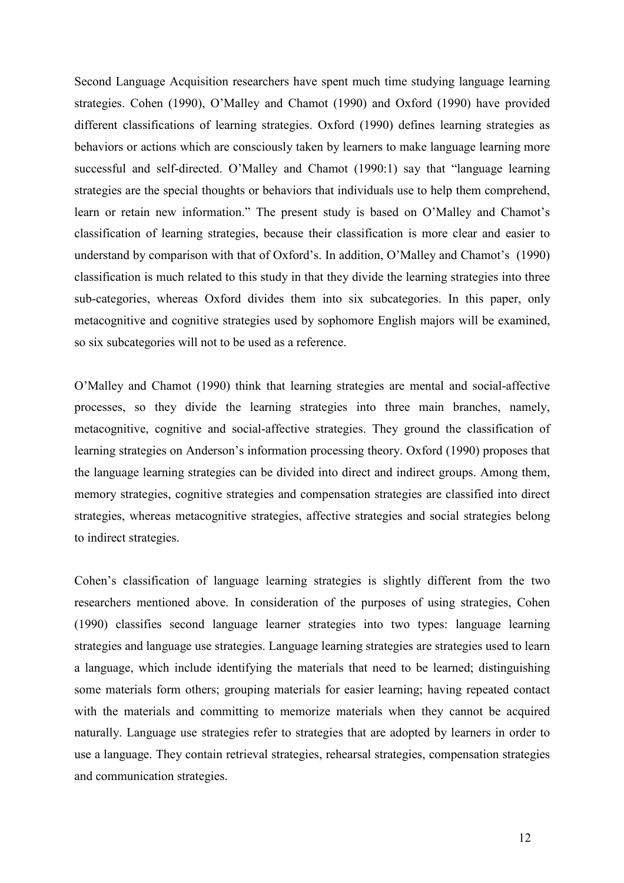Second Language Acquisition researchers have spent much time studying language learning strategies. Cohen (1990), O'Malley and Chamot (1990) and Oxford (1990) have provided different classifications of learning strategies. Oxford (1990) defines learning strategies as behaviors or actions which are consciously taken by learners to make language learning more successful and self-directed. O'Malley and Chamot (1990:1) say that "language learning strategies are the special thoughts or behaviors that individuals use to help them comprehend, learn or retain new information." The present study is based on O'Malley and Chamot's classification of learning strategies, because their classification is more clear and easier to understand by comparison with that of Oxford's. In addition, O'Malley and Chamot's (1990) classification is much related to this study in that they divide the learning strategies into three sub-categories, whereas Oxford divides them into six subcategories. In this paper, only metacognitive and cognitive strategies used by sophomore English majors will be examined, so six subcategories will not to be used as a reference.

O'Malley and Chamot (1990) think that learning strategies are mental and social-affective processes, so they divide the learning strategies into three main branches, namely, metacognitive, cognitive and social-affective strategies. They ground the classification of learning strategies on Anderson's information processing theory. Oxford (1990) proposes that the language learning strategies can be divided into direct and indirect groups. Among them, memory strategies, cognitive strategies and compensation strategies are classified into direct strategies, whereas metacognitive strategies, affective strategies and social strategies belong to indirect strategies.

Cohen's classification of language learning strategies is slightly different from the two researchers mentioned above. In consideration of the purposes of using strategies, Cohen (1990) classifies second language learner strategies into two types: language learning strategies and language use strategies. Language learning strategies are strategies used to learn a language, which include identifying the materials that need to be learned; distinguishing some materials form others; grouping materials for easier learning; having repeated contact with the materials and committing to memorize materials when they cannot be acquired naturally. Language use strategies refer to strategies that are adopted by learners in order to use a language. They contain retrieval strategies, rehearsal strategies, compensation strategies and communication strategies.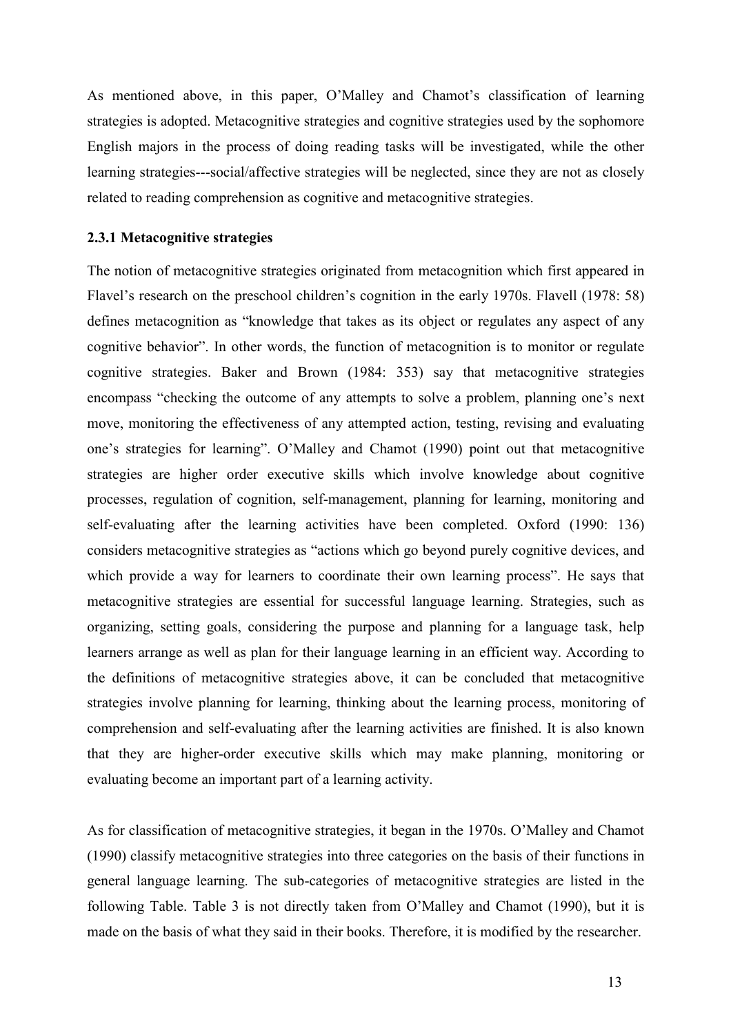As mentioned above, in this paper, O'Malley and Chamot's classification of learning strategies is adopted. Metacognitive strategies and cognitive strategies used by the sophomore English majors in the process of doing reading tasks will be investigated, while the other learning strategies---social/affective strategies will be neglected, since they are not as closely related to reading comprehension as cognitive and metacognitive strategies.

### 2.3.1 Metacognitive strategies

The notion of metacognitive strategies originated from metacognition which first appeared in Flavel's research on the preschool children's cognition in the early 1970s. Flavell (1978: 58) defines metacognition as "knowledge that takes as its object or regulates any aspect of any cognitive behavior". In other words, the function of metacognition is to monitor or regulate cognitive strategies. Baker and Brown (1984: 353) say that metacognitive strategies encompass "checking the outcome of any attempts to solve a problem, planning one's next move, monitoring the effectiveness of any attempted action, testing, revising and evaluating one's strategies for learning". O'Malley and Chamot (1990) point out that metacognitive strategies are higher order executive skills which involve knowledge about cognitive processes, regulation of cognition, self-management, planning for learning, monitoring and self-evaluating after the learning activities have been completed. Oxford (1990: 136) considers metacognitive strategies as "actions which go beyond purely cognitive devices, and which provide a way for learners to coordinate their own learning process". He says that metacognitive strategies are essential for successful language learning. Strategies, such as organizing, setting goals, considering the purpose and planning for a language task, help learners arrange as well as plan for their language learning in an efficient way. According to the definitions of metacognitive strategies above, it can be concluded that metacognitive strategies involve planning for learning, thinking about the learning process, monitoring of comprehension and self-evaluating after the learning activities are finished. It is also known that they are higher-order executive skills which may make planning, monitoring or evaluating become an important part of a learning activity.

As for classification of metacognitive strategies, it began in the 1970s. O'Malley and Chamot (1990) classify metacognitive strategies into three categories on the basis of their functions in general language learning. The sub-categories of metacognitive strategies are listed in the following Table. Table 3 is not directly taken from O'Malley and Chamot (1990), but it is made on the basis of what they said in their books. Therefore, it is modified by the researcher.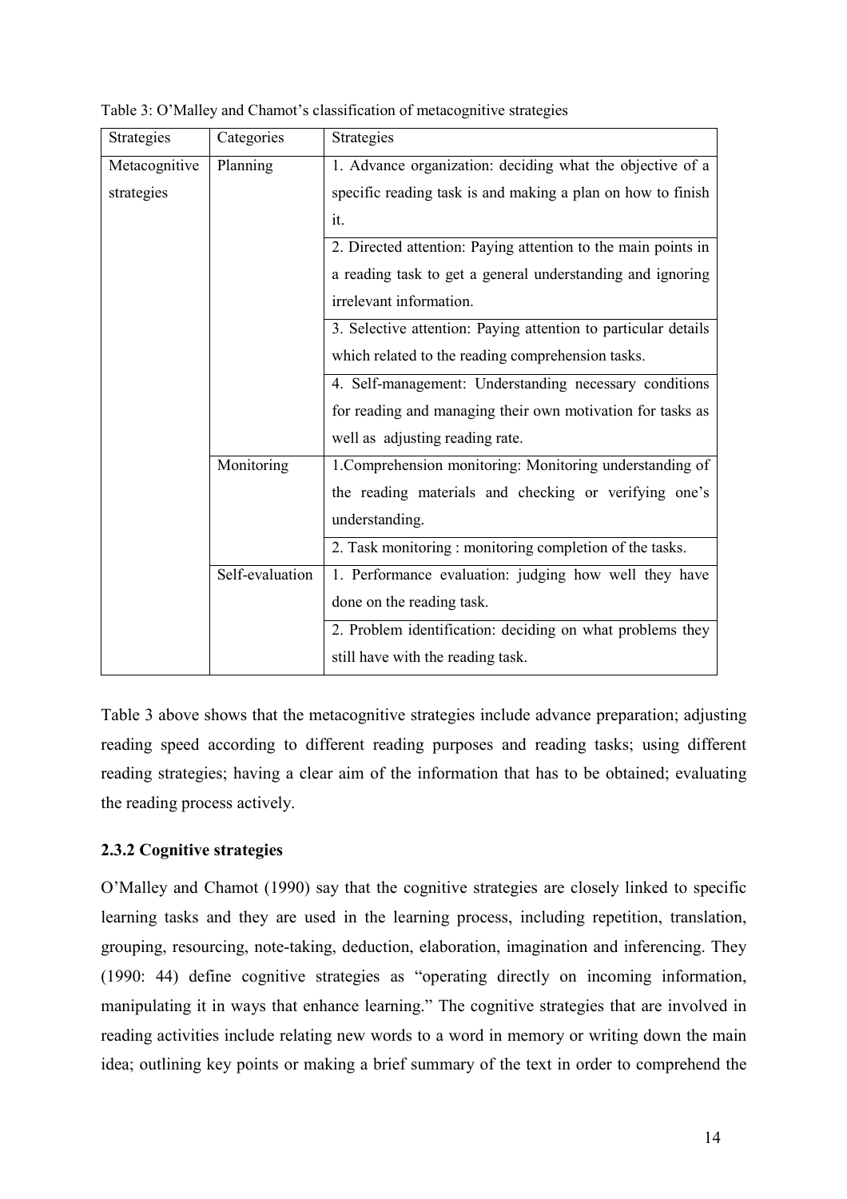Table 3: O'Malley and Chamot's classification of metacognitive strategies

| Strategies | Categories | Strategies |
|---|---|---|
| Metacognitive strategies | Planning | 1. Advance organization: deciding what the objective of a specific reading task is and making a plan on how to finish it. |
| | | 2. Directed attention: Paying attention to the main points in a reading task to get a general understanding and ignoring irrelevant information. |
| | | 3. Selective attention: Paying attention to particular details which related to the reading comprehension tasks. |
| | | 4. Self-management: Understanding necessary conditions for reading and managing their own motivation for tasks as well as adjusting reading rate. |
| | Monitoring | 1.Comprehension monitoring: Monitoring understanding of the reading materials and checking or verifying one's understanding. |
| | | 2. Task monitoring : monitoring completion of the tasks. |
| | Self-evaluation | 1. Performance evaluation: judging how well they have done on the reading task. |
| | | 2. Problem identification: deciding on what problems they still have with the reading task. |

Table 3 above shows that the metacognitive strategies include advance preparation; adjusting reading speed according to different reading purposes and reading tasks; using different reading strategies; having a clear aim of the information that has to be obtained; evaluating the reading process actively.

### 2.3.2 Cognitive strategies

O'Malley and Chamot (1990) say that the cognitive strategies are closely linked to specific learning tasks and they are used in the learning process, including repetition, translation, grouping, resourcing, note-taking, deduction, elaboration, imagination and inferencing. They (1990: 44) define cognitive strategies as "operating directly on incoming information, manipulating it in ways that enhance learning." The cognitive strategies that are involved in reading activities include relating new words to a word in memory or writing down the main idea; outlining key points or making a brief summary of the text in order to comprehend the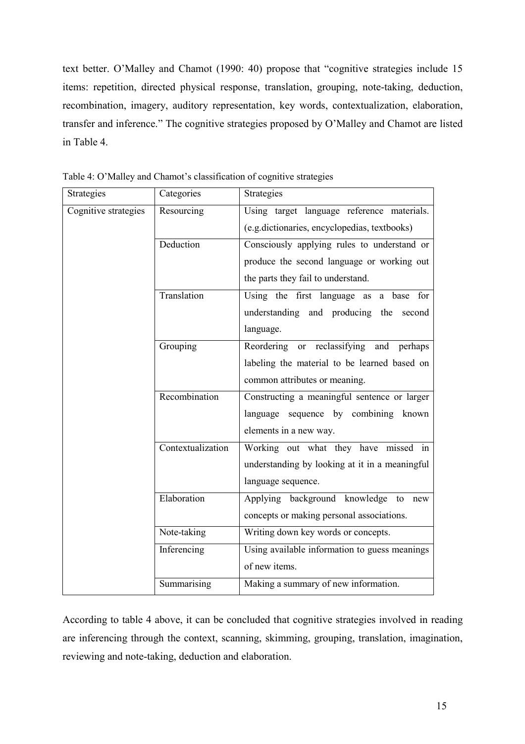text better. O'Malley and Chamot (1990: 40) propose that "cognitive strategies include 15 items: repetition, directed physical response, translation, grouping, note-taking, deduction, recombination, imagery, auditory representation, key words, contextualization, elaboration, transfer and inference." The cognitive strategies proposed by O'Malley and Chamot are listed in Table 4.

Table 4: O'Malley and Chamot's classification of cognitive strategies

| Strategies | Categories | Strategies |
|---|---|---|
| Cognitive strategies | Resourcing | Using target language reference materials. (e.g.dictionaries, encyclopedias, textbooks) |
| | Deduction | Consciously applying rules to understand or produce the second language or working out the parts they fail to understand. |
| | Translation | Using the first language as a base for understanding and producing the second language. |
| | Grouping | Reordering or reclassifying and perhaps labeling the material to be learned based on common attributes or meaning. |
| | Recombination | Constructing a meaningful sentence or larger language sequence by combining known elements in a new way. |
| | Contextualization | Working out what they have missed in understanding by looking at it in a meaningful language sequence. |
| | Elaboration | Applying background knowledge to new concepts or making personal associations. |
| | Note-taking | Writing down key words or concepts. |
| | Inferencing | Using available information to guess meanings of new items. |
| | Summarising | Making a summary of new information. |

According to table 4 above, it can be concluded that cognitive strategies involved in reading are inferencing through the context, scanning, skimming, grouping, translation, imagination, reviewing and note-taking, deduction and elaboration.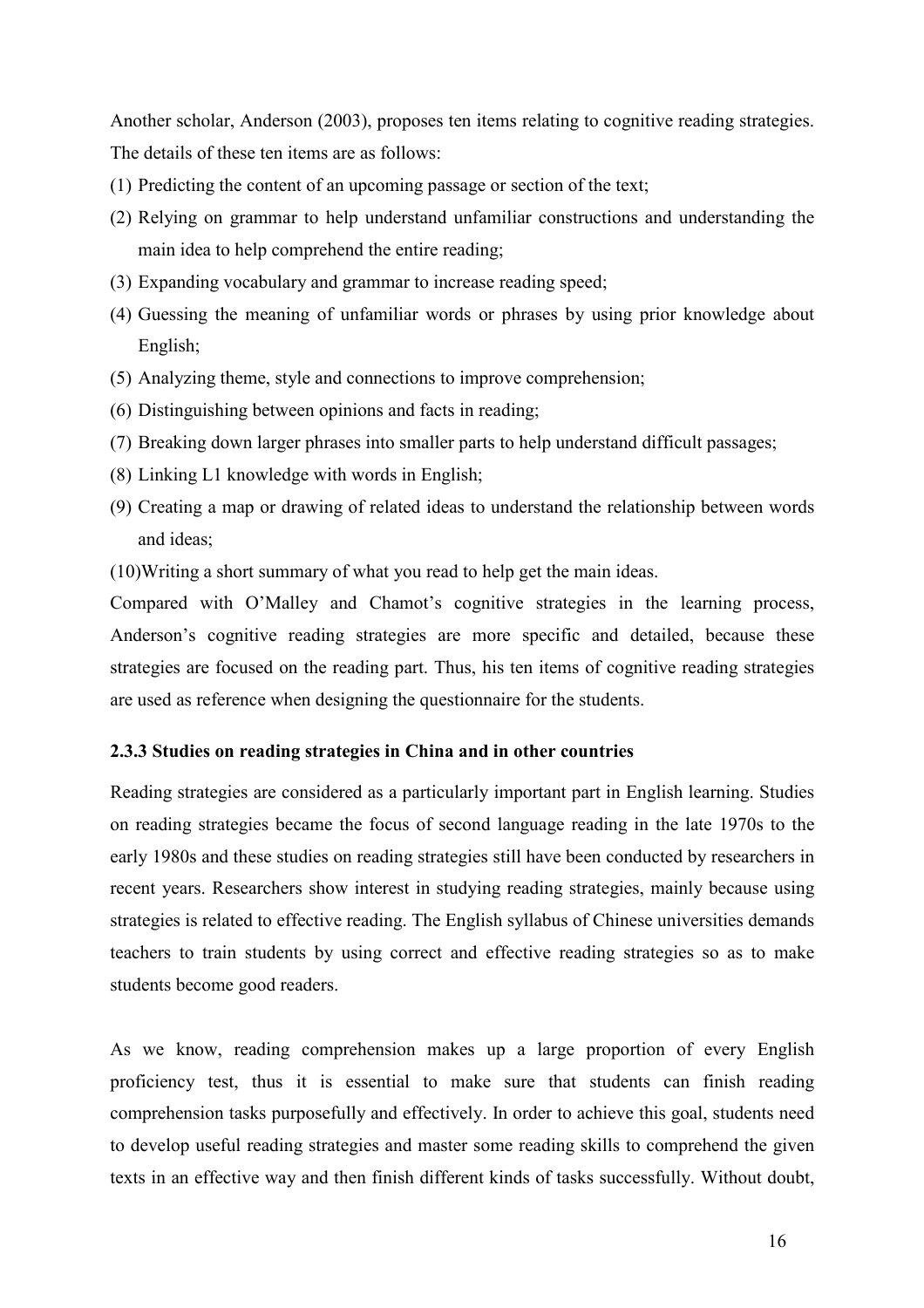Another scholar, Anderson (2003), proposes ten items relating to cognitive reading strategies. The details of these ten items are as follows:

(1) Predicting the content of an upcoming passage or section of the text;

(2) Relying on grammar to help understand unfamiliar constructions and understanding the main idea to help comprehend the entire reading;

(3) Expanding vocabulary and grammar to increase reading speed;

(4) Guessing the meaning of unfamiliar words or phrases by using prior knowledge about English;

(5) Analyzing theme, style and connections to improve comprehension;

(6) Distinguishing between opinions and facts in reading;

(7) Breaking down larger phrases into smaller parts to help understand difficult passages;

(8) Linking L1 knowledge with words in English;

(9) Creating a map or drawing of related ideas to understand the relationship between words and ideas;

(10)Writing a short summary of what you read to help get the main ideas.

Compared with O'Malley and Chamot's cognitive strategies in the learning process, Anderson's cognitive reading strategies are more specific and detailed, because these strategies are focused on the reading part. Thus, his ten items of cognitive reading strategies are used as reference when designing the questionnaire for the students.

### 2.3.3 Studies on reading strategies in China and in other countries

Reading strategies are considered as a particularly important part in English learning. Studies on reading strategies became the focus of second language reading in the late 1970s to the early 1980s and these studies on reading strategies still have been conducted by researchers in recent years. Researchers show interest in studying reading strategies, mainly because using strategies is related to effective reading. The English syllabus of Chinese universities demands teachers to train students by using correct and effective reading strategies so as to make students become good readers.

As we know, reading comprehension makes up a large proportion of every English proficiency test, thus it is essential to make sure that students can finish reading comprehension tasks purposefully and effectively. In order to achieve this goal, students need to develop useful reading strategies and master some reading skills to comprehend the given texts in an effective way and then finish different kinds of tasks successfully. Without doubt,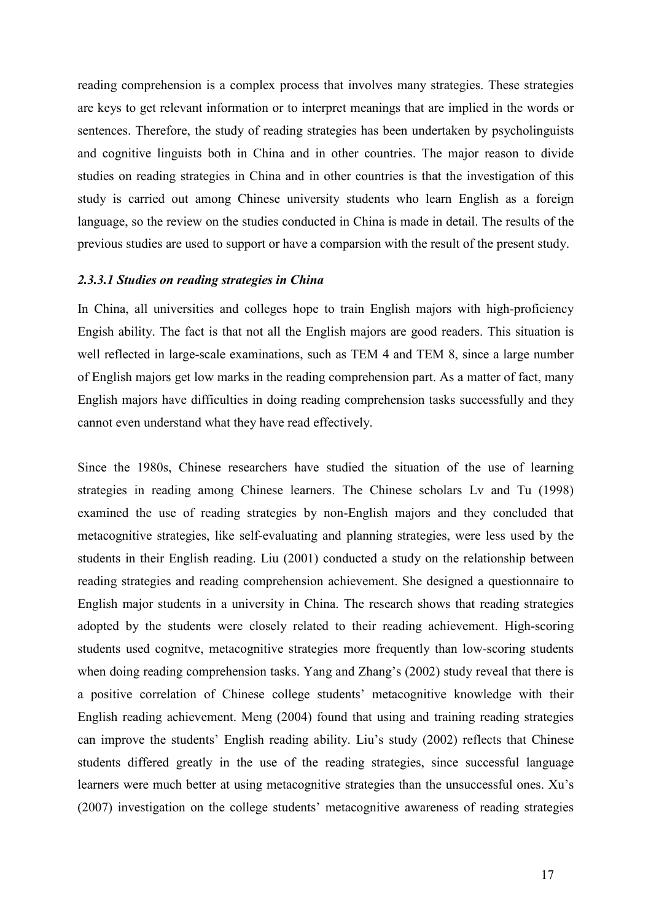reading comprehension is a complex process that involves many strategies. These strategies are keys to get relevant information or to interpret meanings that are implied in the words or sentences. Therefore, the study of reading strategies has been undertaken by psycholinguists and cognitive linguists both in China and in other countries. The major reason to divide studies on reading strategies in China and in other countries is that the investigation of this study is carried out among Chinese university students who learn English as a foreign language, so the review on the studies conducted in China is made in detail. The results of the previous studies are used to support or have a comparsion with the result of the present study.

#### *2.3.3.1 Studies on reading strategies in China*

In China, all universities and colleges hope to train English majors with high-proficiency Engish ability. The fact is that not all the English majors are good readers. This situation is well reflected in large-scale examinations, such as TEM 4 and TEM 8, since a large number of English majors get low marks in the reading comprehension part. As a matter of fact, many English majors have difficulties in doing reading comprehension tasks successfully and they cannot even understand what they have read effectively.

Since the 1980s, Chinese researchers have studied the situation of the use of learning strategies in reading among Chinese learners. The Chinese scholars Lv and Tu (1998) examined the use of reading strategies by non-English majors and they concluded that metacognitive strategies, like self-evaluating and planning strategies, were less used by the students in their English reading. Liu (2001) conducted a study on the relationship between reading strategies and reading comprehension achievement. She designed a questionnaire to English major students in a university in China. The research shows that reading strategies adopted by the students were closely related to their reading achievement. High-scoring students used cognitve, metacognitive strategies more frequently than low-scoring students when doing reading comprehension tasks. Yang and Zhang's (2002) study reveal that there is a positive correlation of Chinese college students' metacognitive knowledge with their English reading achievement. Meng (2004) found that using and training reading strategies can improve the students' English reading ability. Liu's study (2002) reflects that Chinese students differed greatly in the use of the reading strategies, since successful language learners were much better at using metacognitive strategies than the unsuccessful ones. Xu's (2007) investigation on the college students' metacognitive awareness of reading strategies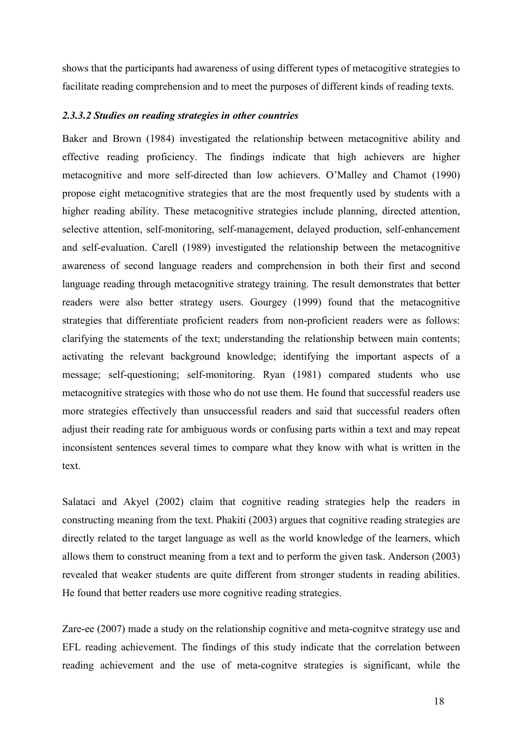shows that the participants had awareness of using different types of metacogitive strategies to facilitate reading comprehension and to meet the purposes of different kinds of reading texts.

#### *2.3.3.2 Studies on reading strategies in other countries*

Baker and Brown (1984) investigated the relationship between metacognitive ability and effective reading proficiency. The findings indicate that high achievers are higher metacognitive and more self-directed than low achievers. O'Malley and Chamot (1990) propose eight metacognitive strategies that are the most frequently used by students with a higher reading ability. These metacognitive strategies include planning, directed attention, selective attention, self-monitoring, self-management, delayed production, self-enhancement and self-evaluation. Carell (1989) investigated the relationship between the metacognitive awareness of second language readers and comprehension in both their first and second language reading through metacognitive strategy training. The result demonstrates that better readers were also better strategy users. Gourgey (1999) found that the metacognitive strategies that differentiate proficient readers from non-proficient readers were as follows: clarifying the statements of the text; understanding the relationship between main contents; activating the relevant background knowledge; identifying the important aspects of a message; self-questioning; self-monitoring. Ryan (1981) compared students who use metacognitive strategies with those who do not use them. He found that successful readers use more strategies effectively than unsuccessful readers and said that successful readers often adjust their reading rate for ambiguous words or confusing parts within a text and may repeat inconsistent sentences several times to compare what they know with what is written in the text.

Salataci and Akyel (2002) claim that cognitive reading strategies help the readers in constructing meaning from the text. Phakiti (2003) argues that cognitive reading strategies are directly related to the target language as well as the world knowledge of the learners, which allows them to construct meaning from a text and to perform the given task. Anderson (2003) revealed that weaker students are quite different from stronger students in reading abilities. He found that better readers use more cognitive reading strategies.

Zare-ee (2007) made a study on the relationship cognitive and meta-cognitve strategy use and EFL reading achievement. The findings of this study indicate that the correlation between reading achievement and the use of meta-cognitve strategies is significant, while the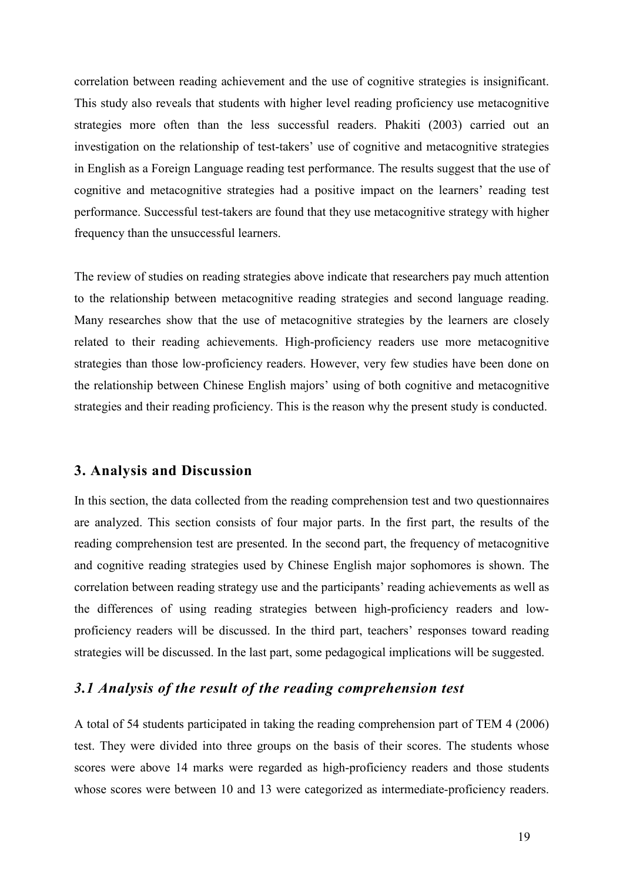correlation between reading achievement and the use of cognitive strategies is insignificant. This study also reveals that students with higher level reading proficiency use metacognitive strategies more often than the less successful readers. Phakiti (2003) carried out an investigation on the relationship of test-takers' use of cognitive and metacognitive strategies in English as a Foreign Language reading test performance. The results suggest that the use of cognitive and metacognitive strategies had a positive impact on the learners' reading test performance. Successful test-takers are found that they use metacognitive strategy with higher frequency than the unsuccessful learners.

The review of studies on reading strategies above indicate that researchers pay much attention to the relationship between metacognitive reading strategies and second language reading. Many researches show that the use of metacognitive strategies by the learners are closely related to their reading achievements. High-proficiency readers use more metacognitive strategies than those low-proficiency readers. However, very few studies have been done on the relationship between Chinese English majors' using of both cognitive and metacognitive strategies and their reading proficiency. This is the reason why the present study is conducted.

## 3. Analysis and Discussion

In this section, the data collected from the reading comprehension test and two questionnaires are analyzed. This section consists of four major parts. In the first part, the results of the reading comprehension test are presented. In the second part, the frequency of metacognitive and cognitive reading strategies used by Chinese English major sophomores is shown. The correlation between reading strategy use and the participants' reading achievements as well as the differences of using reading strategies between high-proficiency readers and low-proficiency readers will be discussed. In the third part, teachers' responses toward reading strategies will be discussed. In the last part, some pedagogical implications will be suggested.

### *3.1 Analysis of the result of the reading comprehension test*

A total of 54 students participated in taking the reading comprehension part of TEM 4 (2006) test. They were divided into three groups on the basis of their scores. The students whose scores were above 14 marks were regarded as high-proficiency readers and those students whose scores were between 10 and 13 were categorized as intermediate-proficiency readers.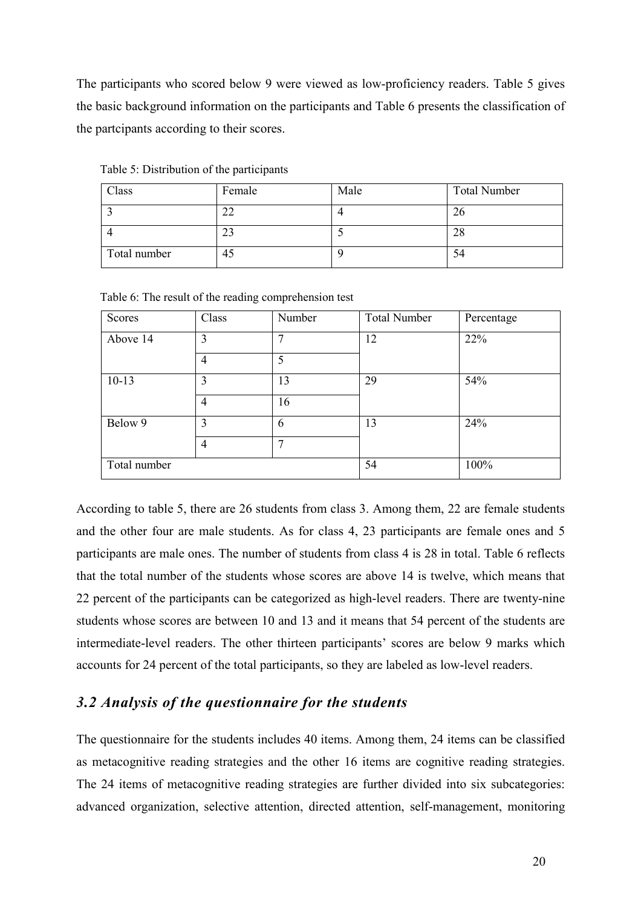The participants who scored below 9 were viewed as low-proficiency readers. Table 5 gives the basic background information on the participants and Table 6 presents the classification of the partcipants according to their scores.

Table 5: Distribution of the participants

| Class | Female | Male | Total Number |
|---|---|---|---|
| 3 | 22 | 4 | 26 |
| 4 | 23 | 5 | 28 |
| Total number | 45 | 9 | 54 |

Table 6: The result of the reading comprehension test

| Scores | Class | Number | Total Number | Percentage |
|---|---|---|---|---|
| Above 14 | 3 | 7 | 12 | 22% |
| | 4 | 5 | | |
| 10-13 | 3 | 13 | 29 | 54% |
| | 4 | 16 | | |
| Below 9 | 3 | 6 | 13 | 24% |
| | 4 | 7 | | |
| Total number | | | 54 | 100% |

According to table 5, there are 26 students from class 3. Among them, 22 are female students and the other four are male students. As for class 4, 23 participants are female ones and 5 participants are male ones. The number of students from class 4 is 28 in total. Table 6 reflects that the total number of the students whose scores are above 14 is twelve, which means that 22 percent of the participants can be categorized as high-level readers. There are twenty-nine students whose scores are between 10 and 13 and it means that 54 percent of the students are intermediate-level readers. The other thirteen participants' scores are below 9 marks which accounts for 24 percent of the total participants, so they are labeled as low-level readers.

## *3.2 Analysis of the questionnaire for the students*

The questionnaire for the students includes 40 items. Among them, 24 items can be classified as metacognitive reading strategies and the other 16 items are cognitive reading strategies. The 24 items of metacognitive reading strategies are further divided into six subcategories: advanced organization, selective attention, directed attention, self-management, monitoring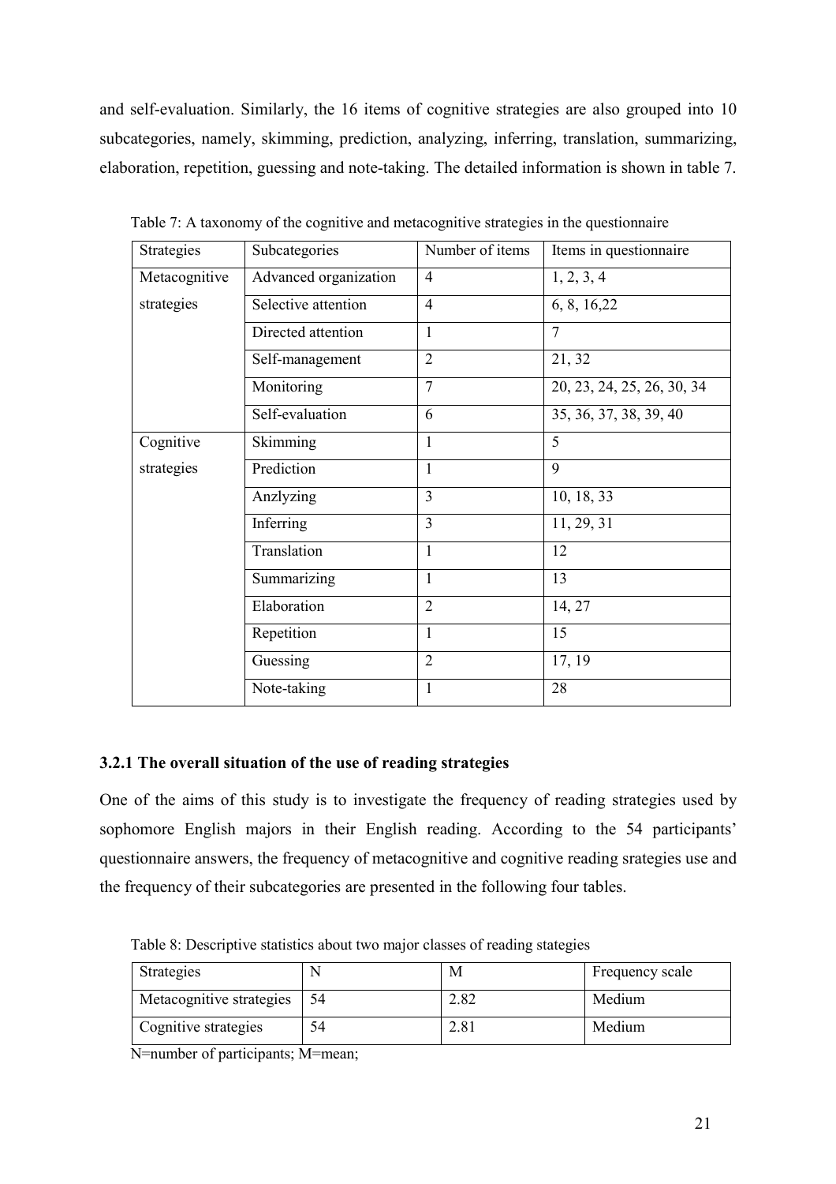and self-evaluation. Similarly, the 16 items of cognitive strategies are also grouped into 10 subcategories, namely, skimming, prediction, analyzing, inferring, translation, summarizing, elaboration, repetition, guessing and note-taking. The detailed information is shown in table 7.

Table 7: A taxonomy of the cognitive and metacognitive strategies in the questionnaire

| Strategies | Subcategories | Number of items | Items in questionnaire |
|---|---|---|---|
| Metacognitive strategies | Advanced organization | 4 | 1, 2, 3, 4 |
| | Selective attention | 4 | 6, 8, 16,22 |
| | Directed attention | 1 | 7 |
| | Self-management | 2 | 21, 32 |
| | Monitoring | 7 | 20, 23, 24, 25, 26, 30, 34 |
| | Self-evaluation | 6 | 35, 36, 37, 38, 39, 40 |
| Cognitive strategies | Skimming | 1 | 5 |
| | Prediction | 1 | 9 |
| | Anzlyzing | 3 | 10, 18, 33 |
| | Inferring | 3 | 11, 29, 31 |
| | Translation | 1 | 12 |
| | Summarizing | 1 | 13 |
| | Elaboration | 2 | 14, 27 |
| | Repetition | 1 | 15 |
| | Guessing | 2 | 17, 19 |
| | Note-taking | 1 | 28 |

### 3.2.1 The overall situation of the use of reading strategies

One of the aims of this study is to investigate the frequency of reading strategies used by sophomore English majors in their English reading. According to the 54 participants' questionnaire answers, the frequency of metacognitive and cognitive reading srategies use and the frequency of their subcategories are presented in the following four tables.

Table 8: Descriptive statistics about two major classes of reading stategies

| Strategies | N | M | Frequency scale |
|---|---|---|---|
| Metacognitive strategies | 54 | 2.82 | Medium |
| Cognitive strategies | 54 | 2.81 | Medium |

N=number of participants; M=mean;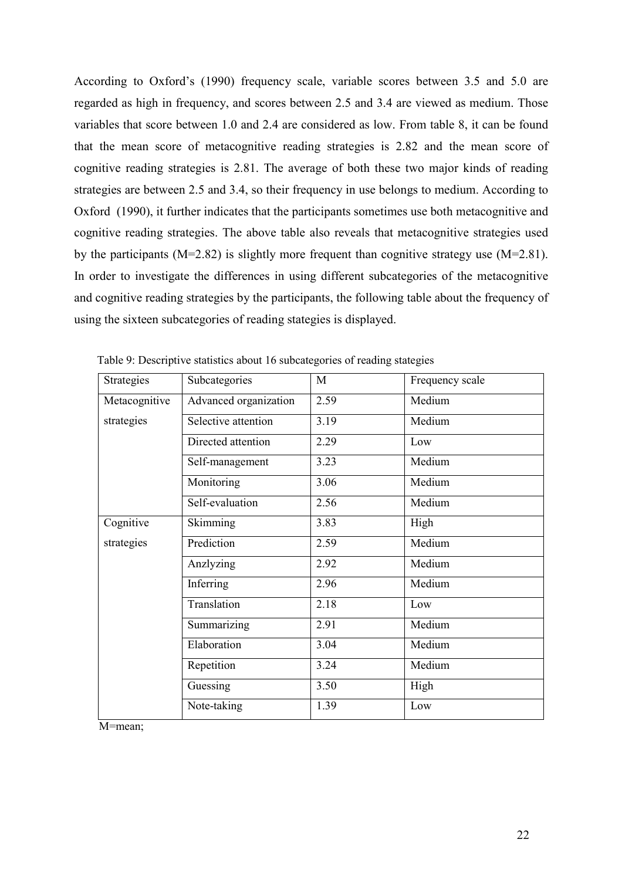According to Oxford's (1990) frequency scale, variable scores between 3.5 and 5.0 are regarded as high in frequency, and scores between 2.5 and 3.4 are viewed as medium. Those variables that score between 1.0 and 2.4 are considered as low. From table 8, it can be found that the mean score of metacognitive reading strategies is 2.82 and the mean score of cognitive reading strategies is 2.81. The average of both these two major kinds of reading strategies are between 2.5 and 3.4, so their frequency in use belongs to medium. According to Oxford (1990), it further indicates that the participants sometimes use both metacognitive and cognitive reading strategies. The above table also reveals that metacognitive strategies used by the participants (M=2.82) is slightly more frequent than cognitive strategy use (M=2.81). In order to investigate the differences in using different subcategories of the metacognitive and cognitive reading strategies by the participants, the following table about the frequency of using the sixteen subcategories of reading stategies is displayed.

Table 9: Descriptive statistics about 16 subcategories of reading stategies

| Strategies | Subcategories | M | Frequency scale |
|---|---|---|---|
| Metacognitive strategies | Advanced organization | 2.59 | Medium |
| | Selective attention | 3.19 | Medium |
| | Directed attention | 2.29 | Low |
| | Self-management | 3.23 | Medium |
| | Monitoring | 3.06 | Medium |
| | Self-evaluation | 2.56 | Medium |
| Cognitive strategies | Skimming | 3.83 | High |
| | Prediction | 2.59 | Medium |
| | Anzlyzing | 2.92 | Medium |
| | Inferring | 2.96 | Medium |
| | Translation | 2.18 | Low |
| | Summarizing | 2.91 | Medium |
| | Elaboration | 3.04 | Medium |
| | Repetition | 3.24 | Medium |
| | Guessing | 3.50 | High |
| | Note-taking | 1.39 | Low |

M=mean;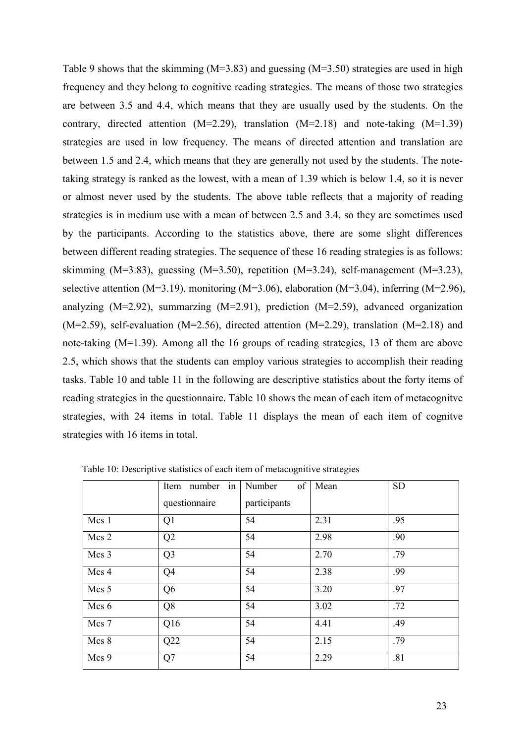Table 9 shows that the skimming (M=3.83) and guessing (M=3.50) strategies are used in high frequency and they belong to cognitive reading strategies. The means of those two strategies are between 3.5 and 4.4, which means that they are usually used by the students. On the contrary, directed attention (M=2.29), translation (M=2.18) and note-taking (M=1.39) strategies are used in low frequency. The means of directed attention and translation are between 1.5 and 2.4, which means that they are generally not used by the students. The note-taking strategy is ranked as the lowest, with a mean of 1.39 which is below 1.4, so it is never or almost never used by the students. The above table reflects that a majority of reading strategies is in medium use with a mean of between 2.5 and 3.4, so they are sometimes used by the participants. According to the statistics above, there are some slight differences between different reading strategies. The sequence of these 16 reading strategies is as follows: skimming (M=3.83), guessing (M=3.50), repetition (M=3.24), self-management (M=3.23), selective attention (M=3.19), monitoring (M=3.06), elaboration (M=3.04), inferring (M=2.96), analyzing (M=2.92), summarzing (M=2.91), prediction (M=2.59), advanced organization (M=2.59), self-evaluation (M=2.56), directed attention (M=2.29), translation (M=2.18) and note-taking (M=1.39). Among all the 16 groups of reading strategies, 13 of them are above 2.5, which shows that the students can employ various strategies to accomplish their reading tasks. Table 10 and table 11 in the following are descriptive statistics about the forty items of reading strategies in the questionnaire. Table 10 shows the mean of each item of metacognitve strategies, with 24 items in total. Table 11 displays the mean of each item of cognitve strategies with 16 items in total.

Table 10: Descriptive statistics of each item of metacognitive strategies

| | Item number in questionnaire | Number of participants | Mean | SD |
|---|---|---|---|---|
| Mcs 1 | Q1 | 54 | 2.31 | .95 |
| Mcs 2 | Q2 | 54 | 2.98 | .90 |
| Mcs 3 | Q3 | 54 | 2.70 | .79 |
| Mcs 4 | Q4 | 54 | 2.38 | .99 |
| Mcs 5 | Q6 | 54 | 3.20 | .97 |
| Mcs 6 | Q8 | 54 | 3.02 | .72 |
| Mcs 7 | Q16 | 54 | 4.41 | .49 |
| Mcs 8 | Q22 | 54 | 2.15 | .79 |
| Mcs 9 | Q7 | 54 | 2.29 | .81 |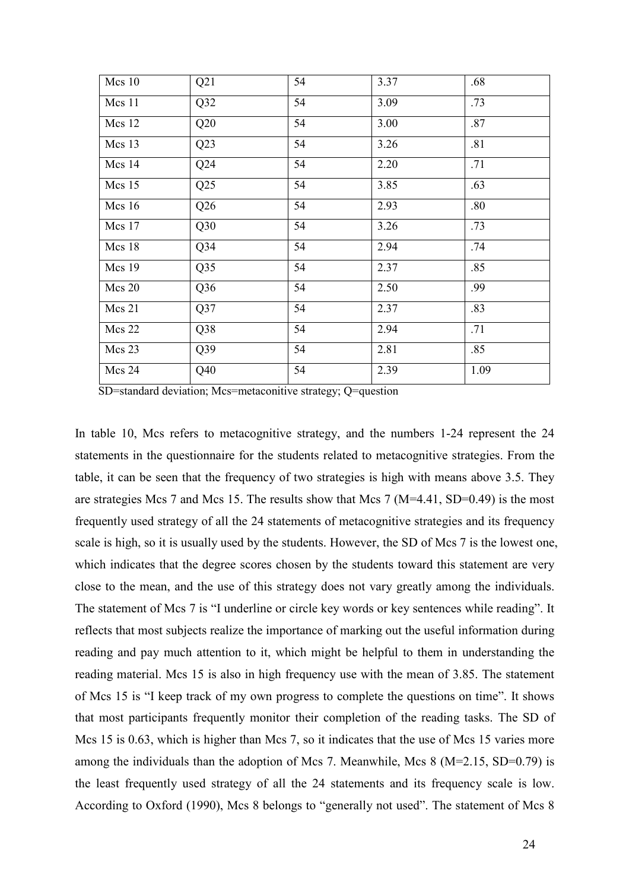| | | | | |
|---|---|---|---|---|
| Mcs 10 | Q21 | 54 | 3.37 | .68 |
| Mcs 11 | Q32 | 54 | 3.09 | .73 |
| Mcs 12 | Q20 | 54 | 3.00 | .87 |
| Mcs 13 | Q23 | 54 | 3.26 | .81 |
| Mcs 14 | Q24 | 54 | 2.20 | .71 |
| Mcs 15 | Q25 | 54 | 3.85 | .63 |
| Mcs 16 | Q26 | 54 | 2.93 | .80 |
| Mcs 17 | Q30 | 54 | 3.26 | .73 |
| Mcs 18 | Q34 | 54 | 2.94 | .74 |
| Mcs 19 | Q35 | 54 | 2.37 | .85 |
| Mcs 20 | Q36 | 54 | 2.50 | .99 |
| Mcs 21 | Q37 | 54 | 2.37 | .83 |
| Mcs 22 | Q38 | 54 | 2.94 | .71 |
| Mcs 23 | Q39 | 54 | 2.81 | .85 |
| Mcs 24 | Q40 | 54 | 2.39 | 1.09 |

SD=standard deviation; Mcs=metaconitive strategy; Q=question

In table 10, Mcs refers to metacognitive strategy, and the numbers 1-24 represent the 24 statements in the questionnaire for the students related to metacognitive strategies. From the table, it can be seen that the frequency of two strategies is high with means above 3.5. They are strategies Mcs 7 and Mcs 15. The results show that Mcs 7 (M=4.41, SD=0.49) is the most frequently used strategy of all the 24 statements of metacognitive strategies and its frequency scale is high, so it is usually used by the students. However, the SD of Mcs 7 is the lowest one, which indicates that the degree scores chosen by the students toward this statement are very close to the mean, and the use of this strategy does not vary greatly among the individuals. The statement of Mcs 7 is "I underline or circle key words or key sentences while reading". It reflects that most subjects realize the importance of marking out the useful information during reading and pay much attention to it, which might be helpful to them in understanding the reading material. Mcs 15 is also in high frequency use with the mean of 3.85. The statement of Mcs 15 is "I keep track of my own progress to complete the questions on time". It shows that most participants frequently monitor their completion of the reading tasks. The SD of Mcs 15 is 0.63, which is higher than Mcs 7, so it indicates that the use of Mcs 15 varies more among the individuals than the adoption of Mcs 7. Meanwhile, Mcs 8 (M=2.15, SD=0.79) is the least frequently used strategy of all the 24 statements and its frequency scale is low. According to Oxford (1990), Mcs 8 belongs to "generally not used". The statement of Mcs 8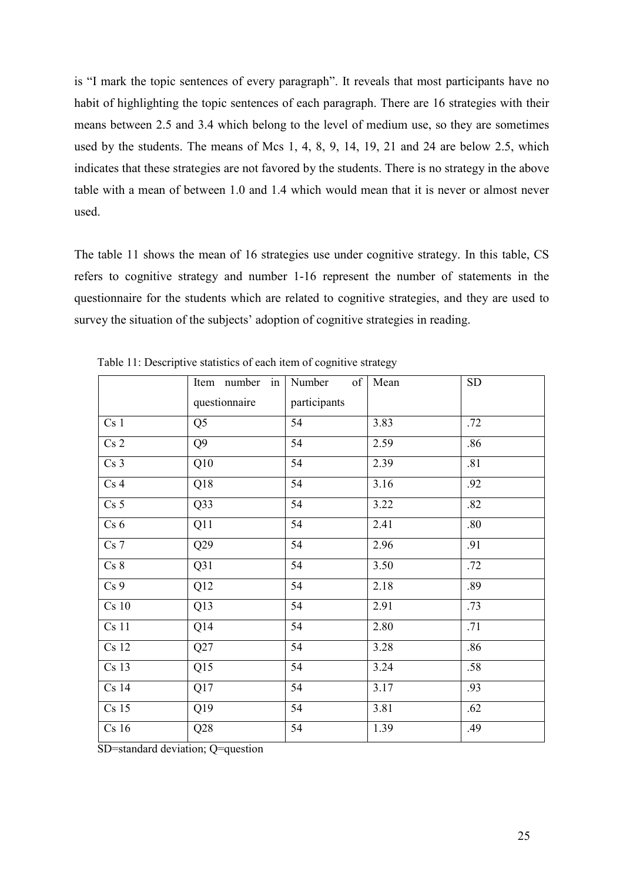is "I mark the topic sentences of every paragraph". It reveals that most participants have no habit of highlighting the topic sentences of each paragraph. There are 16 strategies with their means between 2.5 and 3.4 which belong to the level of medium use, so they are sometimes used by the students. The means of Mcs 1, 4, 8, 9, 14, 19, 21 and 24 are below 2.5, which indicates that these strategies are not favored by the students. There is no strategy in the above table with a mean of between 1.0 and 1.4 which would mean that it is never or almost never used.

The table 11 shows the mean of 16 strategies use under cognitive strategy. In this table, CS refers to cognitive strategy and number 1-16 represent the number of statements in the questionnaire for the students which are related to cognitive strategies, and they are used to survey the situation of the subjects' adoption of cognitive strategies in reading.

Table 11: Descriptive statistics of each item of cognitive strategy

| | Item number in questionnaire | Number of participants | Mean | SD |
|---|---|---|---|---|
| Cs 1 | Q5 | 54 | 3.83 | .72 |
| Cs 2 | Q9 | 54 | 2.59 | .86 |
| Cs 3 | Q10 | 54 | 2.39 | .81 |
| Cs 4 | Q18 | 54 | 3.16 | .92 |
| Cs 5 | Q33 | 54 | 3.22 | .82 |
| Cs 6 | Q11 | 54 | 2.41 | .80 |
| Cs 7 | Q29 | 54 | 2.96 | .91 |
| Cs 8 | Q31 | 54 | 3.50 | .72 |
| Cs 9 | Q12 | 54 | 2.18 | .89 |
| Cs 10 | Q13 | 54 | 2.91 | .73 |
| Cs 11 | Q14 | 54 | 2.80 | .71 |
| Cs 12 | Q27 | 54 | 3.28 | .86 |
| Cs 13 | Q15 | 54 | 3.24 | .58 |
| Cs 14 | Q17 | 54 | 3.17 | .93 |
| Cs 15 | Q19 | 54 | 3.81 | .62 |
| Cs 16 | Q28 | 54 | 1.39 | .49 |

SD=standard deviation; Q=question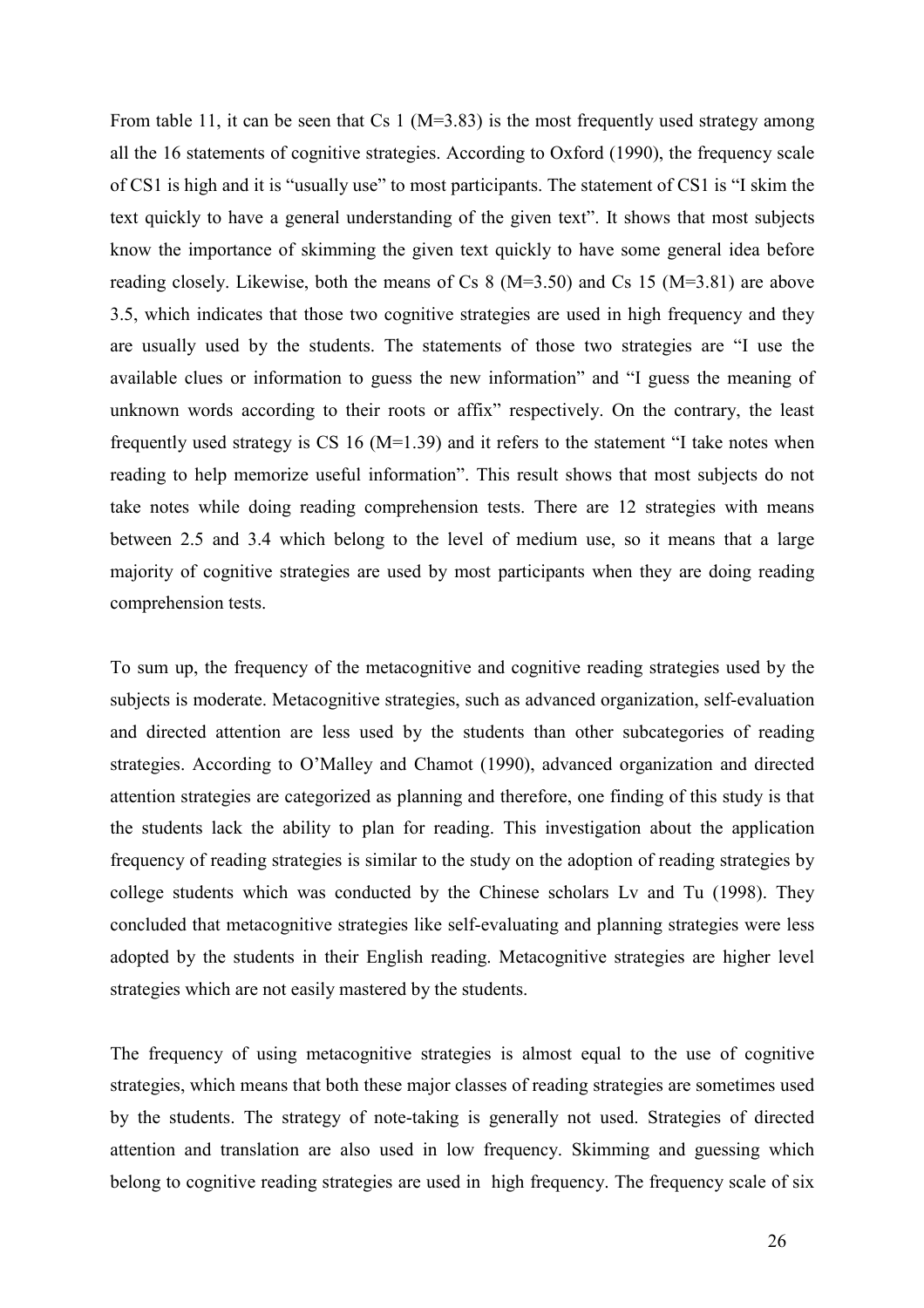From table 11, it can be seen that Cs 1 (M=3.83) is the most frequently used strategy among all the 16 statements of cognitive strategies. According to Oxford (1990), the frequency scale of CS1 is high and it is "usually use" to most participants. The statement of CS1 is "I skim the text quickly to have a general understanding of the given text". It shows that most subjects know the importance of skimming the given text quickly to have some general idea before reading closely. Likewise, both the means of Cs 8 (M=3.50) and Cs 15 (M=3.81) are above 3.5, which indicates that those two cognitive strategies are used in high frequency and they are usually used by the students. The statements of those two strategies are "I use the available clues or information to guess the new information" and "I guess the meaning of unknown words according to their roots or affix" respectively. On the contrary, the least frequently used strategy is CS 16 (M=1.39) and it refers to the statement "I take notes when reading to help memorize useful information". This result shows that most subjects do not take notes while doing reading comprehension tests. There are 12 strategies with means between 2.5 and 3.4 which belong to the level of medium use, so it means that a large majority of cognitive strategies are used by most participants when they are doing reading comprehension tests.

To sum up, the frequency of the metacognitive and cognitive reading strategies used by the subjects is moderate. Metacognitive strategies, such as advanced organization, self-evaluation and directed attention are less used by the students than other subcategories of reading strategies. According to O'Malley and Chamot (1990), advanced organization and directed attention strategies are categorized as planning and therefore, one finding of this study is that the students lack the ability to plan for reading. This investigation about the application frequency of reading strategies is similar to the study on the adoption of reading strategies by college students which was conducted by the Chinese scholars Lv and Tu (1998). They concluded that metacognitive strategies like self-evaluating and planning strategies were less adopted by the students in their English reading. Metacognitive strategies are higher level strategies which are not easily mastered by the students.

The frequency of using metacognitive strategies is almost equal to the use of cognitive strategies, which means that both these major classes of reading strategies are sometimes used by the students. The strategy of note-taking is generally not used. Strategies of directed attention and translation are also used in low frequency. Skimming and guessing which belong to cognitive reading strategies are used in high frequency. The frequency scale of six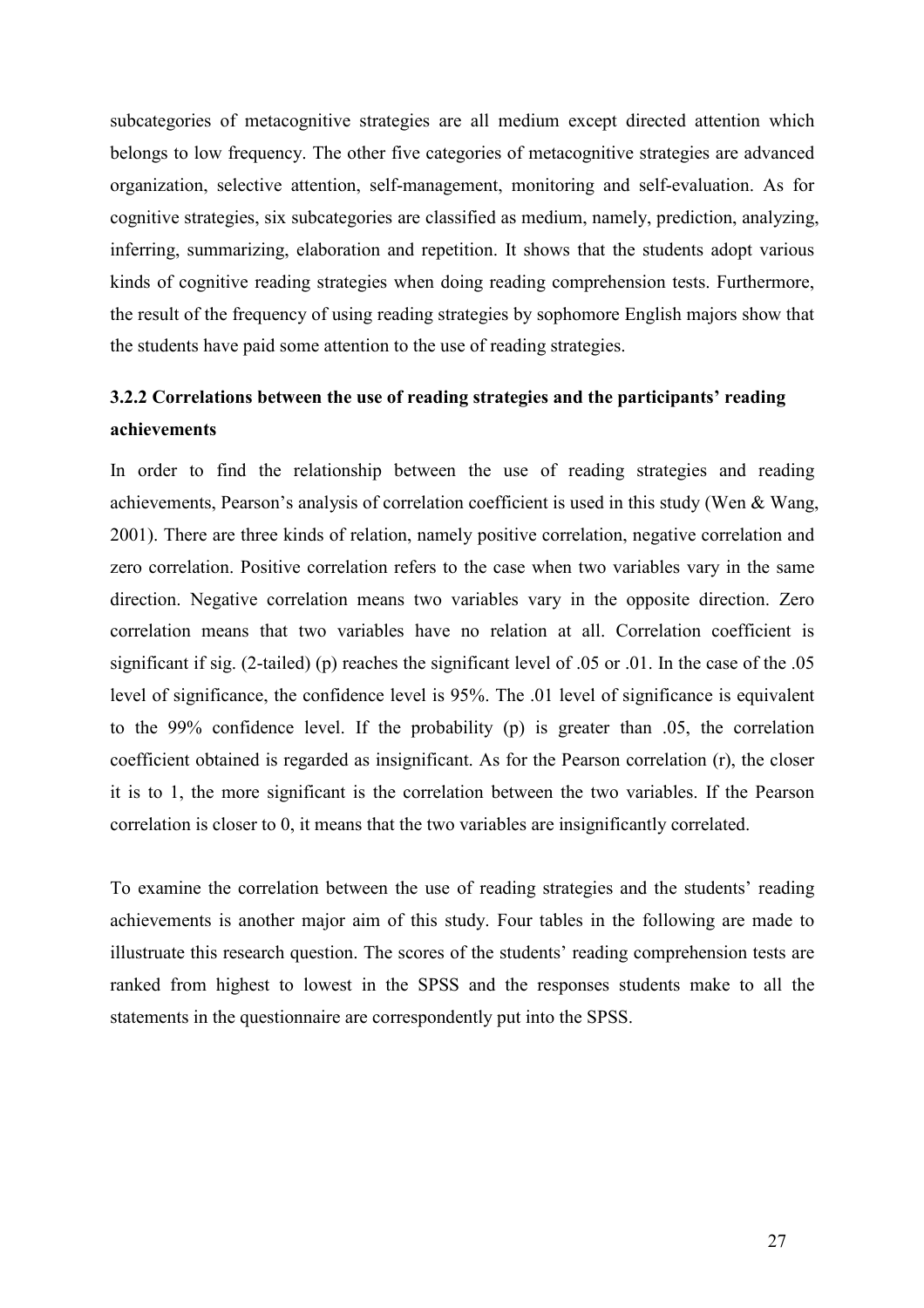subcategories of metacognitive strategies are all medium except directed attention which belongs to low frequency. The other five categories of metacognitive strategies are advanced organization, selective attention, self-management, monitoring and self-evaluation. As for cognitive strategies, six subcategories are classified as medium, namely, prediction, analyzing, inferring, summarizing, elaboration and repetition. It shows that the students adopt various kinds of cognitive reading strategies when doing reading comprehension tests. Furthermore, the result of the frequency of using reading strategies by sophomore English majors show that the students have paid some attention to the use of reading strategies.

### 3.2.2 Correlations between the use of reading strategies and the participants' reading achievements

In order to find the relationship between the use of reading strategies and reading achievements, Pearson's analysis of correlation coefficient is used in this study (Wen & Wang, 2001). There are three kinds of relation, namely positive correlation, negative correlation and zero correlation. Positive correlation refers to the case when two variables vary in the same direction. Negative correlation means two variables vary in the opposite direction. Zero correlation means that two variables have no relation at all. Correlation coefficient is significant if sig. (2-tailed) (p) reaches the significant level of .05 or .01. In the case of the .05 level of significance, the confidence level is 95%. The .01 level of significance is equivalent to the 99% confidence level. If the probability (p) is greater than .05, the correlation coefficient obtained is regarded as insignificant. As for the Pearson correlation (r), the closer it is to 1, the more significant is the correlation between the two variables. If the Pearson correlation is closer to 0, it means that the two variables are insignificantly correlated.

To examine the correlation between the use of reading strategies and the students' reading achievements is another major aim of this study. Four tables in the following are made to illustruate this research question. The scores of the students' reading comprehension tests are ranked from highest to lowest in the SPSS and the responses students make to all the statements in the questionnaire are correspondently put into the SPSS.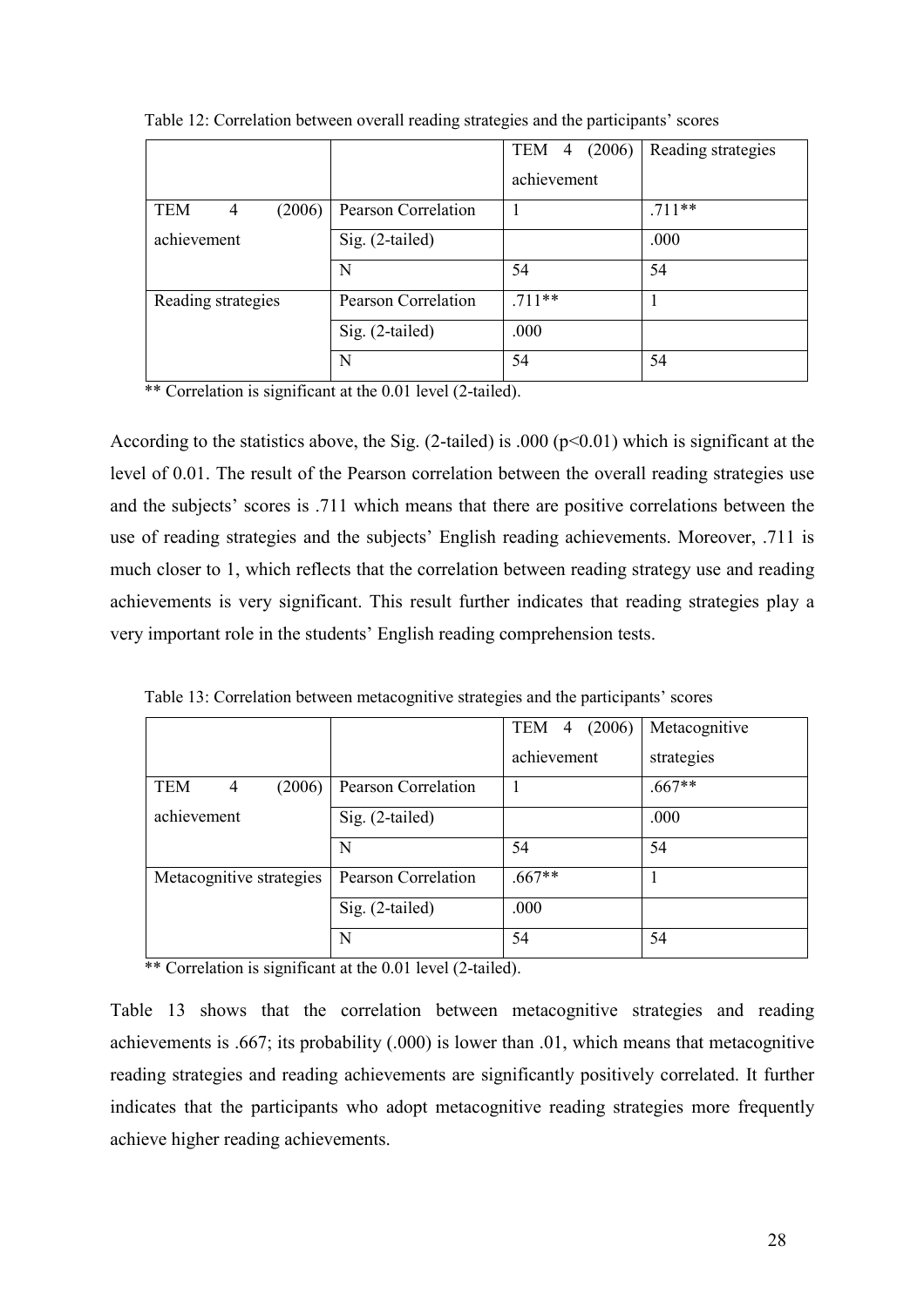Table 12: Correlation between overall reading strategies and the participants' scores

| | | TEM 4 (2006) achievement | Reading strategies |
|---|---|---|---|
| TEM 4 (2006) achievement | Pearson Correlation | 1 | .711** |
| | Sig. (2-tailed) | | .000 |
| | N | 54 | 54 |
| Reading strategies | Pearson Correlation | .711** | 1 |
| | Sig. (2-tailed) | .000 | |
| | N | 54 | 54 |

** Correlation is significant at the 0.01 level (2-tailed).

According to the statistics above, the Sig. (2-tailed) is .000 ($p<0.01$) which is significant at the level of 0.01. The result of the Pearson correlation between the overall reading strategies use and the subjects' scores is .711 which means that there are positive correlations between the use of reading strategies and the subjects' English reading achievements. Moreover, .711 is much closer to 1, which reflects that the correlation between reading strategy use and reading achievements is very significant. This result further indicates that reading strategies play a very important role in the students' English reading comprehension tests.

Table 13: Correlation between metacognitive strategies and the participants' scores

| | | TEM 4 (2006) achievement | Metacognitive strategies |
|---|---|---|---|
| TEM 4 (2006) achievement | Pearson Correlation | 1 | .667** |
| | Sig. (2-tailed) | | .000 |
| | N | 54 | 54 |
| Metacognitive strategies | Pearson Correlation | .667** | 1 |
| | Sig. (2-tailed) | .000 | |
| | N | 54 | 54 |

** Correlation is significant at the 0.01 level (2-tailed).

Table 13 shows that the correlation between metacognitive strategies and reading achievements is .667; its probability (.000) is lower than .01, which means that metacognitive reading strategies and reading achievements are significantly positively correlated. It further indicates that the participants who adopt metacognitive reading strategies more frequently achieve higher reading achievements.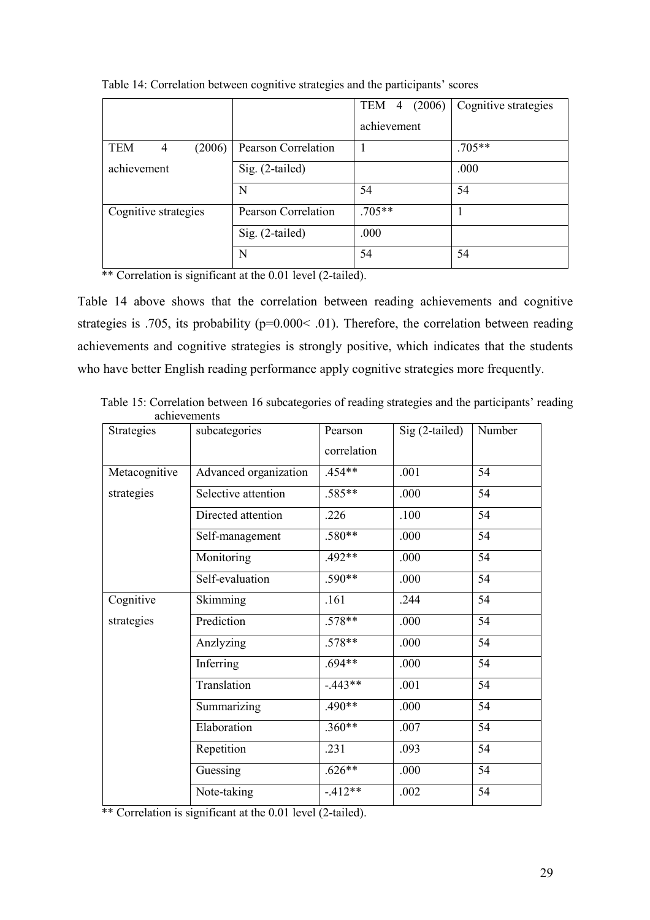Table 14: Correlation between cognitive strategies and the participants' scores

| | | TEM 4 (2006) achievement | Cognitive strategies |
|---|---|---|---|
| TEM 4 (2006) achievement | Pearson Correlation | 1 | .705** |
| | Sig. (2-tailed) | | .000 |
| | N | 54 | 54 |
| Cognitive strategies | Pearson Correlation | .705** | 1 |
| | Sig. (2-tailed) | .000 | |
| | N | 54 | 54 |

** Correlation is significant at the 0.01 level (2-tailed).

Table 14 above shows that the correlation between reading achievements and cognitive strategies is .705, its probability ($p=0.000< .01$). Therefore, the correlation between reading achievements and cognitive strategies is strongly positive, which indicates that the students who have better English reading performance apply cognitive strategies more frequently.

Table 15: Correlation between 16 subcategories of reading strategies and the participants' reading achievements

| Strategies | subcategories | Pearson correlation | Sig (2-tailed) | Number |
|---|---|---|---|---|
| Metacognitive strategies | Advanced organization | .454** | .001 | 54 |
| | Selective attention | .585** | .000 | 54 |
| | Directed attention | .226 | .100 | 54 |
| | Self-management | .580** | .000 | 54 |
| | Monitoring | .492** | .000 | 54 |
| | Self-evaluation | .590** | .000 | 54 |
| Cognitive strategies | Skimming | .161 | .244 | 54 |
| | Prediction | .578** | .000 | 54 |
| | Anzlyzing | .578** | .000 | 54 |
| | Inferring | .694** | .000 | 54 |
| | Translation | -.443** | .001 | 54 |
| | Summarizing | .490** | .000 | 54 |
| | Elaboration | .360** | .007 | 54 |
| | Repetition | .231 | .093 | 54 |
| | Guessing | .626** | .000 | 54 |
| | Note-taking | -.412** | .002 | 54 |

** Correlation is significant at the 0.01 level (2-tailed).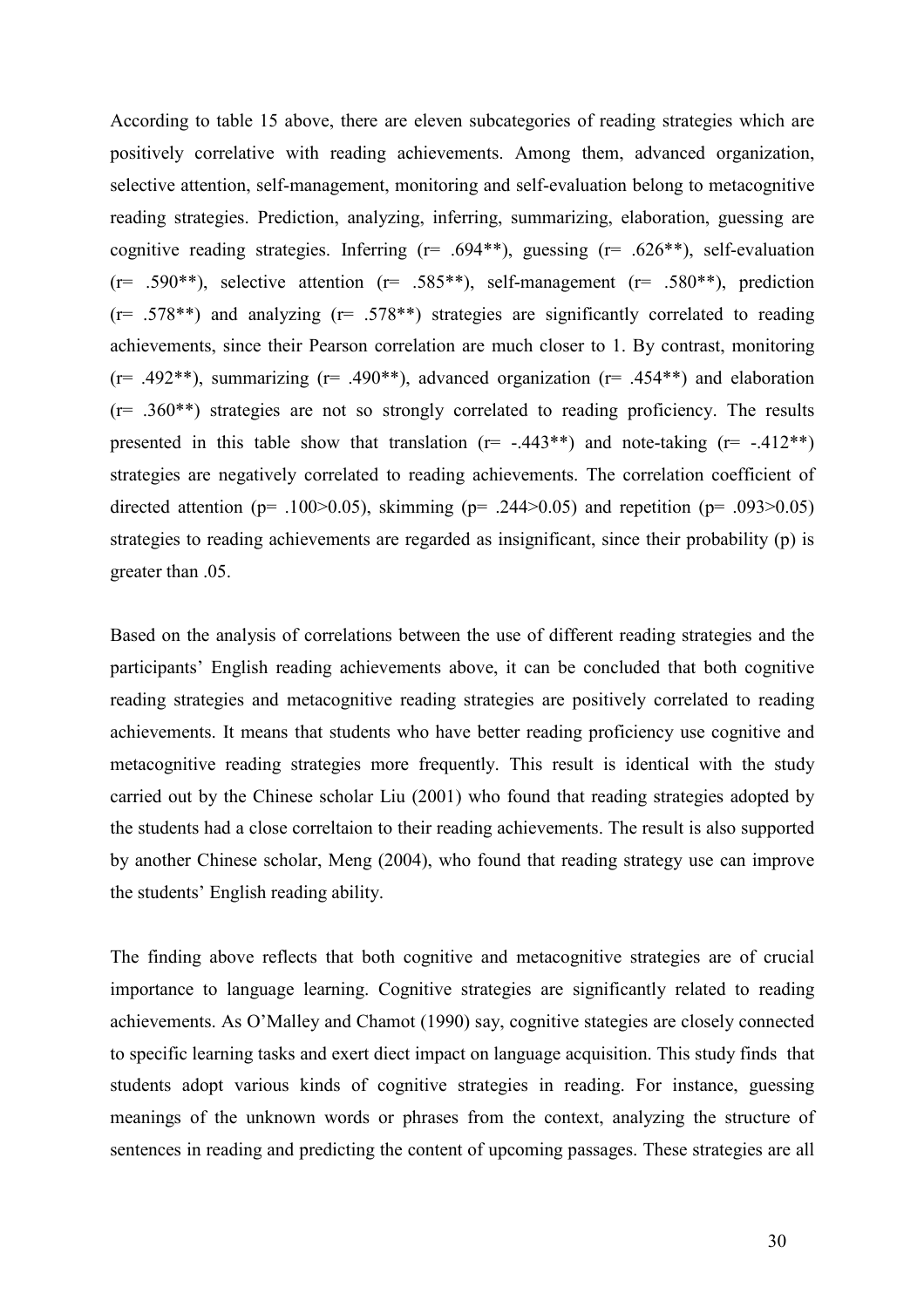According to table 15 above, there are eleven subcategories of reading strategies which are positively correlative with reading achievements. Among them, advanced organization, selective attention, self-management, monitoring and self-evaluation belong to metacognitive reading strategies. Prediction, analyzing, inferring, summarizing, elaboration, guessing are cognitive reading strategies. Inferring (r= .694**), guessing (r= .626**), self-evaluation (r= .590**), selective attention (r= .585**), self-management (r= .580**), prediction (r= .578**) and analyzing (r= .578**) strategies are significantly correlated to reading achievements, since their Pearson correlation are much closer to 1. By contrast, monitoring (r= .492**), summarizing (r= .490**), advanced organization (r= .454**) and elaboration (r= .360**) strategies are not so strongly correlated to reading proficiency. The results presented in this table show that translation (r= -.443**) and note-taking (r= -.412**) strategies are negatively correlated to reading achievements. The correlation coefficient of directed attention ($p= .100>0.05$), skimming ($p= .244>0.05$) and repetition ($p= .093>0.05$) strategies to reading achievements are regarded as insignificant, since their probability (p) is greater than .05.

Based on the analysis of correlations between the use of different reading strategies and the participants' English reading achievements above, it can be concluded that both cognitive reading strategies and metacognitive reading strategies are positively correlated to reading achievements. It means that students who have better reading proficiency use cognitive and metacognitive reading strategies more frequently. This result is identical with the study carried out by the Chinese scholar Liu (2001) who found that reading strategies adopted by the students had a close correltaion to their reading achievements. The result is also supported by another Chinese scholar, Meng (2004), who found that reading strategy use can improve the students' English reading ability.

The finding above reflects that both cognitive and metacognitive strategies are of crucial importance to language learning. Cognitive strategies are significantly related to reading achievements. As O'Malley and Chamot (1990) say, cognitive stategies are closely connected to specific learning tasks and exert dicet impact on language acquisition. This study finds that students adopt various kinds of cognitive strategies in reading. For instance, guessing meanings of the unknown words or phrases from the context, analyzing the structure of sentences in reading and predicting the content of upcoming passages. These strategies are all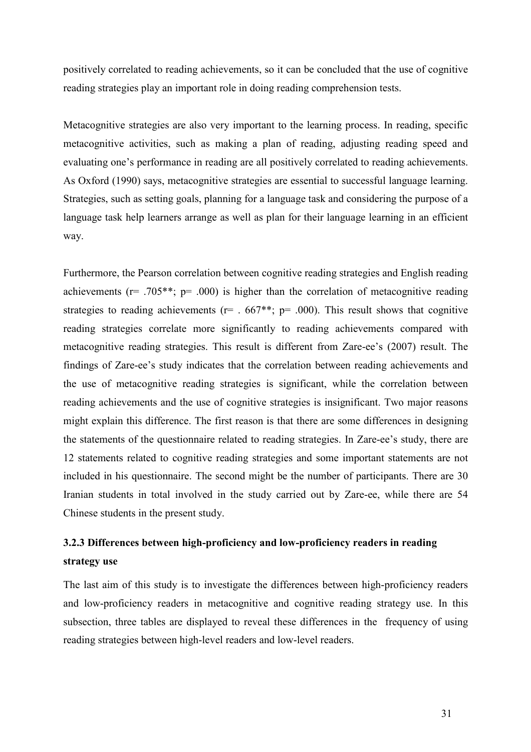positively correlated to reading achievements, so it can be concluded that the use of cognitive reading strategies play an important role in doing reading comprehension tests.

Metacognitive strategies are also very important to the learning process. In reading, specific metacognitive activities, such as making a plan of reading, adjusting reading speed and evaluating one's performance in reading are all positively correlated to reading achievements. As Oxford (1990) says, metacognitive strategies are essential to successful language learning. Strategies, such as setting goals, planning for a language task and considering the purpose of a language task help learners arrange as well as plan for their language learning in an efficient way.

Furthermore, the Pearson correlation between cognitive reading strategies and English reading achievements ($r = .705^{**}$; $p = .000$) is higher than the correlation of metacognitive reading strategies to reading achievements ($r = .667^{**}$; $p = .000$). This result shows that cognitive reading strategies correlate more significantly to reading achievements compared with metacognitive reading strategies. This result is different from Zare-ee's (2007) result. The findings of Zare-ee's study indicates that the correlation between reading achievements and the use of metacognitive reading strategies is significant, while the correlation between reading achievements and the use of cognitive strategies is insignificant. Two major reasons might explain this difference. The first reason is that there are some differences in designing the statements of the questionnaire related to reading strategies. In Zare-ee's study, there are 12 statements related to cognitive reading strategies and some important statements are not included in his questionnaire. The second might be the number of participants. There are 30 Iranian students in total involved in the study carried out by Zare-ee, while there are 54 Chinese students in the present study.

### 3.2.3 Differences between high-proficiency and low-proficiency readers in reading strategy use

The last aim of this study is to investigate the differences between high-proficiency readers and low-proficiency readers in metacognitive and cognitive reading strategy use. In this subsection, three tables are displayed to reveal these differences in the frequency of using reading strategies between high-level readers and low-level readers.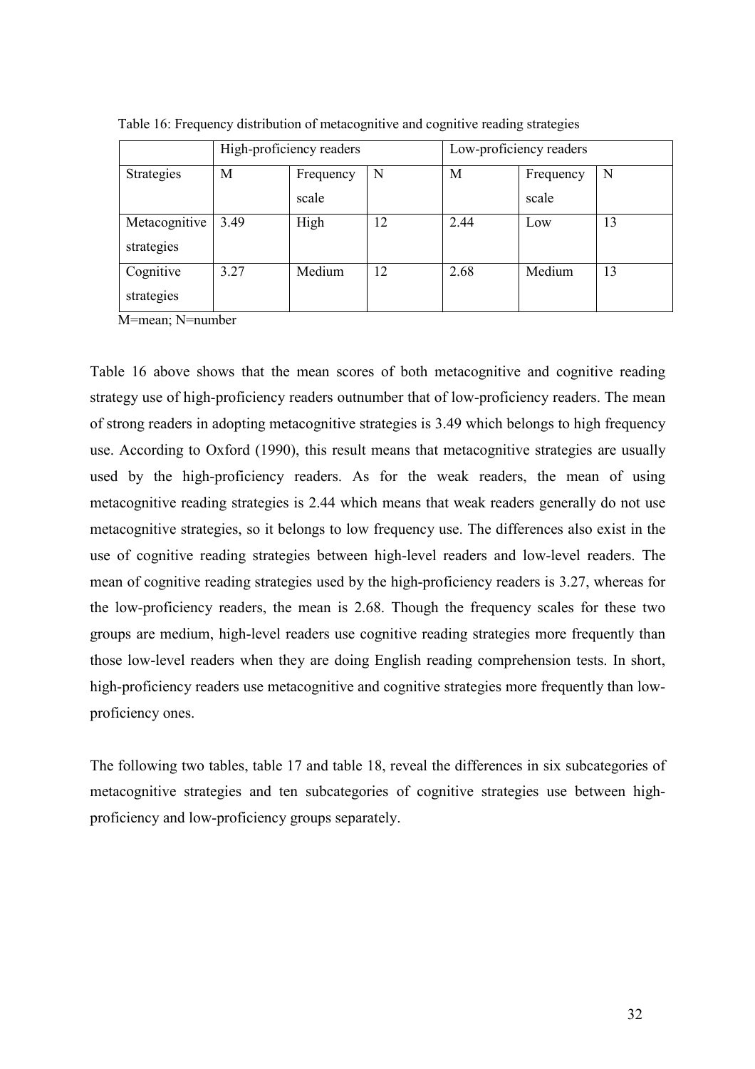Table 16: Frequency distribution of metacognitive and cognitive reading strategies

| | High-proficiency readers | | | Low-proficiency readers | | |
|---|---|---|---|---|---|---|
| Strategies | M | Frequency scale | N | M | Frequency scale | N |
| Metacognitive strategies | 3.49 | High | 12 | 2.44 | Low | 13 |
| Cognitive strategies | 3.27 | Medium | 12 | 2.68 | Medium | 13 |

M=mean; N=number

Table 16 above shows that the mean scores of both metacognitive and cognitive reading strategy use of high-proficiency readers outnumber that of low-proficiency readers. The mean of strong readers in adopting metacognitive strategies is 3.49 which belongs to high frequency use. According to Oxford (1990), this result means that metacognitive strategies are usually used by the high-proficiency readers. As for the weak readers, the mean of using metacognitive reading strategies is 2.44 which means that weak readers generally do not use metacognitive strategies, so it belongs to low frequency use. The differences also exist in the use of cognitive reading strategies between high-level readers and low-level readers. The mean of cognitive reading strategies used by the high-proficiency readers is 3.27, whereas for the low-proficiency readers, the mean is 2.68. Though the frequency scales for these two groups are medium, high-level readers use cognitive reading strategies more frequently than those low-level readers when they are doing English reading comprehension tests. In short, high-proficiency readers use metacognitive and cognitive strategies more frequently than low-proficiency ones.

The following two tables, table 17 and table 18, reveal the differences in six subcategories of metacognitive strategies and ten subcategories of cognitive strategies use between high-proficiency and low-proficiency groups separately.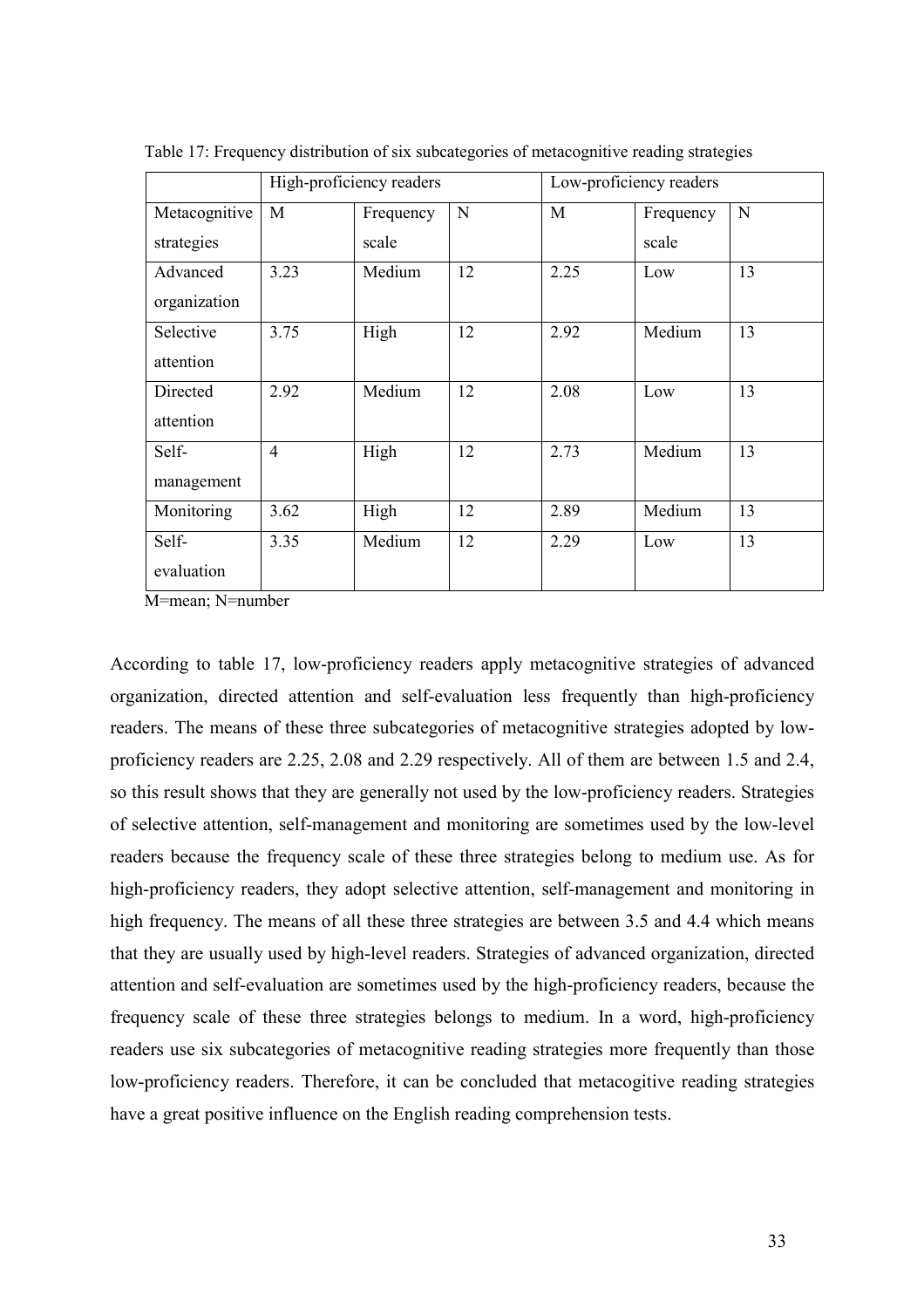Table 17: Frequency distribution of six subcategories of metacognitive reading strategies

| | High-proficiency readers | | | Low-proficiency readers | | |
|---|---|---|---|---|---|---|
| Metacognitive strategies | M | Frequency scale | N | M | Frequency scale | N |
| Advanced organization | 3.23 | Medium | 12 | 2.25 | Low | 13 |
| Selective attention | 3.75 | High | 12 | 2.92 | Medium | 13 |
| Directed attention | 2.92 | Medium | 12 | 2.08 | Low | 13 |
| Self-management | 4 | High | 12 | 2.73 | Medium | 13 |
| Monitoring | 3.62 | High | 12 | 2.89 | Medium | 13 |
| Self-evaluation | 3.35 | Medium | 12 | 2.29 | Low | 13 |

M=mean; N=number

According to table 17, low-proficiency readers apply metacognitive strategies of advanced organization, directed attention and self-evaluation less frequently than high-proficiency readers. The means of these three subcategories of metacognitive strategies adopted by low-proficiency readers are 2.25, 2.08 and 2.29 respectively. All of them are between 1.5 and 2.4, so this result shows that they are generally not used by the low-proficiency readers. Strategies of selective attention, self-management and monitoring are sometimes used by the low-level readers because the frequency scale of these three strategies belong to medium use. As for high-proficiency readers, they adopt selective attention, self-management and monitoring in high frequency. The means of all these three strategies are between 3.5 and 4.4 which means that they are usually used by high-level readers. Strategies of advanced organization, directed attention and self-evaluation are sometimes used by the high-proficiency readers, because the frequency scale of these three strategies belongs to medium. In a word, high-proficiency readers use six subcategories of metacognitive reading strategies more frequently than those low-proficiency readers. Therefore, it can be concluded that metacogitive reading strategies have a great positive influence on the English reading comprehension tests.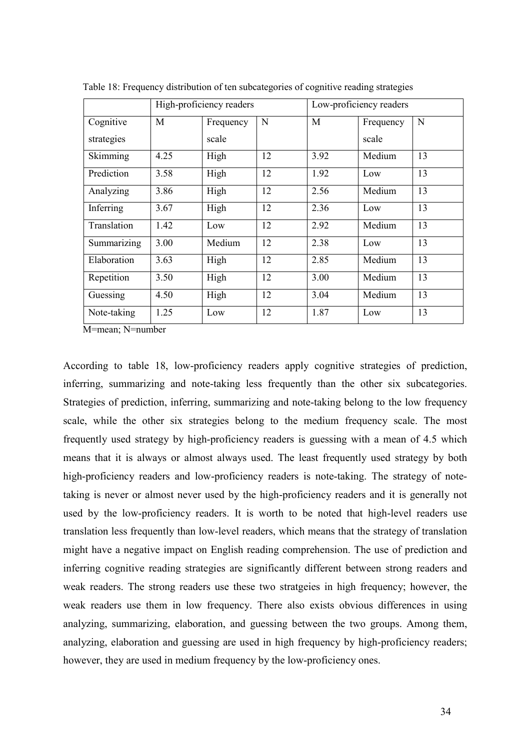Table 18: Frequency distribution of ten subcategories of cognitive reading strategies

| | High-proficiency readers | | | Low-proficiency readers | | |
|---|---|---|---|---|---|---|
| Cognitive strategies | M | Frequency scale | N | M | Frequency scale | N |
| Skimming | 4.25 | High | 12 | 3.92 | Medium | 13 |
| Prediction | 3.58 | High | 12 | 1.92 | Low | 13 |
| Analyzing | 3.86 | High | 12 | 2.56 | Medium | 13 |
| Inferring | 3.67 | High | 12 | 2.36 | Low | 13 |
| Translation | 1.42 | Low | 12 | 2.92 | Medium | 13 |
| Summarizing | 3.00 | Medium | 12 | 2.38 | Low | 13 |
| Elaboration | 3.63 | High | 12 | 2.85 | Medium | 13 |
| Repetition | 3.50 | High | 12 | 3.00 | Medium | 13 |
| Guessing | 4.50 | High | 12 | 3.04 | Medium | 13 |
| Note-taking | 1.25 | Low | 12 | 1.87 | Low | 13 |

M=mean; N=number

According to table 18, low-proficiency readers apply cognitive strategies of prediction, inferring, summarizing and note-taking less frequently than the other six subcategories. Strategies of prediction, inferring, summarizing and note-taking belong to the low frequency scale, while the other six strategies belong to the medium frequency scale. The most frequently used strategy by high-proficiency readers is guessing with a mean of 4.5 which means that it is always or almost always used. The least frequently used strategy by both high-proficiency readers and low-proficiency readers is note-taking. The strategy of note-taking is never or almost never used by the high-proficiency readers and it is generally not used by the low-proficiency readers. It is worth to be noted that high-level readers use translation less frequently than low-level readers, which means that the strategy of translation might have a negative impact on English reading comprehension. The use of prediction and inferring cognitive reading strategies are significantly different between strong readers and weak readers. The strong readers use these two stratgeies in high frequency; however, the weak readers use them in low frequency. There also exists obvious differences in using analyzing, summarizing, elaboration, and guessing between the two groups. Among them, analyzing, elaboration and guessing are used in high frequency by high-proficiency readers; however, they are used in medium frequency by the low-proficiency ones.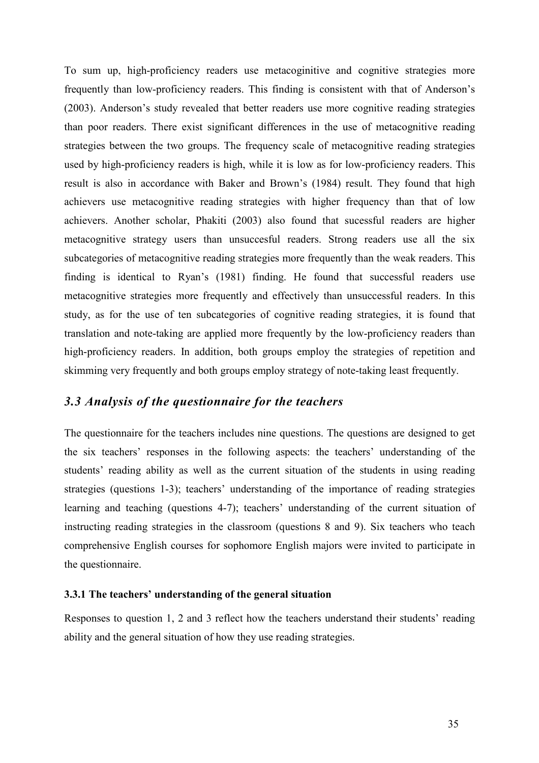To sum up, high-proficiency readers use metacoginitive and cognitive strategies more frequently than low-proficiency readers. This finding is consistent with that of Anderson's (2003). Anderson's study revealed that better readers use more cognitive reading strategies than poor readers. There exist significant differences in the use of metacognitive reading strategies between the two groups. The frequency scale of metacognitive reading strategies used by high-proficiency readers is high, while it is low as for low-proficiency readers. This result is also in accordance with Baker and Brown's (1984) result. They found that high achievers use metacognitive reading strategies with higher frequency than that of low achievers. Another scholar, Phakiti (2003) also found that sucessful readers are higher metacognitive strategy users than unsuccesful readers. Strong readers use all the six subcategories of metacognitive reading strategies more frequently than the weak readers. This finding is identical to Ryan's (1981) finding. He found that successful readers use metacognitive strategies more frequently and effectively than unsuccessful readers. In this study, as for the use of ten subcategories of cognitive reading strategies, it is found that translation and note-taking are applied more frequently by the low-proficiency readers than high-proficiency readers. In addition, both groups employ the strategies of repetition and skimming very frequently and both groups employ strategy of note-taking least frequently.

## *3.3 Analysis of the questionnaire for the teachers*

The questionnaire for the teachers includes nine questions. The questions are designed to get the six teachers' responses in the following aspects: the teachers' understanding of the students' reading ability as well as the current situation of the students in using reading strategies (questions 1-3); teachers' understanding of the importance of reading strategies learning and teaching (questions 4-7); teachers' understanding of the current situation of instructing reading strategies in the classroom (questions 8 and 9). Six teachers who teach comprehensive English courses for sophomore English majors were invited to participate in the questionnaire.

### 3.3.1 The teachers' understanding of the general situation

Responses to question 1, 2 and 3 reflect how the teachers understand their students' reading ability and the general situation of how they use reading strategies.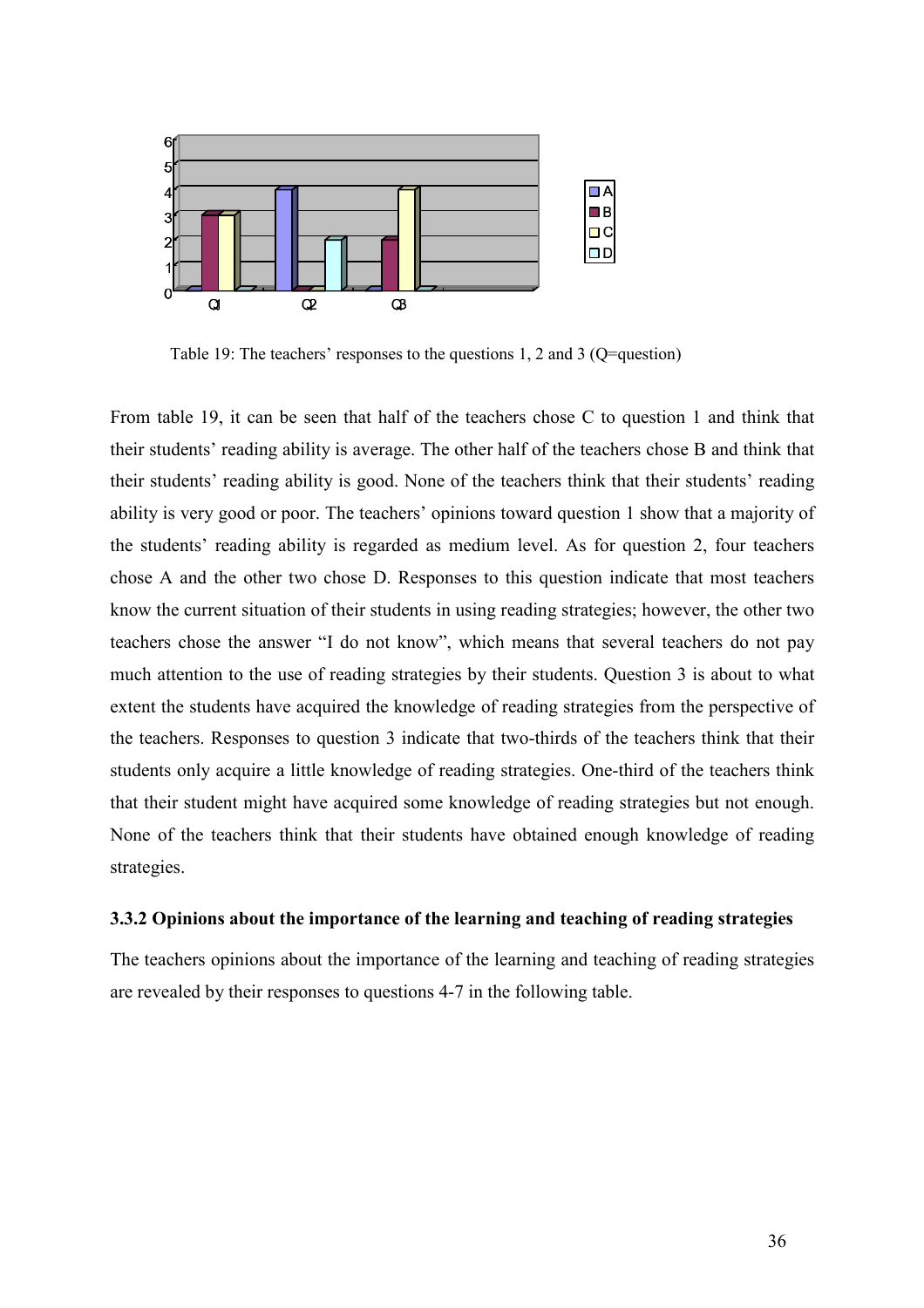6
5
4
3
2
1
0

Q1 Q2 Q3

A
B
C
D

Table 19: The teachers' responses to the questions 1, 2 and 3 (Q=question)

From table 19, it can be seen that half of the teachers chose C to question 1 and think that their students' reading ability is average. The other half of the teachers chose B and think that their students' reading ability is good. None of the teachers think that their students' reading ability is very good or poor. The teachers' opinions toward question 1 show that a majority of the students' reading ability is regarded as medium level. As for question 2, four teachers chose A and the other two chose D. Responses to this question indicate that most teachers know the current situation of their students in using reading strategies; however, the other two teachers chose the answer "I do not know", which means that several teachers do not pay much attention to the use of reading strategies by their students. Question 3 is about to what extent the students have acquired the knowledge of reading strategies from the perspective of the teachers. Responses to question 3 indicate that two-thirds of the teachers think that their students only acquire a little knowledge of reading strategies. One-third of the teachers think that their student might have acquired some knowledge of reading strategies but not enough. None of the teachers think that their students have obtained enough knowledge of reading strategies.

### 3.3.2 Opinions about the importance of the learning and teaching of reading strategies

The teachers opinions about the importance of the learning and teaching of reading strategies are revealed by their responses to questions 4-7 in the following table.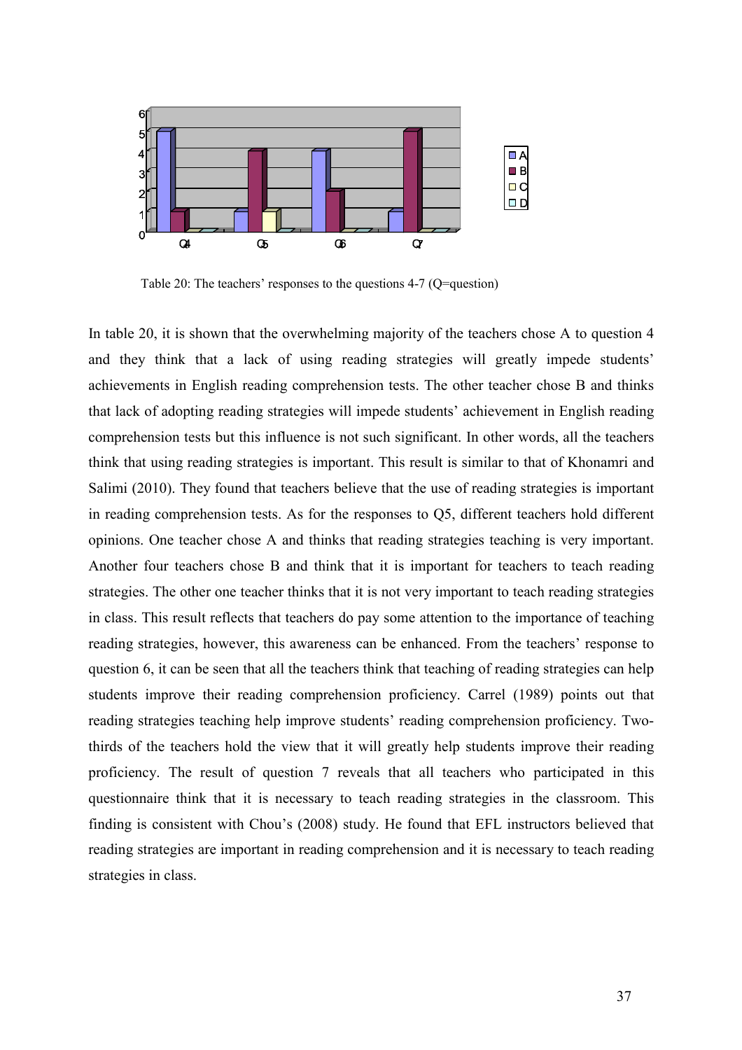6
5
4
3
2
1
0

Q4 Q5 Q6 Q7

A
B
C
D

Table 20: The teachers' responses to the questions 4-7 (Q=question)

In table 20, it is shown that the overwhelming majority of the teachers chose A to question 4 and they think that a lack of using reading strategies will greatly impede students' achievements in English reading comprehension tests. The other teacher chose B and thinks that lack of adopting reading strategies will impede students' achievement in English reading comprehension tests but this influence is not such significant. In other words, all the teachers think that using reading strategies is important. This result is similar to that of Khonamri and Salimi (2010). They found that teachers believe that the use of reading strategies is important in reading comprehension tests. As for the responses to Q5, different teachers hold different opinions. One teacher chose A and thinks that reading strategies teaching is very important. Another four teachers chose B and think that it is important for teachers to teach reading strategies. The other one teacher thinks that it is not very important to teach reading strategies in class. This result reflects that teachers do pay some attention to the importance of teaching reading strategies, however, this awareness can be enhanced. From the teachers' response to question 6, it can be seen that all the teachers think that teaching of reading strategies can help students improve their reading comprehension proficiency. Carrel (1989) points out that reading strategies teaching help improve students' reading comprehension proficiency. Two-thirds of the teachers hold the view that it will greatly help students improve their reading proficiency. The result of question 7 reveals that all teachers who participated in this questionnaire think that it is necessary to teach reading strategies in the classroom. This finding is consistent with Chou's (2008) study. He found that EFL instructors believed that reading strategies are important in reading comprehension and it is necessary to teach reading strategies in class.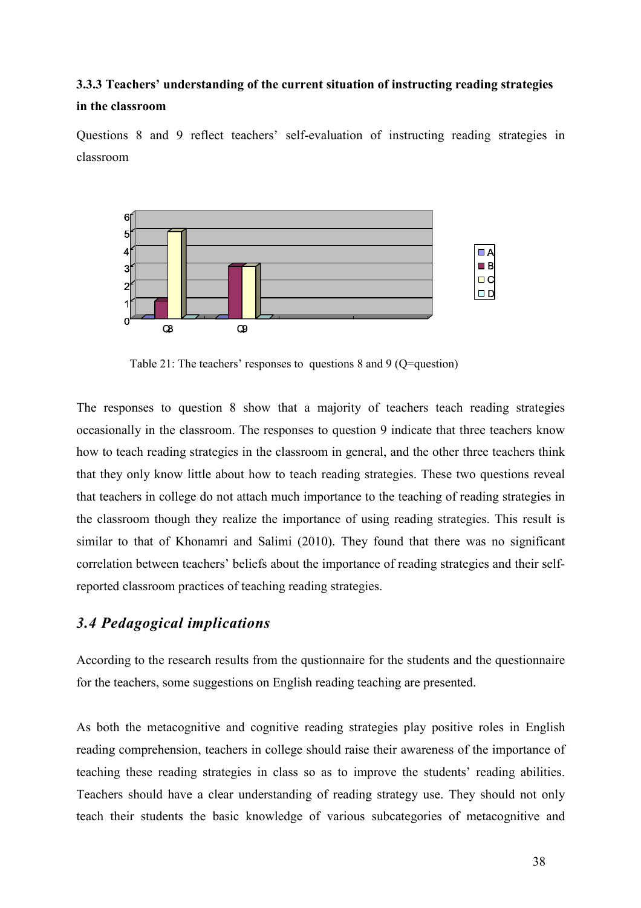### 3.3.3 Teachers' understanding of the current situation of instructing reading strategies in the classroom

Questions 8 and 9 reflect teachers' self-evaluation of instructing reading strategies in classroom

6
5
4
3
2
1
0
Q8
Q9
A
B
C
D

Table 21: The teachers' responses to questions 8 and 9 (Q=question)

The responses to question 8 show that a majority of teachers teach reading strategies occasionally in the classroom. The responses to question 9 indicate that three teachers know how to teach reading strategies in the classroom in general, and the other three teachers think that they only know little about how to teach reading strategies. These two questions reveal that teachers in college do not attach much importance to the teaching of reading strategies in the classroom though they realize the importance of using reading strategies. This result is similar to that of Khonamri and Salimi (2010). They found that there was no significant correlation between teachers' beliefs about the importance of reading strategies and their self-reported classroom practices of teaching reading strategies.

## *3.4 Pedagogical implications*

According to the research results from the qustionnaire for the students and the questionnaire for the teachers, some suggestions on English reading teaching are presented.

As both the metacognitive and cognitive reading strategies play positive roles in English reading comprehension, teachers in college should raise their awareness of the importance of teaching these reading strategies in class so as to improve the students' reading abilities. Teachers should have a clear understanding of reading strategy use. They should not only teach their students the basic knowledge of various subcategories of metacognitive and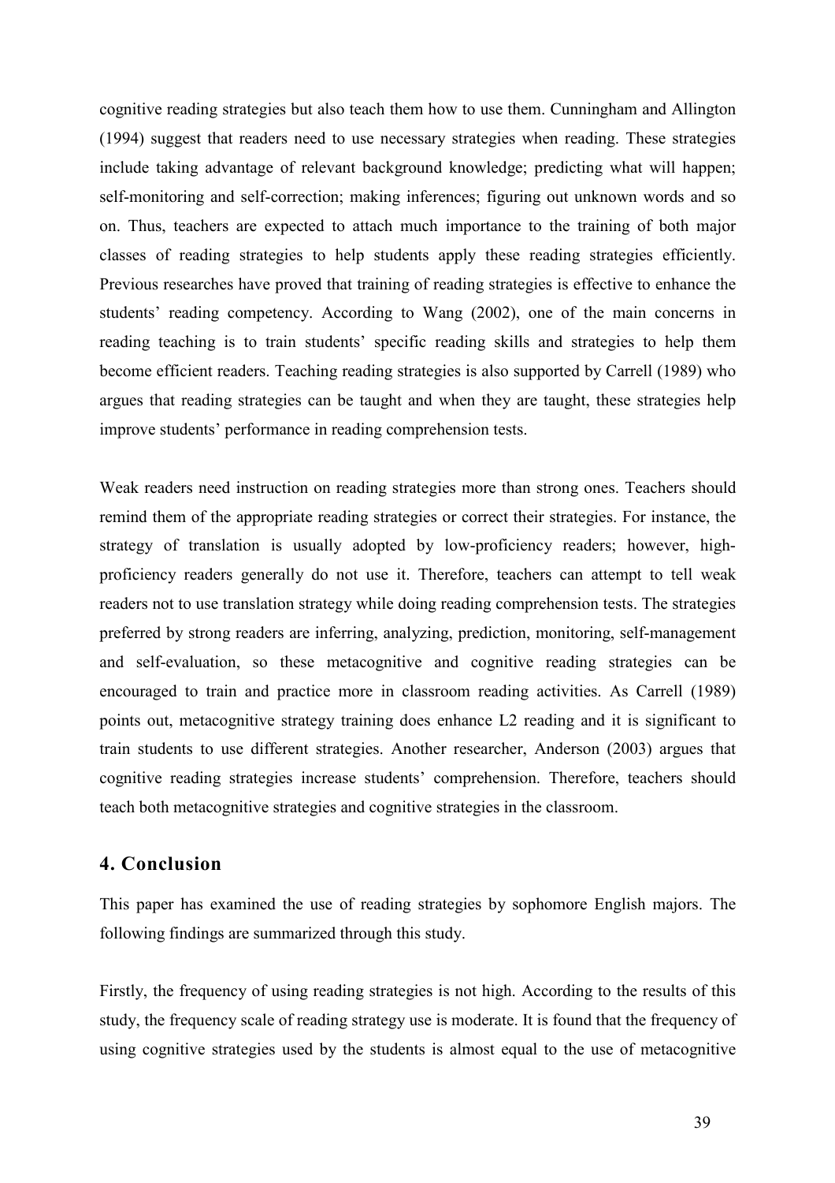cognitive reading strategies but also teach them how to use them. Cunningham and Allington (1994) suggest that readers need to use necessary strategies when reading. These strategies include taking advantage of relevant background knowledge; predicting what will happen; self-monitoring and self-correction; making inferences; figuring out unknown words and so on. Thus, teachers are expected to attach much importance to the training of both major classes of reading strategies to help students apply these reading strategies efficiently. Previous researches have proved that training of reading strategies is effective to enhance the students' reading competency. According to Wang (2002), one of the main concerns in reading teaching is to train students' specific reading skills and strategies to help them become efficient readers. Teaching reading strategies is also supported by Carrell (1989) who argues that reading strategies can be taught and when they are taught, these strategies help improve students' performance in reading comprehension tests.

Weak readers need instruction on reading strategies more than strong ones. Teachers should remind them of the appropriate reading strategies or correct their strategies. For instance, the strategy of translation is usually adopted by low-proficiency readers; however, high-proficiency readers generally do not use it. Therefore, teachers can attempt to tell weak readers not to use translation strategy while doing reading comprehension tests. The strategies preferred by strong readers are inferring, analyzing, prediction, monitoring, self-management and self-evaluation, so these metacognitive and cognitive reading strategies can be encouraged to train and practice more in classroom reading activities. As Carrell (1989) points out, metacognitive strategy training does enhance L2 reading and it is significant to train students to use different strategies. Another researcher, Anderson (2003) argues that cognitive reading strategies increase students' comprehension. Therefore, teachers should teach both metacognitive strategies and cognitive strategies in the classroom.

## 4. Conclusion

This paper has examined the use of reading strategies by sophomore English majors. The following findings are summarized through this study.

Firstly, the frequency of using reading strategies is not high. According to the results of this study, the frequency scale of reading strategy use is moderate. It is found that the frequency of using cognitive strategies used by the students is almost equal to the use of metacognitive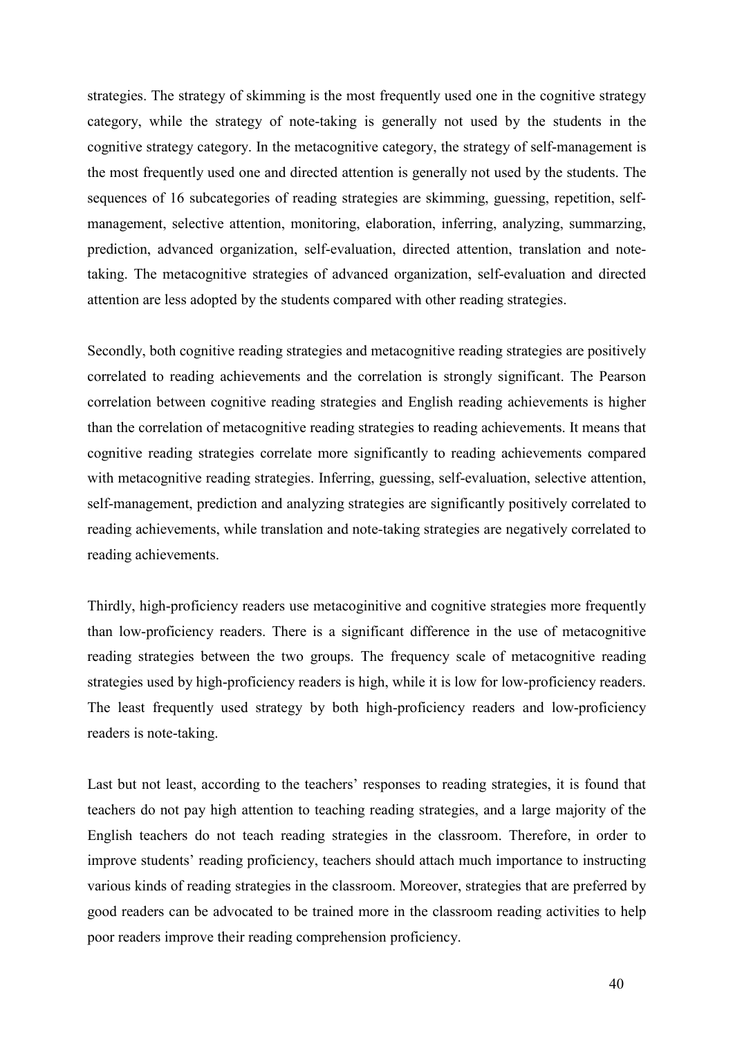strategies. The strategy of skimming is the most frequently used one in the cognitive strategy category, while the strategy of note-taking is generally not used by the students in the cognitive strategy category. In the metacognitive category, the strategy of self-management is the most frequently used one and directed attention is generally not used by the students. The sequences of 16 subcategories of reading strategies are skimming, guessing, repetition, self-management, selective attention, monitoring, elaboration, inferring, analyzing, summarzing, prediction, advanced organization, self-evaluation, directed attention, translation and note-taking. The metacognitive strategies of advanced organization, self-evaluation and directed attention are less adopted by the students compared with other reading strategies.

Secondly, both cognitive reading strategies and metacognitive reading strategies are positively correlated to reading achievements and the correlation is strongly significant. The Pearson correlation between cognitive reading strategies and English reading achievements is higher than the correlation of metacognitive reading strategies to reading achievements. It means that cognitive reading strategies correlate more significantly to reading achievements compared with metacognitive reading strategies. Inferring, guessing, self-evaluation, selective attention, self-management, prediction and analyzing strategies are significantly positively correlated to reading achievements, while translation and note-taking strategies are negatively correlated to reading achievements.

Thirdly, high-proficiency readers use metacoginitive and cognitive strategies more frequently than low-proficiency readers. There is a significant difference in the use of metacognitive reading strategies between the two groups. The frequency scale of metacognitive reading strategies used by high-proficiency readers is high, while it is low for low-proficiency readers. The least frequently used strategy by both high-proficiency readers and low-proficiency readers is note-taking.

Last but not least, according to the teachers' responses to reading strategies, it is found that teachers do not pay high attention to teaching reading strategies, and a large majority of the English teachers do not teach reading strategies in the classroom. Therefore, in order to improve students' reading proficiency, teachers should attach much importance to instructing various kinds of reading strategies in the classroom. Moreover, strategies that are preferred by good readers can be advocated to be trained more in the classroom reading activities to help poor readers improve their reading comprehension proficiency.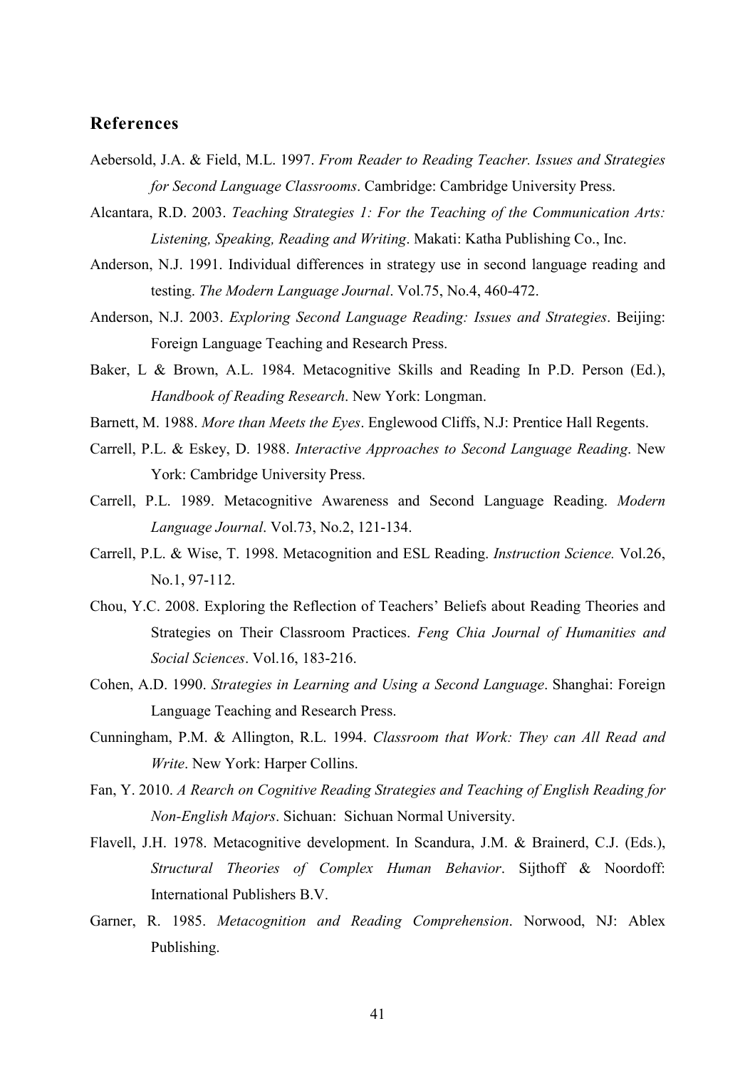## References

Aebersold, J.A. & Field, M.L. 1997. *From Reader to Reading Teacher. Issues and Strategies for Second Language Classrooms*. Cambridge: Cambridge University Press.

Alcantara, R.D. 2003. *Teaching Strategies 1: For the Teaching of the Communication Arts: Listening, Speaking, Reading and Writing*. Makati: Katha Publishing Co., Inc.

Anderson, N.J. 1991. Individual differences in strategy use in second language reading and testing. *The Modern Language Journal*. Vol.75, No.4, 460-472.

Anderson, N.J. 2003. *Exploring Second Language Reading: Issues and Strategies*. Beijing: Foreign Language Teaching and Research Press.

Baker, L & Brown, A.L. 1984. Metacognitive Skills and Reading In P.D. Person (Ed.), *Handbook of Reading Research*. New York: Longman.

Barnett, M. 1988. *More than Meets the Eyes*. Englewood Cliffs, N.J: Prentice Hall Regents.

Carrell, P.L. & Eskey, D. 1988. *Interactive Approaches to Second Language Reading*. New York: Cambridge University Press.

Carrell, P.L. 1989. Metacognitive Awareness and Second Language Reading. *Modern Language Journal*. Vol.73, No.2, 121-134.

Carrell, P.L. & Wise, T. 1998. Metacognition and ESL Reading. *Instruction Science.* Vol.26, No.1, 97-112.

Chou, Y.C. 2008. Exploring the Reflection of Teachers' Beliefs about Reading Theories and Strategies on Their Classroom Practices. *Feng Chia Journal of Humanities and Social Sciences*. Vol.16, 183-216.

Cohen, A.D. 1990. *Strategies in Learning and Using a Second Language*. Shanghai: Foreign Language Teaching and Research Press.

Cunningham, P.M. & Allington, R.L. 1994. *Classroom that Work: They can All Read and Write*. New York: Harper Collins.

Fan, Y. 2010. *A Rearch on Cognitive Reading Strategies and Teaching of English Reading for Non-English Majors*. Sichuan: Sichuan Normal University.

Flavell, J.H. 1978. Metacognitive development. In Scandura, J.M. & Brainerd, C.J. (Eds.), *Structural Theories of Complex Human Behavior*. Sijthoff & Noordoff: International Publishers B.V.

Garner, R. 1985. *Metacognition and Reading Comprehension*. Norwood, NJ: Ablex Publishing.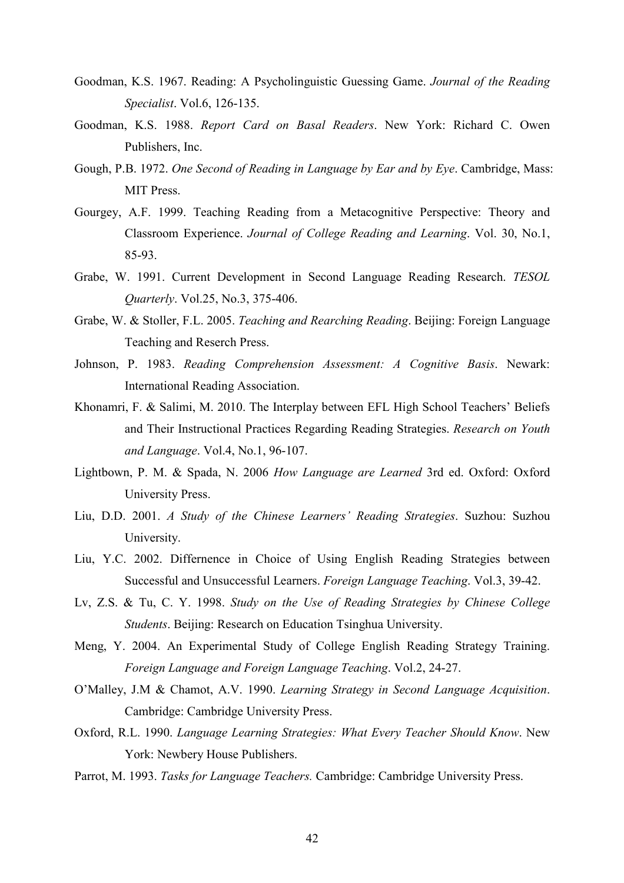Goodman, K.S. 1967. Reading: A Psycholinguistic Guessing Game. *Journal of the Reading Specialist*. Vol.6, 126-135.

Goodman, K.S. 1988. *Report Card on Basal Readers*. New York: Richard C. Owen Publishers, Inc.

Gough, P.B. 1972. *One Second of Reading in Language by Ear and by Eye*. Cambridge, Mass: MIT Press.

Gourgey, A.F. 1999. Teaching Reading from a Metacognitive Perspective: Theory and Classroom Experience. *Journal of College Reading and Learning*. Vol. 30, No.1, 85-93.

Grabe, W. 1991. Current Development in Second Language Reading Research. *TESOL Quarterly*. Vol.25, No.3, 375-406.

Grabe, W. & Stoller, F.L. 2005. *Teaching and Rearching Reading*. Beijing: Foreign Language Teaching and Reserch Press.

Johnson, P. 1983. *Reading Comprehension Assessment: A Cognitive Basis*. Newark: International Reading Association.

Khonamri, F. & Salimi, M. 2010. The Interplay between EFL High School Teachers' Beliefs and Their Instructional Practices Regarding Reading Strategies. *Research on Youth and Language*. Vol.4, No.1, 96-107.

Lightbown, P. M. & Spada, N. 2006 *How Language are Learned* 3rd ed. Oxford: Oxford University Press.

Liu, D.D. 2001. *A Study of the Chinese Learners' Reading Strategies*. Suzhou: Suzhou University.

Liu, Y.C. 2002. Differnence in Choice of Using English Reading Strategies between Successful and Unsuccessful Learners. *Foreign Language Teaching*. Vol.3, 39-42.

Lv, Z.S. & Tu, C. Y. 1998. *Study on the Use of Reading Strategies by Chinese College Students*. Beijing: Research on Education Tsinghua University.

Meng, Y. 2004. An Experimental Study of College English Reading Strategy Training. *Foreign Language and Foreign Language Teaching*. Vol.2, 24-27.

O'Malley, J.M & Chamot, A.V. 1990. *Learning Strategy in Second Language Acquisition*. Cambridge: Cambridge University Press.

Oxford, R.L. 1990. *Language Learning Strategies: What Every Teacher Should Know*. New York: Newbery House Publishers.

Parrot, M. 1993. *Tasks for Language Teachers.* Cambridge: Cambridge University Press.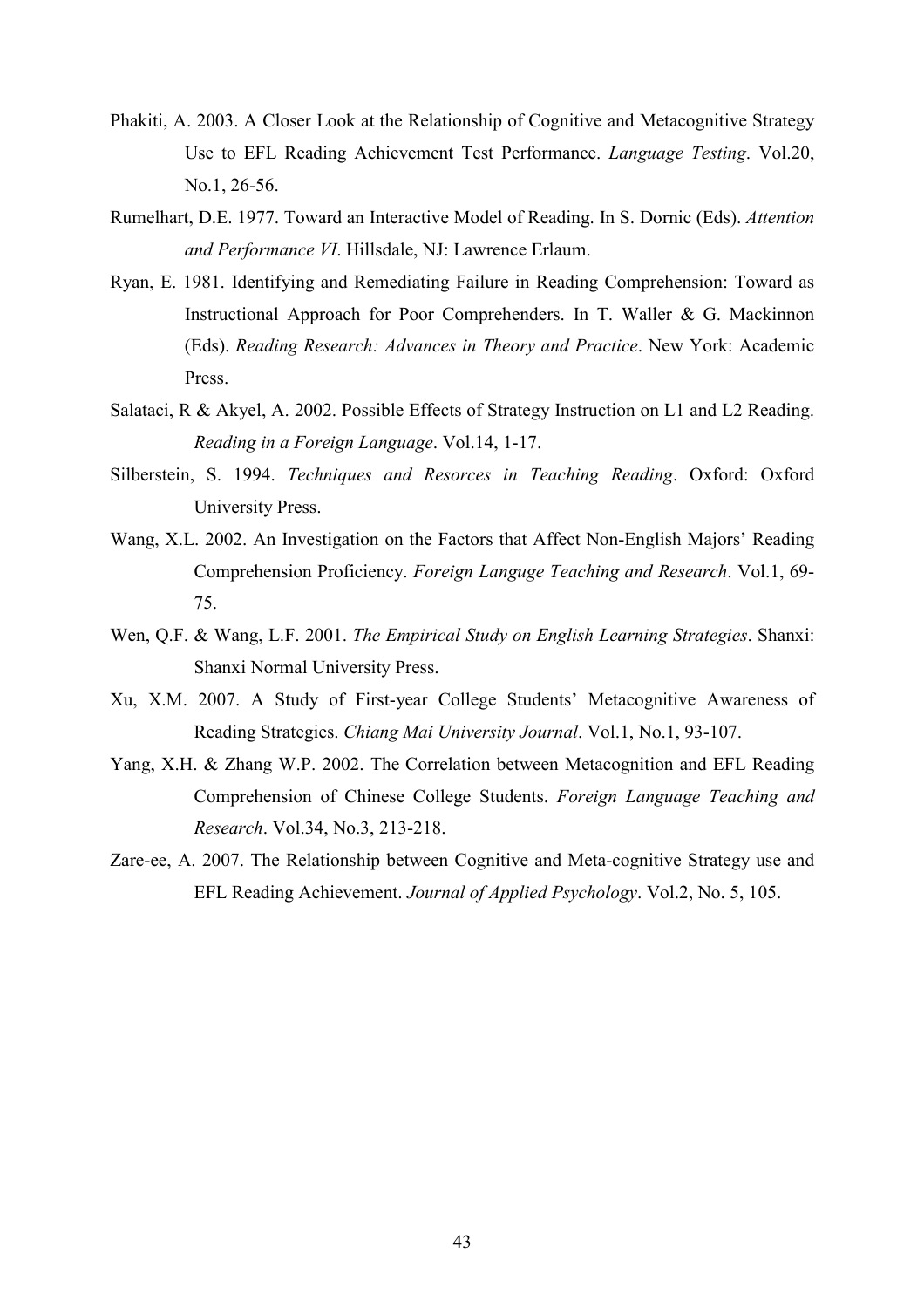Phakiti, A. 2003. A Closer Look at the Relationship of Cognitive and Metacognitive Strategy Use to EFL Reading Achievement Test Performance. *Language Testing*. Vol.20, No.1, 26-56.

Rumelhart, D.E. 1977. Toward an Interactive Model of Reading. In S. Dornic (Eds). *Attention and Performance VI*. Hillsdale, NJ: Lawrence Erlaum.

Ryan, E. 1981. Identifying and Remediating Failure in Reading Comprehension: Toward as Instructional Approach for Poor Comprehenders. In T. Waller & G. Mackinnon (Eds). *Reading Research: Advances in Theory and Practice*. New York: Academic Press.

Salataci, R & Akyel, A. 2002. Possible Effects of Strategy Instruction on L1 and L2 Reading. *Reading in a Foreign Language*. Vol.14, 1-17.

Silberstein, S. 1994. *Techniques and Resorces in Teaching Reading*. Oxford: Oxford University Press.

Wang, X.L. 2002. An Investigation on the Factors that Affect Non-English Majors' Reading Comprehension Proficiency. *Foreign Languge Teaching and Research*. Vol.1, 69-75.

Wen, Q.F. & Wang, L.F. 2001. *The Empirical Study on English Learning Strategies*. Shanxi: Shanxi Normal University Press.

Xu, X.M. 2007. A Study of First-year College Students' Metacognitive Awareness of Reading Strategies. *Chiang Mai University Journal*. Vol.1, No.1, 93-107.

Yang, X.H. & Zhang W.P. 2002. The Correlation between Metacognition and EFL Reading Comprehension of Chinese College Students. *Foreign Language Teaching and Research*. Vol.34, No.3, 213-218.

Zare-ee, A. 2007. The Relationship between Cognitive and Meta-cognitive Strategy use and EFL Reading Achievement. *Journal of Applied Psychology*. Vol.2, No. 5, 105.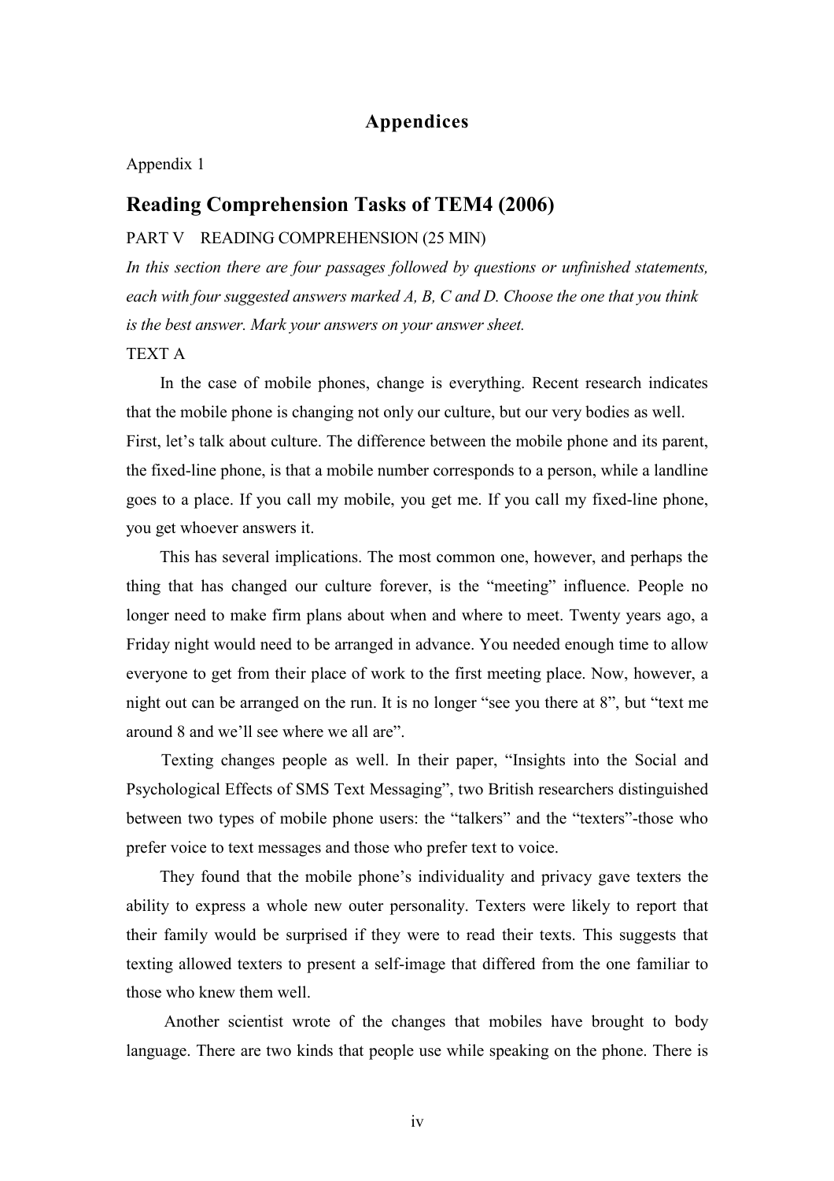## Appendices

Appendix 1

## Reading Comprehension Tasks of TEM4 (2006)

PART V READING COMPREHENSION (25 MIN)

*In this section there are four passages followed by questions or unfinished statements, each with four suggested answers marked A, B, C and D. Choose the one that you think is the best answer. Mark your answers on your answer sheet.*

TEXT A

In the case of mobile phones, change is everything. Recent research indicates that the mobile phone is changing not only our culture, but our very bodies as well. First, let's talk about culture. The difference between the mobile phone and its parent, the fixed-line phone, is that a mobile number corresponds to a person, while a landline goes to a place. If you call my mobile, you get me. If you call my fixed-line phone, you get whoever answers it.

This has several implications. The most common one, however, and perhaps the thing that has changed our culture forever, is the "meeting" influence. People no longer need to make firm plans about when and where to meet. Twenty years ago, a Friday night would need to be arranged in advance. You needed enough time to allow everyone to get from their place of work to the first meeting place. Now, however, a night out can be arranged on the run. It is no longer "see you there at 8", but "text me around 8 and we'll see where we all are".

Texting changes people as well. In their paper, "Insights into the Social and Psychological Effects of SMS Text Messaging", two British researchers distinguished between two types of mobile phone users: the "talkers" and the "texters"-those who prefer voice to text messages and those who prefer text to voice.

They found that the mobile phone's individuality and privacy gave texters the ability to express a whole new outer personality. Texters were likely to report that their family would be surprised if they were to read their texts. This suggests that texting allowed texters to present a self-image that differed from the one familiar to those who knew them well.

Another scientist wrote of the changes that mobiles have brought to body language. There are two kinds that people use while speaking on the phone. There is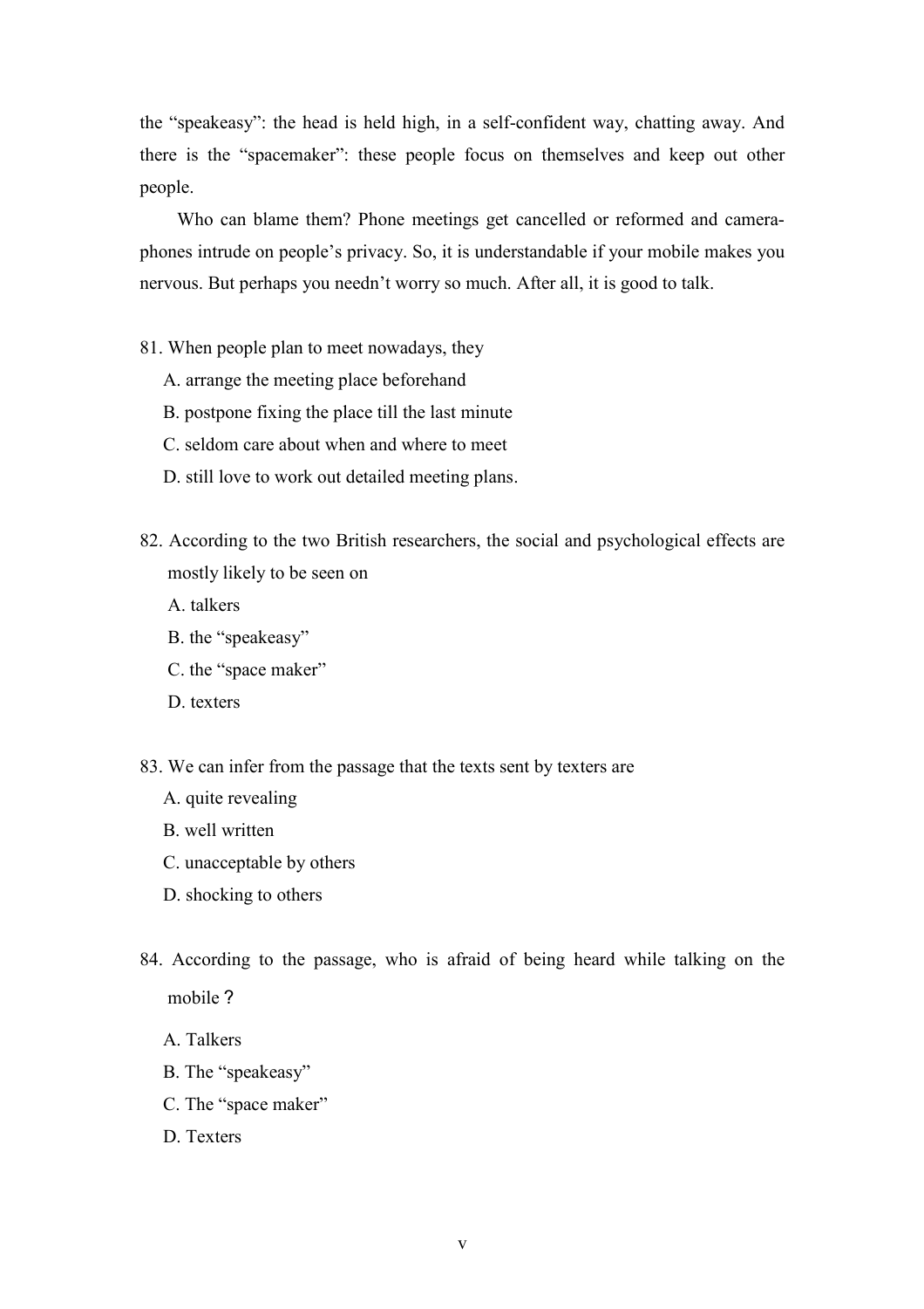the "speakeasy": the head is held high, in a self-confident way, chatting away. And there is the "spacemaker": these people focus on themselves and keep out other people.

Who can blame them? Phone meetings get cancelled or reformed and camera-phones intrude on people's privacy. So, it is understandable if your mobile makes you nervous. But perhaps you needn't worry so much. After all, it is good to talk.

81. When people plan to meet nowadays, they

A. arrange the meeting place beforehand

B. postpone fixing the place till the last minute

C. seldom care about when and where to meet

D. still love to work out detailed meeting plans.

82. According to the two British researchers, the social and psychological effects are mostly likely to be seen on

A. talkers

B. the "speakeasy"

C. the "space maker"

D. texters

83. We can infer from the passage that the texts sent by texters are

A. quite revealing

B. well written

C. unacceptable by others

D. shocking to others

84. According to the passage, who is afraid of being heard while talking on the mobile？

A. Talkers

B. The "speakeasy"

C. The "space maker"

D. Texters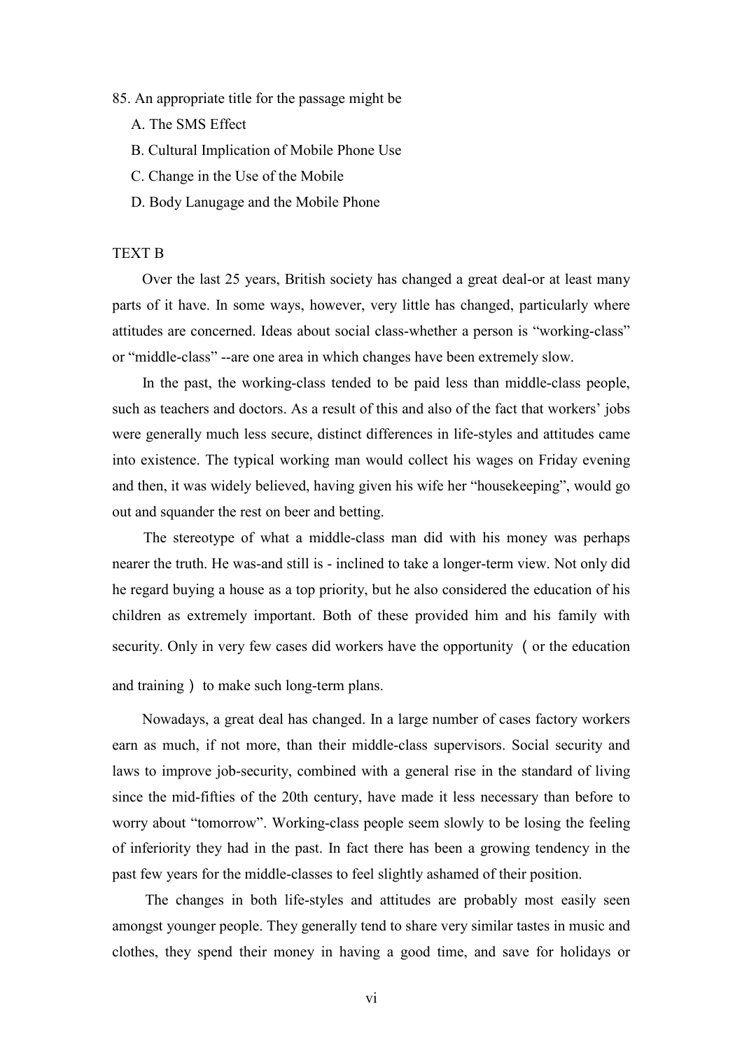85. An appropriate title for the passage might be

A. The SMS Effect

B. Cultural Implication of Mobile Phone Use

C. Change in the Use of the Mobile

D. Body Lanugage and the Mobile Phone

TEXT B

Over the last 25 years, British society has changed a great deal-or at least many parts of it have. In some ways, however, very little has changed, particularly where attitudes are concerned. Ideas about social class-whether a person is "working-class" or "middle-class" --are one area in which changes have been extremely slow.

In the past, the working-class tended to be paid less than middle-class people, such as teachers and doctors. As a result of this and also of the fact that workers' jobs were generally much less secure, distinct differences in life-styles and attitudes came into existence. The typical working man would collect his wages on Friday evening and then, it was widely believed, having given his wife her "housekeeping", would go out and squander the rest on beer and betting.

The stereotype of what a middle-class man did with his money was perhaps nearer the truth. He was-and still is - inclined to take a longer-term view. Not only did he regard buying a house as a top priority, but he also considered the education of his children as extremely important. Both of these provided him and his family with security. Only in very few cases did workers have the opportunity （or the education and training） to make such long-term plans.

Nowadays, a great deal has changed. In a large number of cases factory workers earn as much, if not more, than their middle-class supervisors. Social security and laws to improve job-security, combined with a general rise in the standard of living since the mid-fifties of the 20th century, have made it less necessary than before to worry about "tomorrow". Working-class people seem slowly to be losing the feeling of inferiority they had in the past. In fact there has been a growing tendency in the past few years for the middle-classes to feel slightly ashamed of their position.

The changes in both life-styles and attitudes are probably most easily seen amongst younger people. They generally tend to share very similar tastes in music and clothes, they spend their money in having a good time, and save for holidays or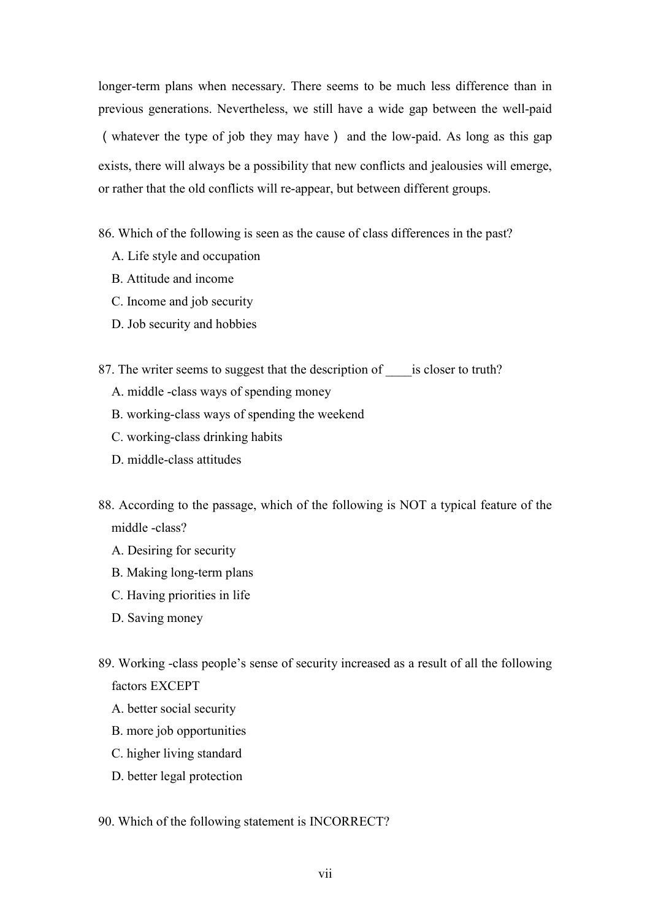longer-term plans when necessary. There seems to be much less difference than in previous generations. Nevertheless, we still have a wide gap between the well-paid （whatever the type of job they may have） and the low-paid. As long as this gap exists, there will always be a possibility that new conflicts and jealousies will emerge, or rather that the old conflicts will re-appear, but between different groups.

86. Which of the following is seen as the cause of class differences in the past?

A. Life style and occupation

B. Attitude and income

C. Income and job security

D. Job security and hobbies

87. The writer seems to suggest that the description of ____is closer to truth?

A. middle -class ways of spending money

B. working-class ways of spending the weekend

C. working-class drinking habits

D. middle-class attitudes

88. According to the passage, which of the following is NOT a typical feature of the middle -class?

A. Desiring for security

B. Making long-term plans

C. Having priorities in life

D. Saving money

89. Working -class people's sense of security increased as a result of all the following factors EXCEPT

A. better social security

B. more job opportunities

C. higher living standard

D. better legal protection

90. Which of the following statement is INCORRECT?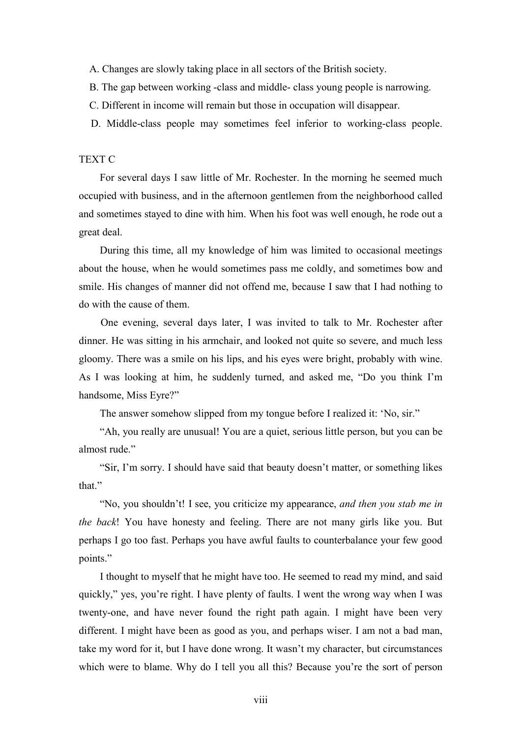A. Changes are slowly taking place in all sectors of the British society.

B. The gap between working -class and middle- class young people is narrowing.

C. Different in income will remain but those in occupation will disappear.

D. Middle-class people may sometimes feel inferior to working-class people.

TEXT C

For several days I saw little of Mr. Rochester. In the morning he seemed much occupied with business, and in the afternoon gentlemen from the neighborhood called and sometimes stayed to dine with him. When his foot was well enough, he rode out a great deal.

During this time, all my knowledge of him was limited to occasional meetings about the house, when he would sometimes pass me coldly, and sometimes bow and smile. His changes of manner did not offend me, because I saw that I had nothing to do with the cause of them.

One evening, several days later, I was invited to talk to Mr. Rochester after dinner. He was sitting in his armchair, and looked not quite so severe, and much less gloomy. There was a smile on his lips, and his eyes were bright, probably with wine. As I was looking at him, he suddenly turned, and asked me, "Do you think I'm handsome, Miss Eyre?"

The answer somehow slipped from my tongue before I realized it: 'No, sir."

"Ah, you really are unusual! You are a quiet, serious little person, but you can be almost rude."

"Sir, I'm sorry. I should have said that beauty doesn't matter, or something likes that."

"No, you shouldn't! I see, you criticize my appearance, *and then you stab me in the back*! You have honesty and feeling. There are not many girls like you. But perhaps I go too fast. Perhaps you have awful faults to counterbalance your few good points."

I thought to myself that he might have too. He seemed to read my mind, and said quickly," yes, you're right. I have plenty of faults. I went the wrong way when I was twenty-one, and have never found the right path again. I might have been very different. I might have been as good as you, and perhaps wiser. I am not a bad man, take my word for it, but I have done wrong. It wasn't my character, but circumstances which were to blame. Why do I tell you all this? Because you're the sort of person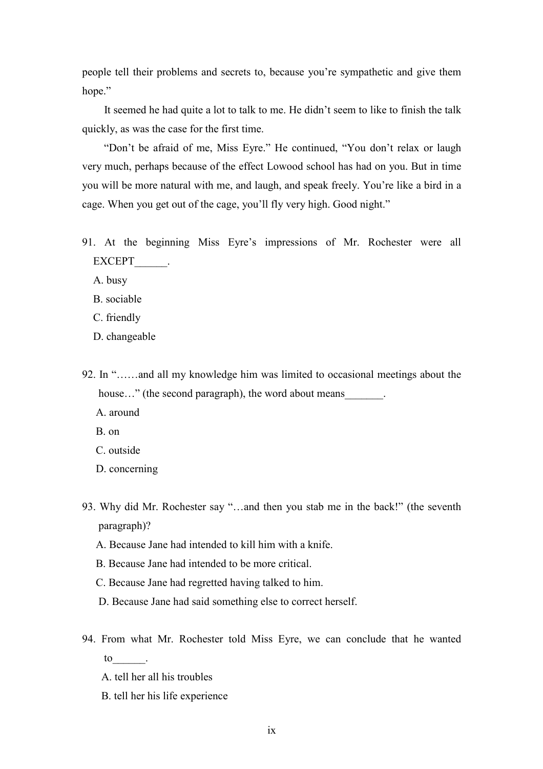people tell their problems and secrets to, because you're sympathetic and give them hope."

It seemed he had quite a lot to talk to me. He didn't seem to like to finish the talk quickly, as was the case for the first time.

"Don't be afraid of me, Miss Eyre." He continued, "You don't relax or laugh very much, perhaps because of the effect Lowood school has had on you. But in time you will be more natural with me, and laugh, and speak freely. You're like a bird in a cage. When you get out of the cage, you'll fly very high. Good night."

91. At the beginning Miss Eyre's impressions of Mr. Rochester were all EXCEPT______.

   A. busy

   B. sociable

   C. friendly

   D. changeable

92. In "……and all my knowledge him was limited to occasional meetings about the house…" (the second paragraph), the word about means_______.

   A. around

   B. on

   C. outside

   D. concerning

93. Why did Mr. Rochester say "…and then you stab me in the back!" (the seventh paragraph)?

   A. Because Jane had intended to kill him with a knife.

   B. Because Jane had intended to be more critical.

   C. Because Jane had regretted having talked to him.

   D. Because Jane had said something else to correct herself.

94. From what Mr. Rochester told Miss Eyre, we can conclude that he wanted to______.

   A. tell her all his troubles

   B. tell her his life experience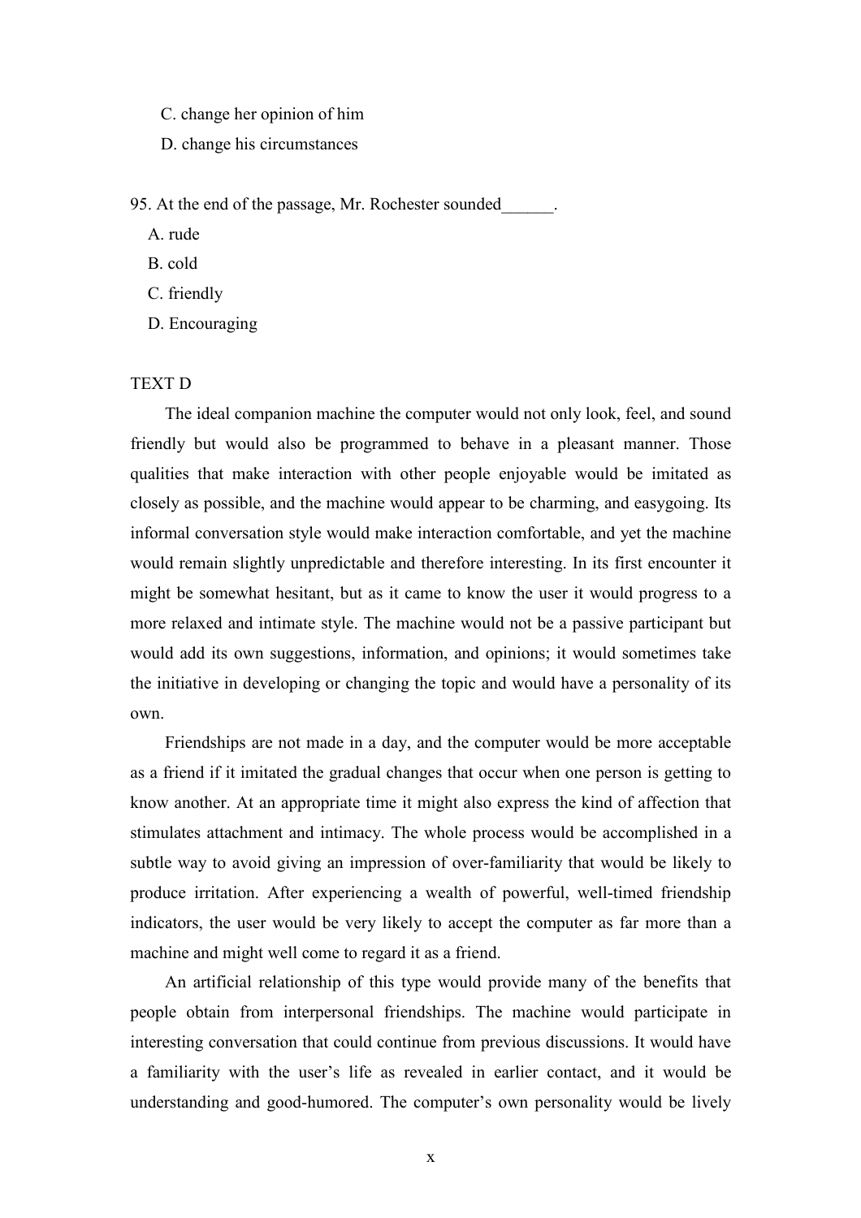C. change her opinion of him

D. change his circumstances

95. At the end of the passage, Mr. Rochester sounded______.

A. rude

B. cold

C. friendly

D. Encouraging

TEXT D

The ideal companion machine the computer would not only look, feel, and sound friendly but would also be programmed to behave in a pleasant manner. Those qualities that make interaction with other people enjoyable would be imitated as closely as possible, and the machine would appear to be charming, and easygoing. Its informal conversation style would make interaction comfortable, and yet the machine would remain slightly unpredictable and therefore interesting. In its first encounter it might be somewhat hesitant, but as it came to know the user it would progress to a more relaxed and intimate style. The machine would not be a passive participant but would add its own suggestions, information, and opinions; it would sometimes take the initiative in developing or changing the topic and would have a personality of its own.

Friendships are not made in a day, and the computer would be more acceptable as a friend if it imitated the gradual changes that occur when one person is getting to know another. At an appropriate time it might also express the kind of affection that stimulates attachment and intimacy. The whole process would be accomplished in a subtle way to avoid giving an impression of over-familiarity that would be likely to produce irritation. After experiencing a wealth of powerful, well-timed friendship indicators, the user would be very likely to accept the computer as far more than a machine and might well come to regard it as a friend.

An artificial relationship of this type would provide many of the benefits that people obtain from interpersonal friendships. The machine would participate in interesting conversation that could continue from previous discussions. It would have a familiarity with the user's life as revealed in earlier contact, and it would be understanding and good-humored. The computer's own personality would be lively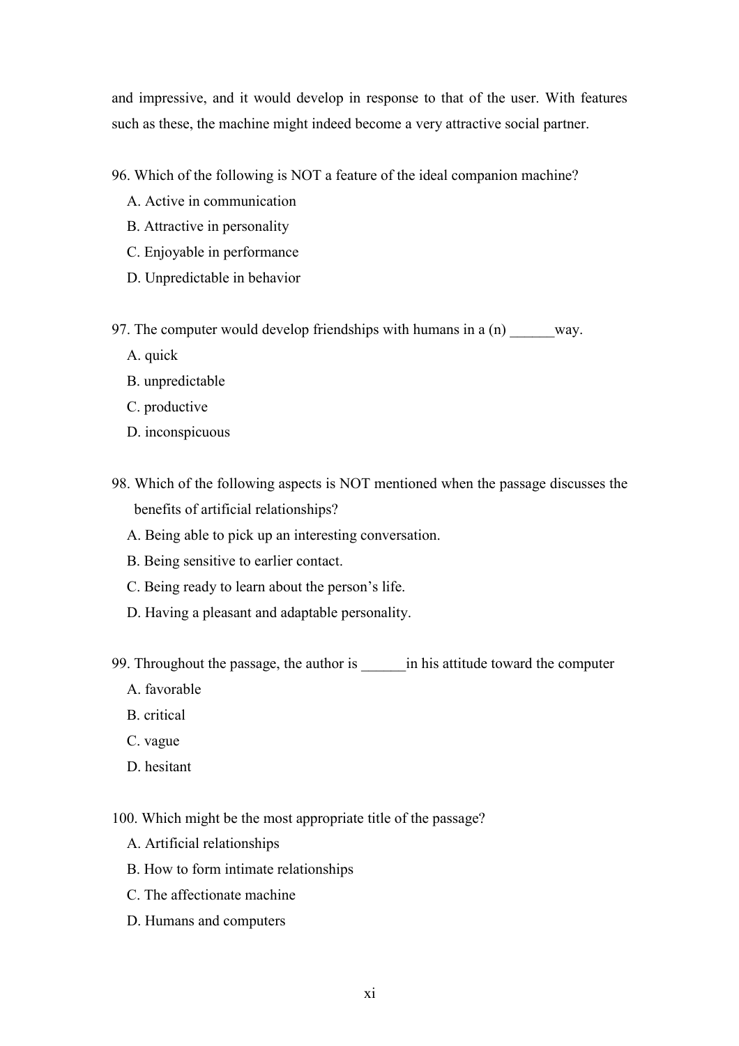and impressive, and it would develop in response to that of the user. With features such as these, the machine might indeed become a very attractive social partner.

96. Which of the following is NOT a feature of the ideal companion machine?

A. Active in communication
B. Attractive in personality
C. Enjoyable in performance
D. Unpredictable in behavior

97. The computer would develop friendships with humans in a (n) ______way.

A. quick
B. unpredictable
C. productive
D. inconspicuous

98. Which of the following aspects is NOT mentioned when the passage discusses the benefits of artificial relationships?

A. Being able to pick up an interesting conversation.
B. Being sensitive to earlier contact.
C. Being ready to learn about the person's life.
D. Having a pleasant and adaptable personality.

99. Throughout the passage, the author is ______in his attitude toward the computer

A. favorable
B. critical
C. vague
D. hesitant

100. Which might be the most appropriate title of the passage?

A. Artificial relationships
B. How to form intimate relationships
C. The affectionate machine
D. Humans and computers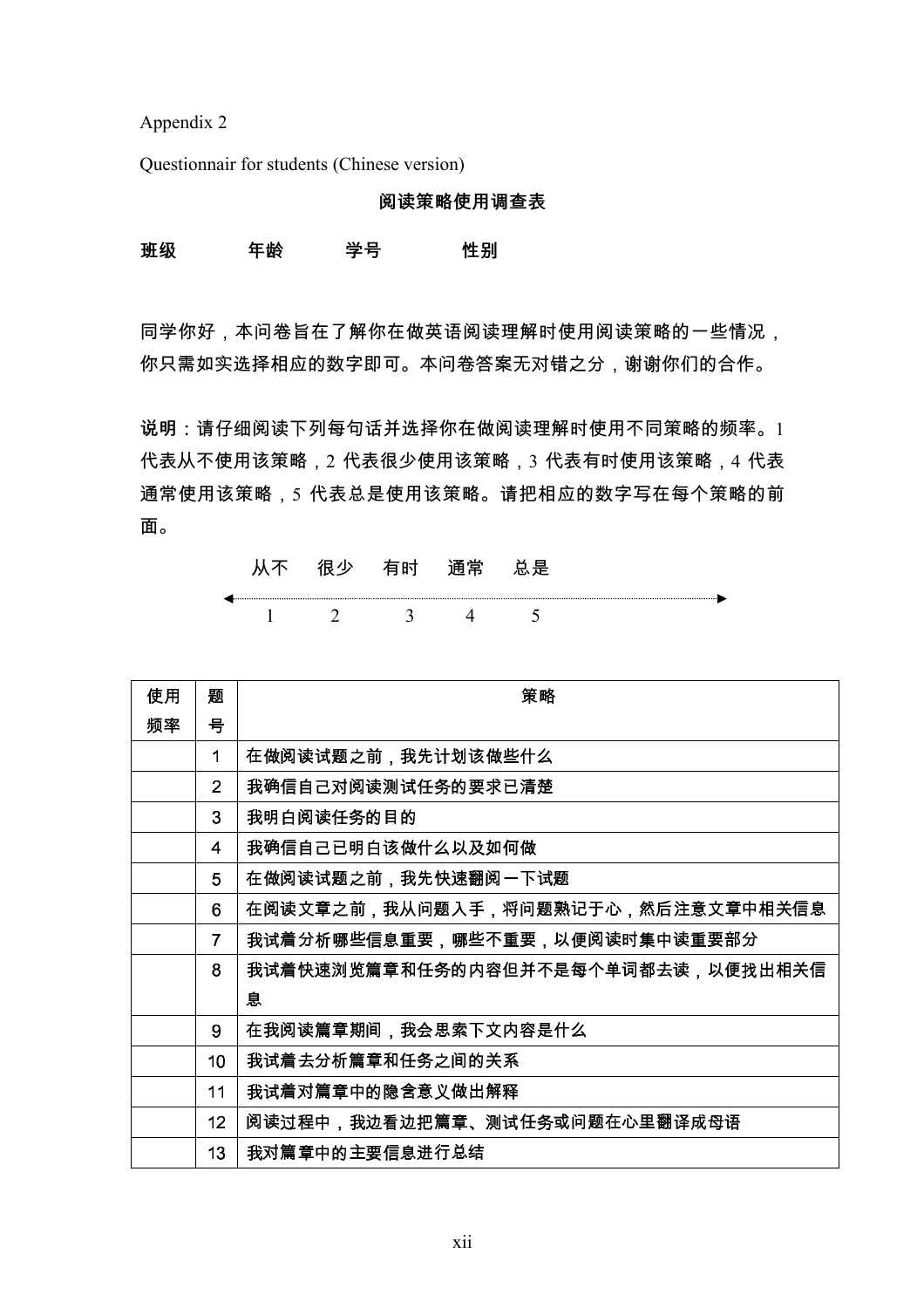Appendix 2

Questionnair for students (Chinese version)

## 阅读策略使用调查表

**班级　　　年龄　　　学号　　　　性别**

同学你好，本问卷旨在了解你在做英语阅读理解时使用阅读策略的一些情况，你只需如实选择相应的数字即可。本问卷答案无对错之分，谢谢你们的合作。

**说明**：请仔细阅读下列每句话并选择你在做阅读理解时使用不同策略的频率。1 代表从不使用该策略，2 代表很少使用该策略，3 代表有时使用该策略，4 代表通常使用该策略，5 代表总是使用该策略。请把相应的数字写在每个策略的前面。

从不　　很少　　有时　　通常　　总是

1　　2　　3　　4　　5

| 使用频率 | 题号 | 策略 |
|---|---|---|
| | 1 | 在做阅读试题之前，我先计划该做些什么 |
| | 2 | 我确信自己对阅读测试任务的要求已清楚 |
| | 3 | 我明白阅读任务的目的 |
| | 4 | 我确信自己已明白该做什么以及如何做 |
| | 5 | 在做阅读试题之前，我先快速翻阅一下试题 |
| | 6 | 在阅读文章之前，我从问题入手，将问题熟记于心，然后注意文章中相关信息 |
| | 7 | 我试着分析哪些信息重要，哪些不重要，以便阅读时集中读重要部分 |
| | 8 | 我试着快速浏览篇章和任务的内容但并不是每个单词都去读，以便找出相关信息 |
| | 9 | 在我阅读篇章期间，我会思索下文内容是什么 |
| | 10 | 我试着去分析篇章和任务之间的关系 |
| | 11 | 我试着对篇章中的隐含意义做出解释 |
| | 12 | 阅读过程中，我边看边把篇章、测试任务或问题在心里翻译成母语 |
| | 13 | 我对篇章中的主要信息进行总结 |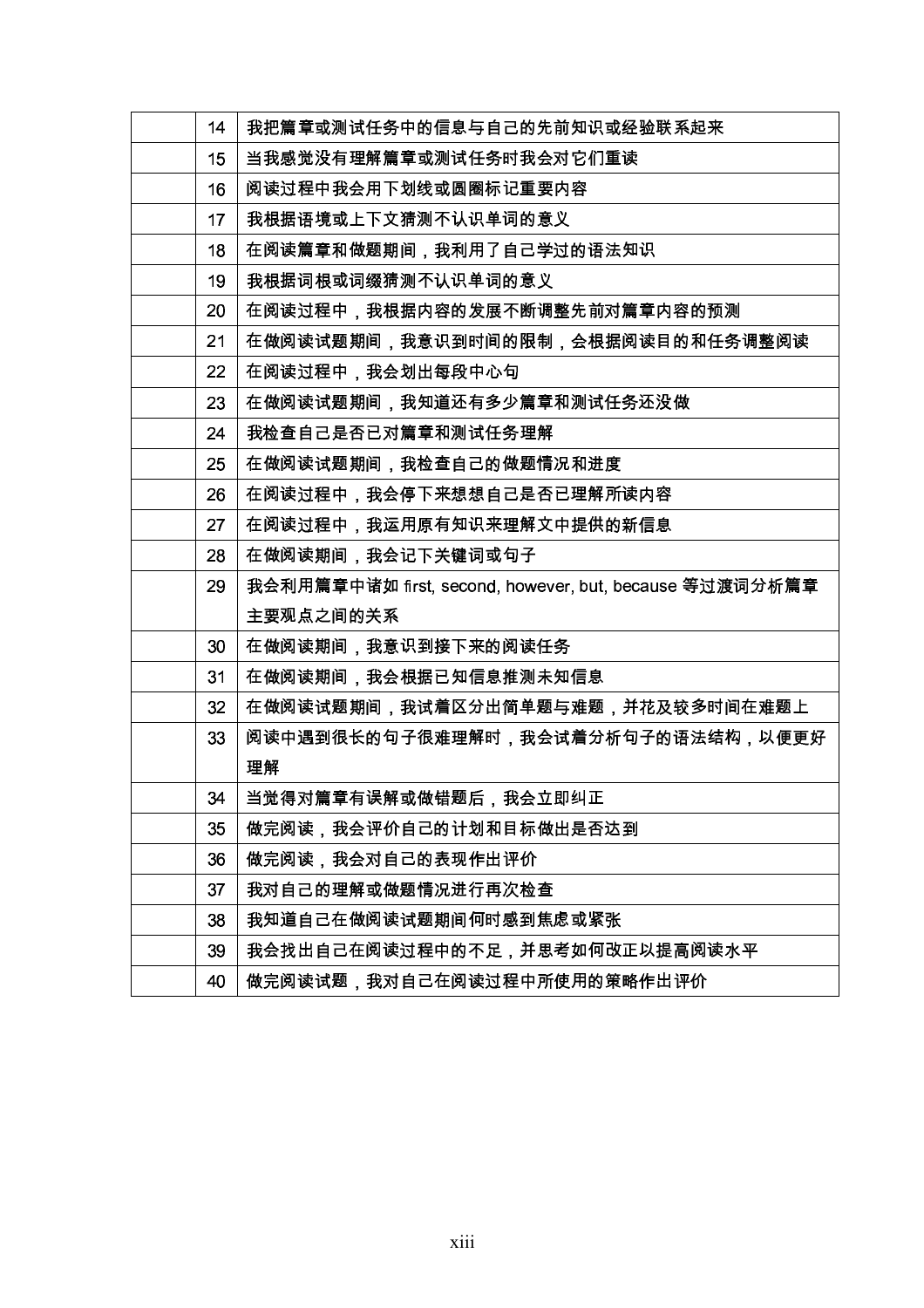| | | |
|---|---|---|
| | 14 | 我把篇章或测试任务中的信息与自己的先前知识或经验联系起来 |
| | 15 | 当我感觉没有理解篇章或测试任务时我会对它们重读 |
| | 16 | 阅读过程中我会用下划线或圆圈标记重要内容 |
| | 17 | 我根据语境或上下文猜测不认识单词的意义 |
| | 18 | 在阅读篇章和做题期间，我利用了自己学过的语法知识 |
| | 19 | 我根据词根或词缀猜测不认识单词的意义 |
| | 20 | 在阅读过程中，我根据内容的发展不断调整先前对篇章内容的预测 |
| | 21 | 在做阅读试题期间，我意识到时间的限制，会根据阅读目的和任务调整阅读 |
| | 22 | 在阅读过程中，我会划出每段中心句 |
| | 23 | 在做阅读试题期间，我知道还有多少篇章和测试任务还没做 |
| | 24 | 我检查自己是否已对篇章和测试任务理解 |
| | 25 | 在做阅读试题期间，我检查自己的做题情况和进度 |
| | 26 | 在阅读过程中，我会停下来想想自己是否已理解所读内容 |
| | 27 | 在阅读过程中，我运用原有知识来理解文中提供的新信息 |
| | 28 | 在做阅读期间，我会记下关键词或句子 |
| | 29 | 我会利用篇章中诸如 first, second, however, but, because 等过渡词分析篇章主要观点之间的关系 |
| | 30 | 在做阅读期间，我意识到接下来的阅读任务 |
| | 31 | 在做阅读期间，我会根据已知信息推测未知信息 |
| | 32 | 在做阅读试题期间，我试着区分出简单题与难题，并花及较多时间在难题上 |
| | 33 | 阅读中遇到很长的句子很难理解时，我会试着分析句子的语法结构，以便更好理解 |
| | 34 | 当觉得对篇章有误解或做错题后，我会立即纠正 |
| | 35 | 做完阅读，我会评价自己的计划和目标做出是否达到 |
| | 36 | 做完阅读，我会对自己的表现作出评价 |
| | 37 | 我对自己的理解或做题情况进行再次检查 |
| | 38 | 我知道自己在做阅读试题期间何时感到焦虑或紧张 |
| | 39 | 我会找出自己在阅读过程中的不足，并思考如何改正以提高阅读水平 |
| | 40 | 做完阅读试题，我对自己在阅读过程中所使用的策略作出评价 |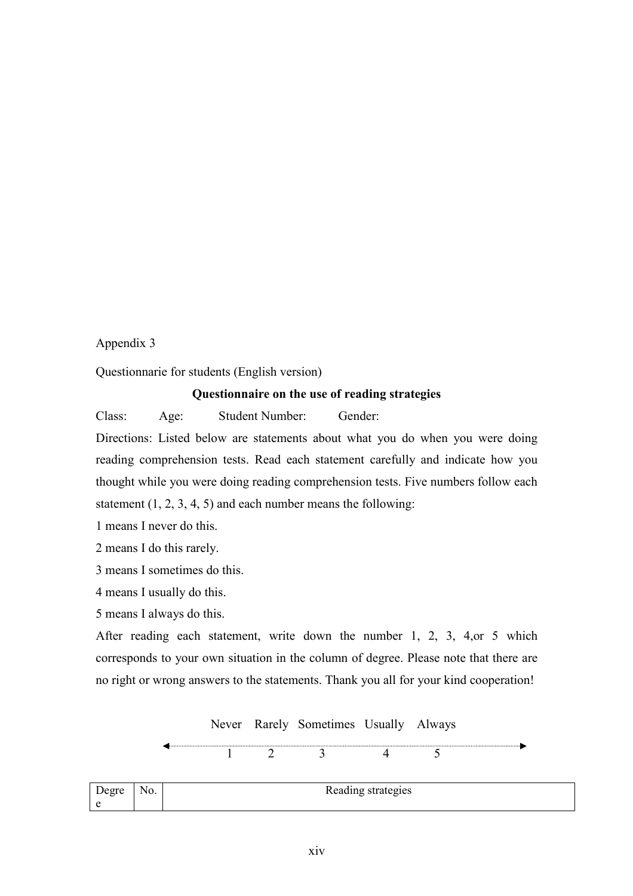Appendix 3

Questionnarie for students (English version)

**Questionnaire on the use of reading strategies**

Class: Age: Student Number: Gender:

Directions: Listed below are statements about what you do when you were doing reading comprehension tests. Read each statement carefully and indicate how you thought while you were doing reading comprehension tests. Five numbers follow each statement (1, 2, 3, 4, 5) and each number means the following:

1 means I never do this.

2 means I do this rarely.

3 means I sometimes do this.

4 means I usually do this.

5 means I always do this.

After reading each statement, write down the number 1, 2, 3, 4,or 5 which corresponds to your own situation in the column of degree. Please note that there are no right or wrong answers to the statements. Thank you all for your kind cooperation!

Never Rarely Sometimes Usually Always

1 2 3 4 5

| Degree | No. | Reading strategies |
|---|---|---|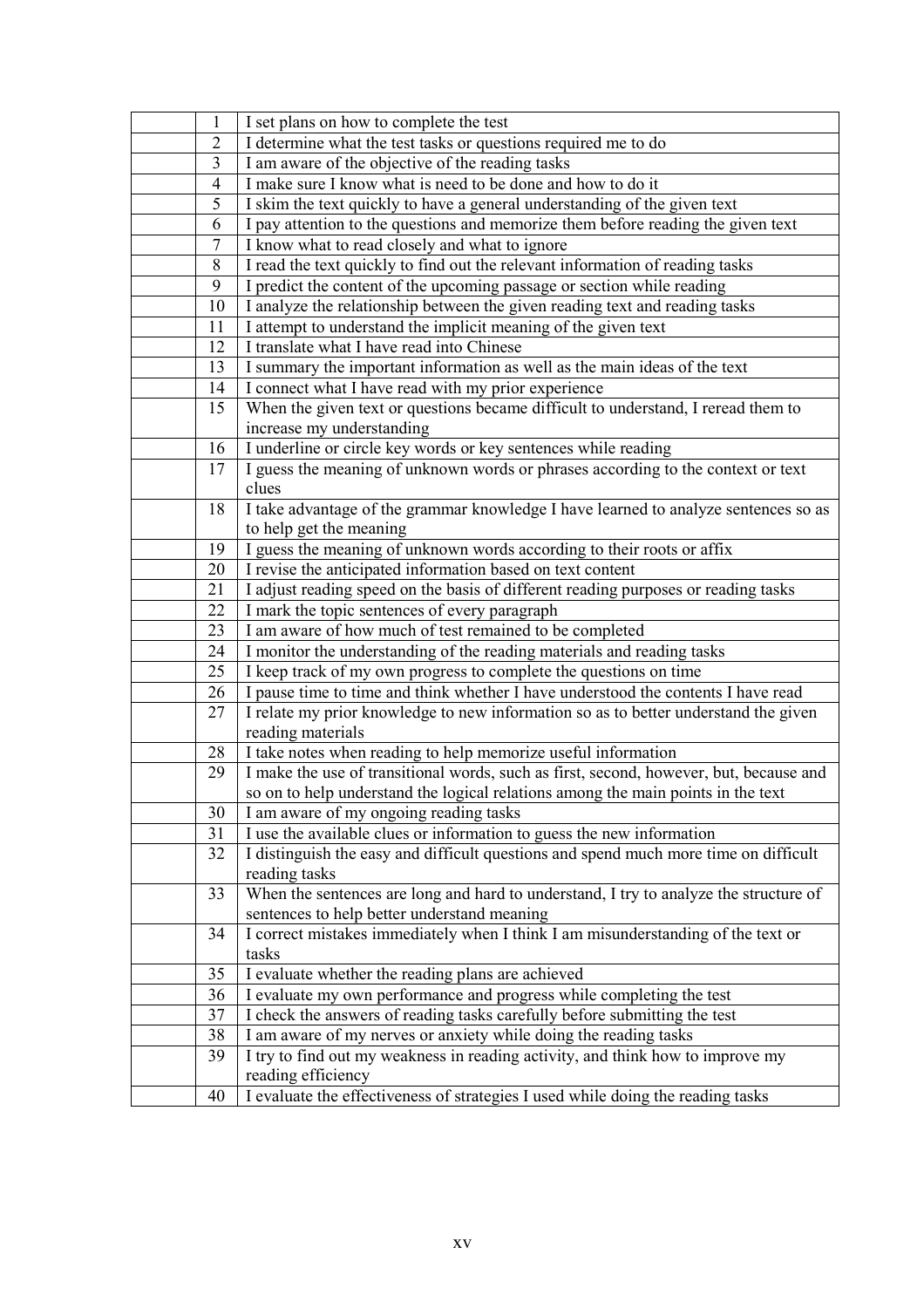|  |  |  |
|---|---|---|
|  | 1 | I set plans on how to complete the test |
|  | 2 | I determine what the test tasks or questions required me to do |
|  | 3 | I am aware of the objective of the reading tasks |
|  | 4 | I make sure I know what is need to be done and how to do it |
|  | 5 | I skim the text quickly to have a general understanding of the given text |
|  | 6 | I pay attention to the questions and memorize them before reading the given text |
|  | 7 | I know what to read closely and what to ignore |
|  | 8 | I read the text quickly to find out the relevant information of reading tasks |
|  | 9 | I predict the content of the upcoming passage or section while reading |
|  | 10 | I analyze the relationship between the given reading text and reading tasks |
|  | 11 | I attempt to understand the implicit meaning of the given text |
|  | 12 | I translate what I have read into Chinese |
|  | 13 | I summary the important information as well as the main ideas of the text |
|  | 14 | I connect what I have read with my prior experience |
|  | 15 | When the given text or questions became difficult to understand, I reread them to increase my understanding |
|  | 16 | I underline or circle key words or key sentences while reading |
|  | 17 | I guess the meaning of unknown words or phrases according to the context or text clues |
|  | 18 | I take advantage of the grammar knowledge I have learned to analyze sentences so as to help get the meaning |
|  | 19 | I guess the meaning of unknown words according to their roots or affix |
|  | 20 | I revise the anticipated information based on text content |
|  | 21 | I adjust reading speed on the basis of different reading purposes or reading tasks |
|  | 22 | I mark the topic sentences of every paragraph |
|  | 23 | I am aware of how much of test remained to be completed |
|  | 24 | I monitor the understanding of the reading materials and reading tasks |
|  | 25 | I keep track of my own progress to complete the questions on time |
|  | 26 | I pause time to time and think whether I have understood the contents I have read |
|  | 27 | I relate my prior knowledge to new information so as to better understand the given reading materials |
|  | 28 | I take notes when reading to help memorize useful information |
|  | 29 | I make the use of transitional words, such as first, second, however, but, because and so on to help understand the logical relations among the main points in the text |
|  | 30 | I am aware of my ongoing reading tasks |
|  | 31 | I use the available clues or information to guess the new information |
|  | 32 | I distinguish the easy and difficult questions and spend much more time on difficult reading tasks |
|  | 33 | When the sentences are long and hard to understand, I try to analyze the structure of sentences to help better understand meaning |
|  | 34 | I correct mistakes immediately when I think I am misunderstanding of the text or tasks |
|  | 35 | I evaluate whether the reading plans are achieved |
|  | 36 | I evaluate my own performance and progress while completing the test |
|  | 37 | I check the answers of reading tasks carefully before submitting the test |
|  | 38 | I am aware of my nerves or anxiety while doing the reading tasks |
|  | 39 | I try to find out my weakness in reading activity, and think how to improve my reading efficiency |
|  | 40 | I evaluate the effectiveness of strategies I used while doing the reading tasks |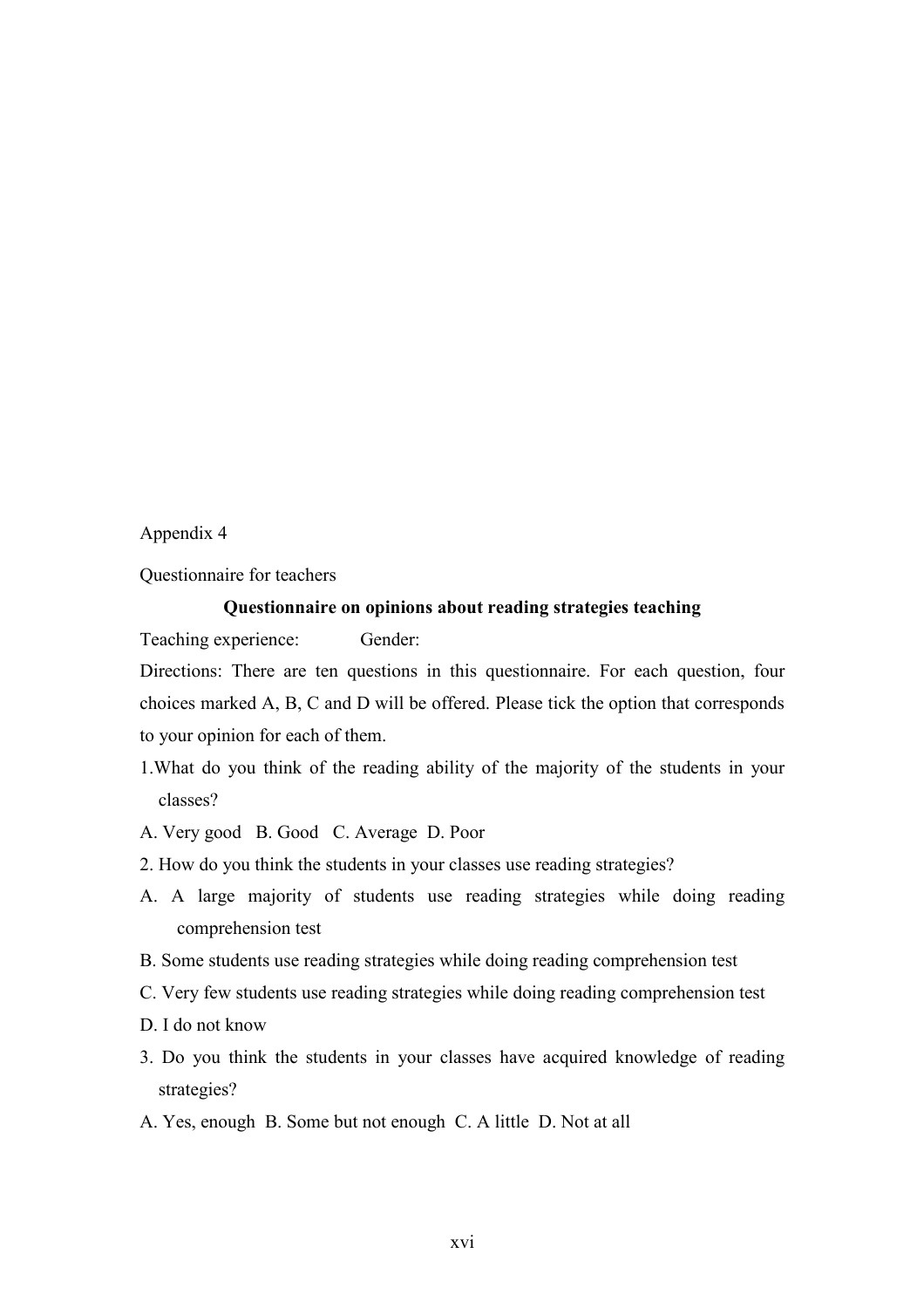Appendix 4

Questionnaire for teachers

**Questionnaire on opinions about reading strategies teaching**

Teaching experience: Gender:

Directions: There are ten questions in this questionnaire. For each question, four choices marked A, B, C and D will be offered. Please tick the option that corresponds to your opinion for each of them.

1.What do you think of the reading ability of the majority of the students in your classes?

A. Very good B. Good C. Average D. Poor

2. How do you think the students in your classes use reading strategies?

A. A large majority of students use reading strategies while doing reading comprehension test

B. Some students use reading strategies while doing reading comprehension test

C. Very few students use reading strategies while doing reading comprehension test

D. I do not know

3. Do you think the students in your classes have acquired knowledge of reading strategies?

A. Yes, enough B. Some but not enough C. A little D. Not at all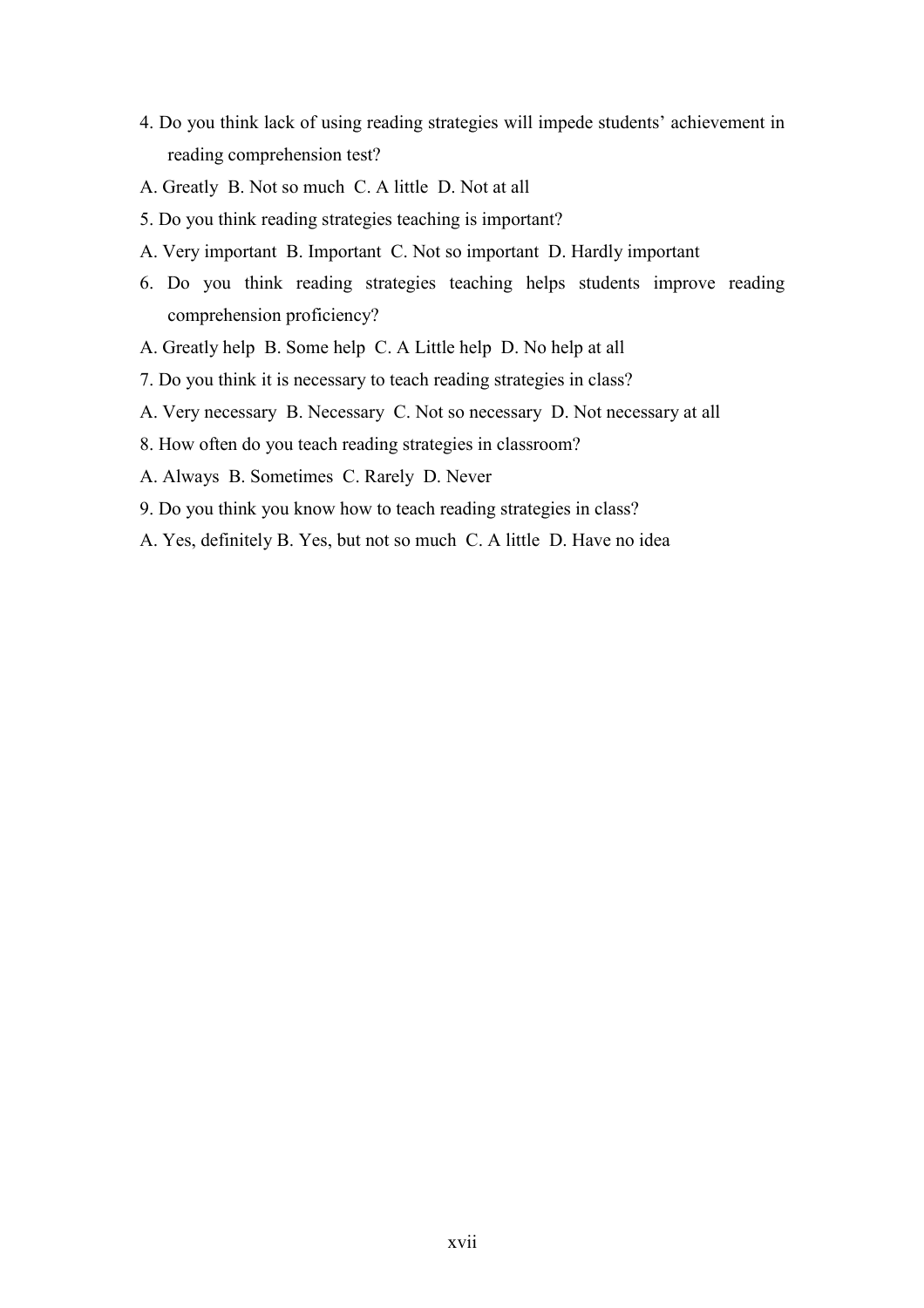4. Do you think lack of using reading strategies will impede students' achievement in reading comprehension test?

A. Greatly B. Not so much C. A little D. Not at all

5. Do you think reading strategies teaching is important?

A. Very important B. Important C. Not so important D. Hardly important

6. Do you think reading strategies teaching helps students improve reading comprehension proficiency?

A. Greatly help B. Some help C. A Little help D. No help at all

7. Do you think it is necessary to teach reading strategies in class?

A. Very necessary B. Necessary C. Not so necessary D. Not necessary at all

8. How often do you teach reading strategies in classroom?

A. Always B. Sometimes C. Rarely D. Never

9. Do you think you know how to teach reading strategies in class?

A. Yes, definitely B. Yes, but not so much C. A little D. Have no idea